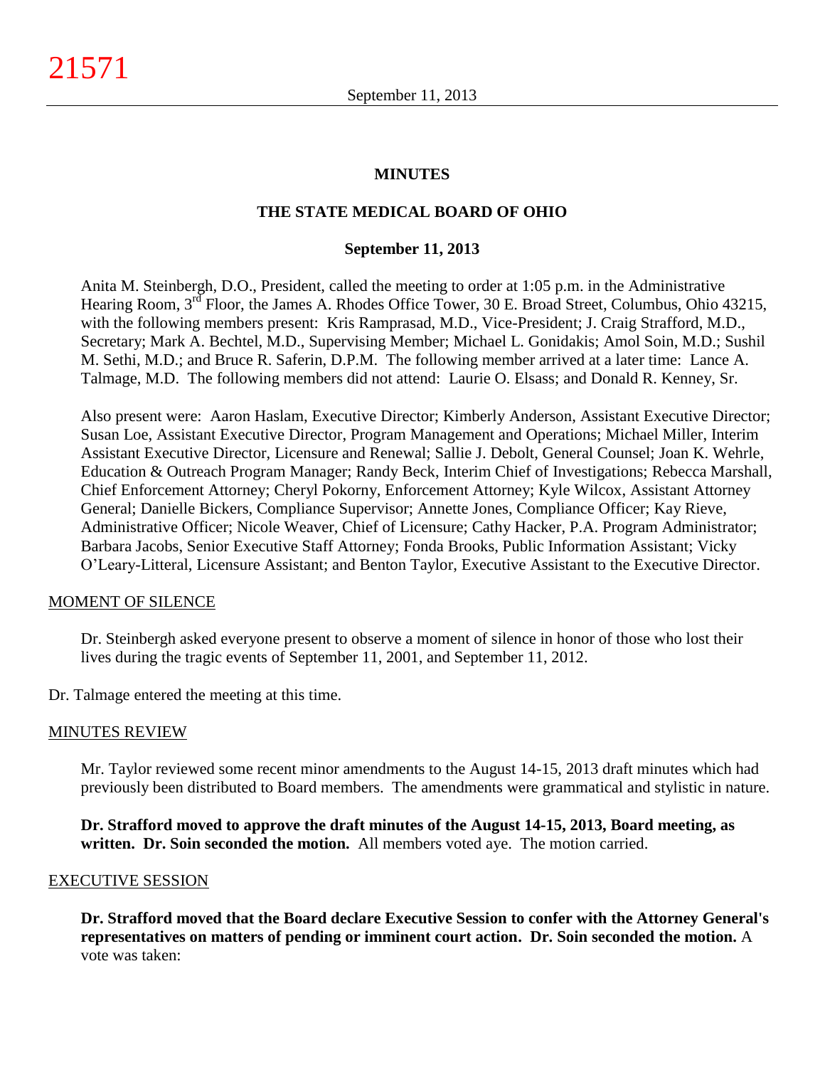# MINUTES

## THE STATE MEDICAL BOARD OF OHIO

### September 11, 2013

Anita M. Steinbergh, D.O., President, called the meeting to order at 1:05 p.m. in the Administrative Hearing Room, 3rd Floor, the James A. Rhodes Office Tower, 30 E. Broad Street, Columbus, Ohio 43215, with the following members present: Kris Ramprasad, M.D., Vice-President; J. Craig Strafford, M.D., Secretary; Mark A. Bechtel, M.D., Supervising Member; Michael L. Gonidakis; Amol Soin, M.D.; Sushil M. Sethi, M.D.; and Bruce R. Saferin, D.P.M. The following member arrived at a later time: Lance A. Talmage, M.D. The following members did not attend: Laurie O. Elsass; and Donald R. Kenney, Sr.

Also present were: Aaron Haslam, Executive Director; Kimberly Anderson, Assistant Executive Director; Susan Loe, Assistant Executive Director, Program Management and Operations; Michael Miller, Interim Assistant Executive Director, Licensure and Renewal; Sallie J. Debolt, General Counsel; Joan K. Wehrle, Education & Outreach Program Manager; Randy Beck, Interim Chief of Investigations; Rebecca Marshall, Chief Enforcement Attorney; Cheryl Pokorny, Enforcement Attorney; Kyle Wilcox, Assistant Attorney General; Danielle Bickers, Compliance Supervisor; Annette Jones, Compliance Officer; Kay Rieve, Administrative Officer; Nicole Weaver, Chief of Licensure; Cathy Hacker, P.A. Program Administrator; Barbara Jacobs, Senior Executive Staff Attorney; Fonda Brooks, Public Information Assistant; Vicky O'Leary-Litteral, Licensure Assistant; and Benton Taylor, Executive Assistant to the Executive Director.

MOMENT OF SILENCE

Dr. Steinbergh asked everyone present to observe a moment of silence in honor of those who lost their lives during the tragic events of September 11, 2001, and September 11, 2012.

Dr. Talmage entered the meeting at this time.

MINUTES REVIEW

Mr. Taylor reviewed some recent minor amendments to the August 14-15, 2013 draft minutes which had previously been distributed to Board members. The amendments were grammatical and stylistic in nature.

**Dr. Strafford moved to approve the draft minutes of the August 14-15, 2013, Board meeting, as written. Dr. Soin seconded the motion.** All members voted aye. The motion carried.

EXECUTIVE SESSION

**Dr. Strafford moved that the Board declare Executive Session to confer with the Attorney General's representatives on matters of pending or imminent court action. Dr. Soin seconded the motion.** A vote was taken: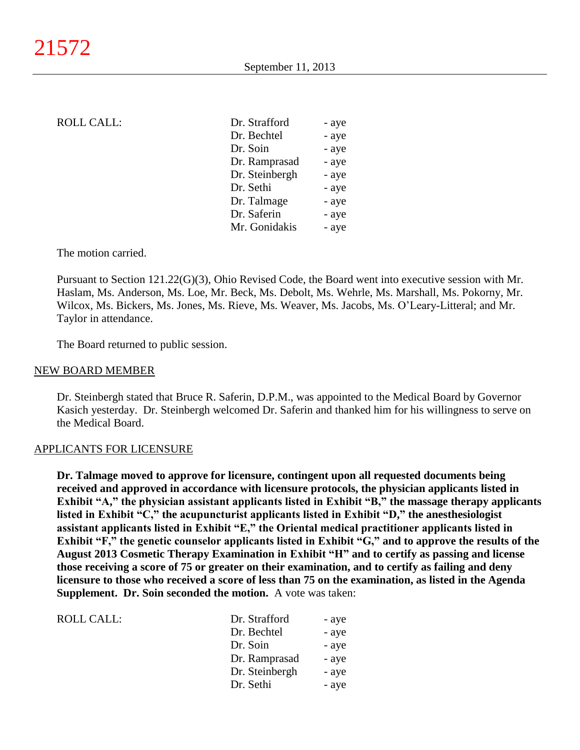ROLL CALL:

| | |
|---|---|
| Dr. Strafford | - aye |
| Dr. Bechtel | - aye |
| Dr. Soin | - aye |
| Dr. Ramprasad | - aye |
| Dr. Steinbergh | - aye |
| Dr. Sethi | - aye |
| Dr. Talmage | - aye |
| Dr. Saferin | - aye |
| Mr. Gonidakis | - aye |

The motion carried.

Pursuant to Section 121.22(G)(3), Ohio Revised Code, the Board went into executive session with Mr. Haslam, Ms. Anderson, Ms. Loe, Mr. Beck, Ms. Debolt, Ms. Wehrle, Ms. Marshall, Ms. Pokorny, Mr. Wilcox, Ms. Bickers, Ms. Jones, Ms. Rieve, Ms. Weaver, Ms. Jacobs, Ms. O'Leary-Litteral; and Mr. Taylor in attendance.

The Board returned to public session.

## NEW BOARD MEMBER

Dr. Steinbergh stated that Bruce R. Saferin, D.P.M., was appointed to the Medical Board by Governor Kasich yesterday. Dr. Steinbergh welcomed Dr. Saferin and thanked him for his willingness to serve on the Medical Board.

## APPLICANTS FOR LICENSURE

**Dr. Talmage moved to approve for licensure, contingent upon all requested documents being received and approved in accordance with licensure protocols, the physician applicants listed in Exhibit "A," the physician assistant applicants listed in Exhibit "B," the massage therapy applicants listed in Exhibit "C," the acupuncturist applicants listed in Exhibit "D," the anesthesiologist assistant applicants listed in Exhibit "E," the Oriental medical practitioner applicants listed in Exhibit "F," the genetic counselor applicants listed in Exhibit "G," and to approve the results of the August 2013 Cosmetic Therapy Examination in Exhibit "H" and to certify as passing and license those receiving a score of 75 or greater on their examination, and to certify as failing and deny licensure to those who received a score of less than 75 on the examination, as listed in the Agenda Supplement. Dr. Soin seconded the motion.** A vote was taken:

ROLL CALL:

| | |
|---|---|
| Dr. Strafford | - aye |
| Dr. Bechtel | - aye |
| Dr. Soin | - aye |
| Dr. Ramprasad | - aye |
| Dr. Steinbergh | - aye |
| Dr. Sethi | - aye |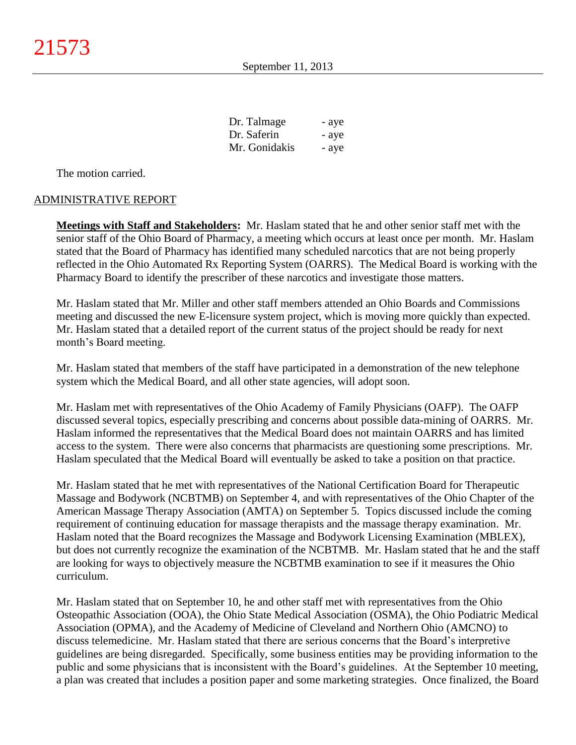| | |
|---|---|
| Dr. Talmage | - aye |
| Dr. Saferin | - aye |
| Mr. Gonidakis | - aye |

The motion carried.

## ADMINISTRATIVE REPORT

**Meetings with Staff and Stakeholders:** Mr. Haslam stated that he and other senior staff met with the senior staff of the Ohio Board of Pharmacy, a meeting which occurs at least once per month. Mr. Haslam stated that the Board of Pharmacy has identified many scheduled narcotics that are not being properly reflected in the Ohio Automated Rx Reporting System (OARRS). The Medical Board is working with the Pharmacy Board to identify the prescriber of these narcotics and investigate those matters.

Mr. Haslam stated that Mr. Miller and other staff members attended an Ohio Boards and Commissions meeting and discussed the new E-licensure system project, which is moving more quickly than expected. Mr. Haslam stated that a detailed report of the current status of the project should be ready for next month's Board meeting.

Mr. Haslam stated that members of the staff have participated in a demonstration of the new telephone system which the Medical Board, and all other state agencies, will adopt soon.

Mr. Haslam met with representatives of the Ohio Academy of Family Physicians (OAFP). The OAFP discussed several topics, especially prescribing and concerns about possible data-mining of OARRS. Mr. Haslam informed the representatives that the Medical Board does not maintain OARRS and has limited access to the system. There were also concerns that pharmacists are questioning some prescriptions. Mr. Haslam speculated that the Medical Board will eventually be asked to take a position on that practice.

Mr. Haslam stated that he met with representatives of the National Certification Board for Therapeutic Massage and Bodywork (NCBTMB) on September 4, and with representatives of the Ohio Chapter of the American Massage Therapy Association (AMTA) on September 5. Topics discussed include the coming requirement of continuing education for massage therapists and the massage therapy examination. Mr. Haslam noted that the Board recognizes the Massage and Bodywork Licensing Examination (MBLEX), but does not currently recognize the examination of the NCBTMB. Mr. Haslam stated that he and the staff are looking for ways to objectively measure the NCBTMB examination to see if it measures the Ohio curriculum.

Mr. Haslam stated that on September 10, he and other staff met with representatives from the Ohio Osteopathic Association (OOA), the Ohio State Medical Association (OSMA), the Ohio Podiatric Medical Association (OPMA), and the Academy of Medicine of Cleveland and Northern Ohio (AMCNO) to discuss telemedicine. Mr. Haslam stated that there are serious concerns that the Board's interpretive guidelines are being disregarded. Specifically, some business entities may be providing information to the public and some physicians that is inconsistent with the Board's guidelines. At the September 10 meeting, a plan was created that includes a position paper and some marketing strategies. Once finalized, the Board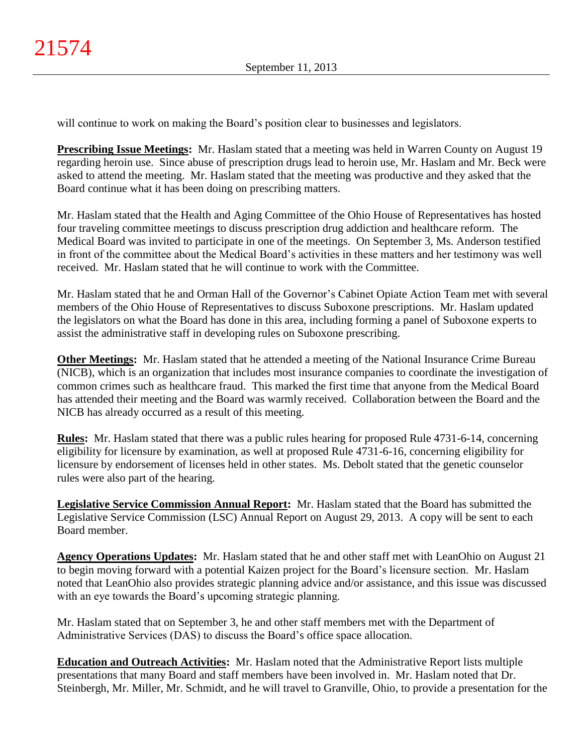will continue to work on making the Board's position clear to businesses and legislators.

**Prescribing Issue Meetings:** Mr. Haslam stated that a meeting was held in Warren County on August 19 regarding heroin use. Since abuse of prescription drugs lead to heroin use, Mr. Haslam and Mr. Beck were asked to attend the meeting. Mr. Haslam stated that the meeting was productive and they asked that the Board continue what it has been doing on prescribing matters.

Mr. Haslam stated that the Health and Aging Committee of the Ohio House of Representatives has hosted four traveling committee meetings to discuss prescription drug addiction and healthcare reform. The Medical Board was invited to participate in one of the meetings. On September 3, Ms. Anderson testified in front of the committee about the Medical Board's activities in these matters and her testimony was well received. Mr. Haslam stated that he will continue to work with the Committee.

Mr. Haslam stated that he and Orman Hall of the Governor's Cabinet Opiate Action Team met with several members of the Ohio House of Representatives to discuss Suboxone prescriptions. Mr. Haslam updated the legislators on what the Board has done in this area, including forming a panel of Suboxone experts to assist the administrative staff in developing rules on Suboxone prescribing.

**Other Meetings:** Mr. Haslam stated that he attended a meeting of the National Insurance Crime Bureau (NICB), which is an organization that includes most insurance companies to coordinate the investigation of common crimes such as healthcare fraud. This marked the first time that anyone from the Medical Board has attended their meeting and the Board was warmly received. Collaboration between the Board and the NICB has already occurred as a result of this meeting.

**Rules:** Mr. Haslam stated that there was a public rules hearing for proposed Rule 4731-6-14, concerning eligibility for licensure by examination, as well at proposed Rule 4731-6-16, concerning eligibility for licensure by endorsement of licenses held in other states. Ms. Debolt stated that the genetic counselor rules were also part of the hearing.

**Legislative Service Commission Annual Report:** Mr. Haslam stated that the Board has submitted the Legislative Service Commission (LSC) Annual Report on August 29, 2013. A copy will be sent to each Board member.

**Agency Operations Updates:** Mr. Haslam stated that he and other staff met with LeanOhio on August 21 to begin moving forward with a potential Kaizen project for the Board's licensure section. Mr. Haslam noted that LeanOhio also provides strategic planning advice and/or assistance, and this issue was discussed with an eye towards the Board's upcoming strategic planning.

Mr. Haslam stated that on September 3, he and other staff members met with the Department of Administrative Services (DAS) to discuss the Board's office space allocation.

**Education and Outreach Activities:** Mr. Haslam noted that the Administrative Report lists multiple presentations that many Board and staff members have been involved in. Mr. Haslam noted that Dr. Steinbergh, Mr. Miller, Mr. Schmidt, and he will travel to Granville, Ohio, to provide a presentation for the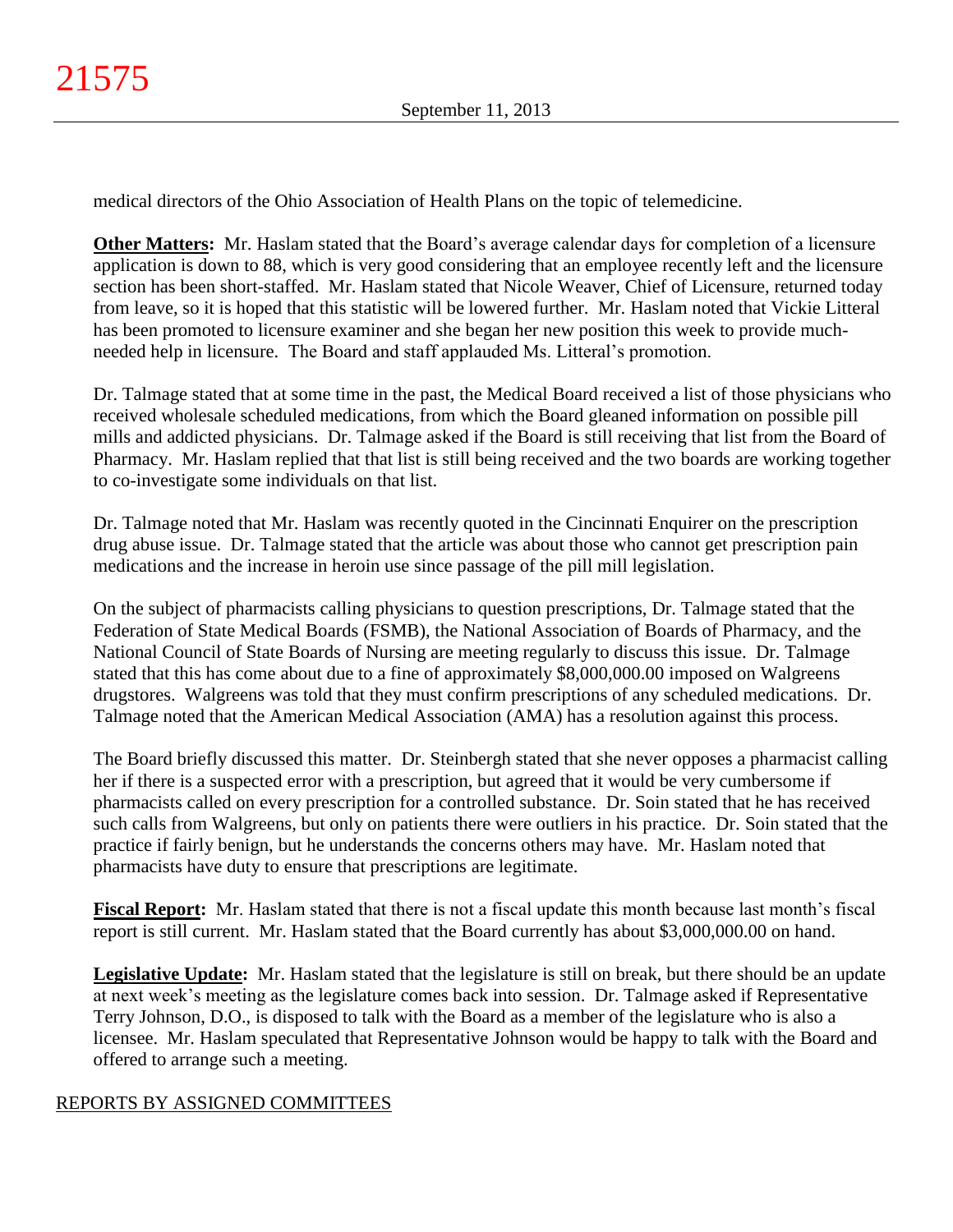medical directors of the Ohio Association of Health Plans on the topic of telemedicine.

**Other Matters:** Mr. Haslam stated that the Board's average calendar days for completion of a licensure application is down to 88, which is very good considering that an employee recently left and the licensure section has been short-staffed. Mr. Haslam stated that Nicole Weaver, Chief of Licensure, returned today from leave, so it is hoped that this statistic will be lowered further. Mr. Haslam noted that Vickie Litteral has been promoted to licensure examiner and she began her new position this week to provide much-needed help in licensure. The Board and staff applauded Ms. Litteral's promotion.

Dr. Talmage stated that at some time in the past, the Medical Board received a list of those physicians who received wholesale scheduled medications, from which the Board gleaned information on possible pill mills and addicted physicians. Dr. Talmage asked if the Board is still receiving that list from the Board of Pharmacy. Mr. Haslam replied that that list is still being received and the two boards are working together to co-investigate some individuals on that list.

Dr. Talmage noted that Mr. Haslam was recently quoted in the Cincinnati Enquirer on the prescription drug abuse issue. Dr. Talmage stated that the article was about those who cannot get prescription pain medications and the increase in heroin use since passage of the pill mill legislation.

On the subject of pharmacists calling physicians to question prescriptions, Dr. Talmage stated that the Federation of State Medical Boards (FSMB), the National Association of Boards of Pharmacy, and the National Council of State Boards of Nursing are meeting regularly to discuss this issue. Dr. Talmage stated that this has come about due to a fine of approximately $8,000,000.00 imposed on Walgreens drugstores. Walgreens was told that they must confirm prescriptions of any scheduled medications. Dr. Talmage noted that the American Medical Association (AMA) has a resolution against this process.

The Board briefly discussed this matter. Dr. Steinbergh stated that she never opposes a pharmacist calling her if there is a suspected error with a prescription, but agreed that it would be very cumbersome if pharmacists called on every prescription for a controlled substance. Dr. Soin stated that he has received such calls from Walgreens, but only on patients there were outliers in his practice. Dr. Soin stated that the practice if fairly benign, but he understands the concerns others may have. Mr. Haslam noted that pharmacists have duty to ensure that prescriptions are legitimate.

**Fiscal Report:** Mr. Haslam stated that there is not a fiscal update this month because last month's fiscal report is still current. Mr. Haslam stated that the Board currently has about $3,000,000.00 on hand.

**Legislative Update:** Mr. Haslam stated that the legislature is still on break, but there should be an update at next week's meeting as the legislature comes back into session. Dr. Talmage asked if Representative Terry Johnson, D.O., is disposed to talk with the Board as a member of the legislature who is also a licensee. Mr. Haslam speculated that Representative Johnson would be happy to talk with the Board and offered to arrange such a meeting.

## REPORTS BY ASSIGNED COMMITTEES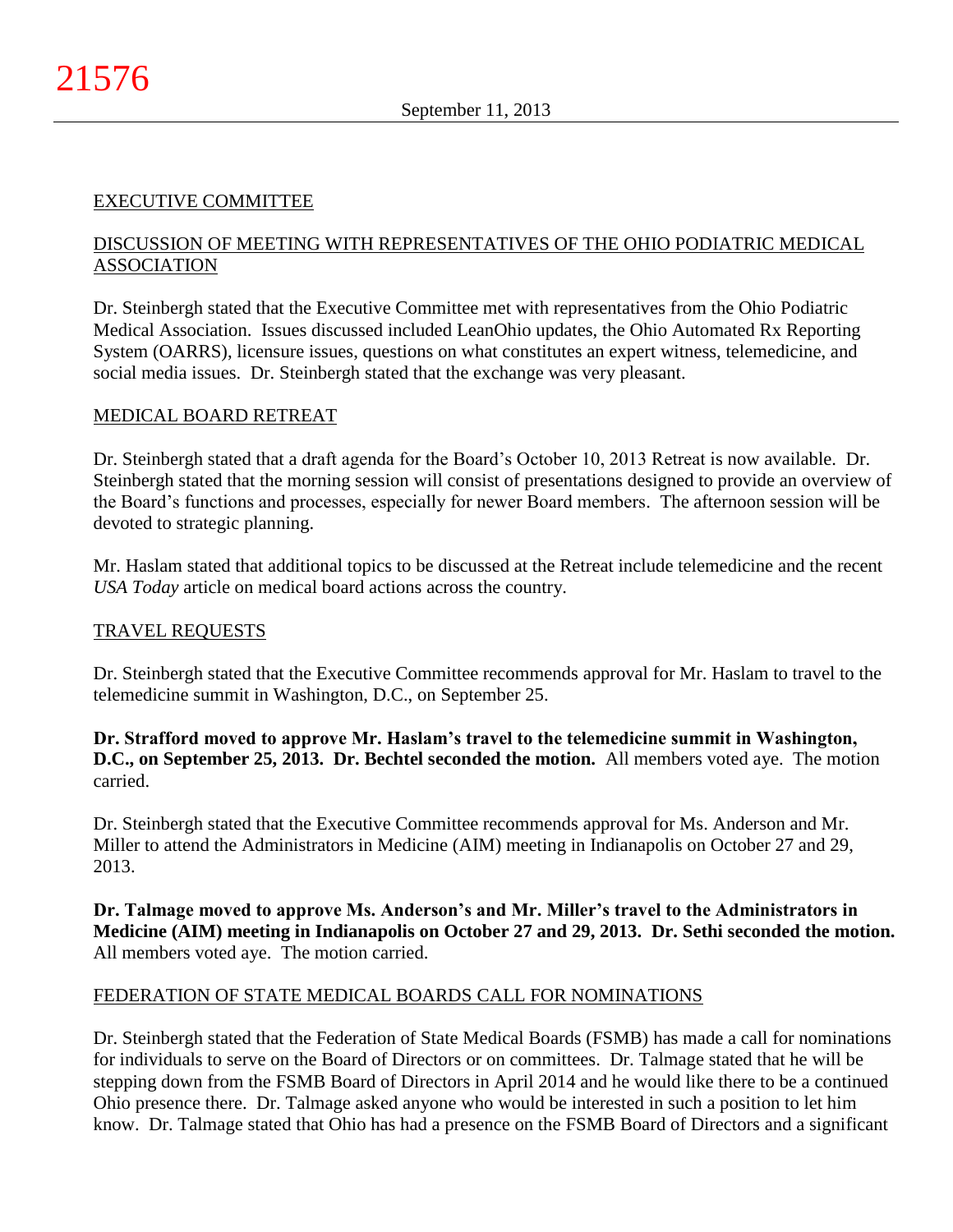## EXECUTIVE COMMITTEE

### DISCUSSION OF MEETING WITH REPRESENTATIVES OF THE OHIO PODIATRIC MEDICAL ASSOCIATION

Dr. Steinbergh stated that the Executive Committee met with representatives from the Ohio Podiatric Medical Association. Issues discussed included LeanOhio updates, the Ohio Automated Rx Reporting System (OARRS), licensure issues, questions on what constitutes an expert witness, telemedicine, and social media issues. Dr. Steinbergh stated that the exchange was very pleasant.

### MEDICAL BOARD RETREAT

Dr. Steinbergh stated that a draft agenda for the Board's October 10, 2013 Retreat is now available. Dr. Steinbergh stated that the morning session will consist of presentations designed to provide an overview of the Board's functions and processes, especially for newer Board members. The afternoon session will be devoted to strategic planning.

Mr. Haslam stated that additional topics to be discussed at the Retreat include telemedicine and the recent *USA Today* article on medical board actions across the country.

### TRAVEL REQUESTS

Dr. Steinbergh stated that the Executive Committee recommends approval for Mr. Haslam to travel to the telemedicine summit in Washington, D.C., on September 25.

**Dr. Strafford moved to approve Mr. Haslam's travel to the telemedicine summit in Washington, D.C., on September 25, 2013. Dr. Bechtel seconded the motion.** All members voted aye. The motion carried.

Dr. Steinbergh stated that the Executive Committee recommends approval for Ms. Anderson and Mr. Miller to attend the Administrators in Medicine (AIM) meeting in Indianapolis on October 27 and 29, 2013.

**Dr. Talmage moved to approve Ms. Anderson's and Mr. Miller's travel to the Administrators in Medicine (AIM) meeting in Indianapolis on October 27 and 29, 2013. Dr. Sethi seconded the motion.** All members voted aye. The motion carried.

### FEDERATION OF STATE MEDICAL BOARDS CALL FOR NOMINATIONS

Dr. Steinbergh stated that the Federation of State Medical Boards (FSMB) has made a call for nominations for individuals to serve on the Board of Directors or on committees. Dr. Talmage stated that he will be stepping down from the FSMB Board of Directors in April 2014 and he would like there to be a continued Ohio presence there. Dr. Talmage asked anyone who would be interested in such a position to let him know. Dr. Talmage stated that Ohio has had a presence on the FSMB Board of Directors and a significant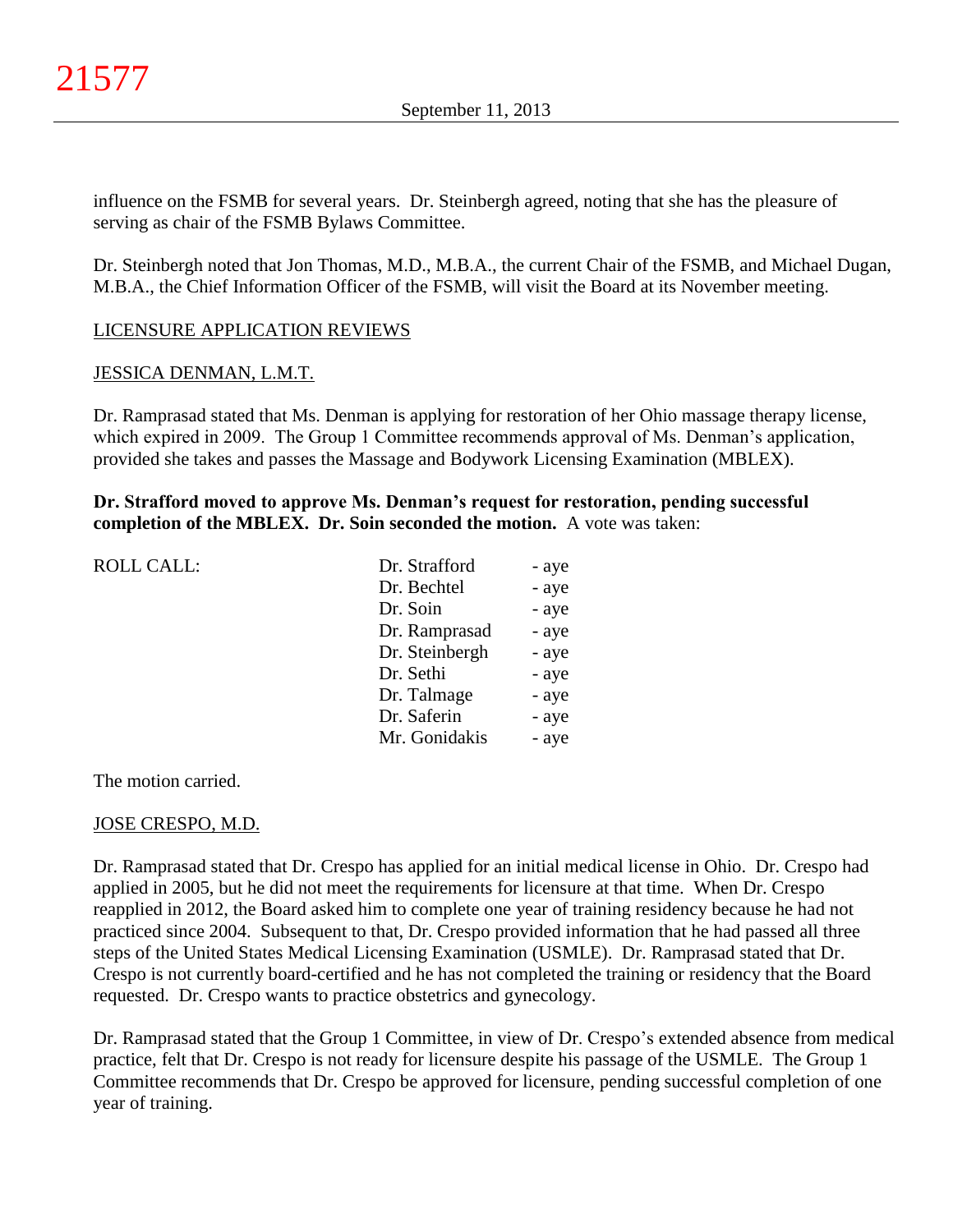influence on the FSMB for several years. Dr. Steinbergh agreed, noting that she has the pleasure of serving as chair of the FSMB Bylaws Committee.

Dr. Steinbergh noted that Jon Thomas, M.D., M.B.A., the current Chair of the FSMB, and Michael Dugan, M.B.A., the Chief Information Officer of the FSMB, will visit the Board at its November meeting.

## LICENSURE APPLICATION REVIEWS

### JESSICA DENMAN, L.M.T.

Dr. Ramprasad stated that Ms. Denman is applying for restoration of her Ohio massage therapy license, which expired in 2009. The Group 1 Committee recommends approval of Ms. Denman's application, provided she takes and passes the Massage and Bodywork Licensing Examination (MBLEX).

**Dr. Strafford moved to approve Ms. Denman's request for restoration, pending successful completion of the MBLEX. Dr. Soin seconded the motion.** A vote was taken:

| ROLL CALL: | | |
|---|---|---|
| | Dr. Strafford | - aye |
| | Dr. Bechtel | - aye |
| | Dr. Soin | - aye |
| | Dr. Ramprasad | - aye |
| | Dr. Steinbergh | - aye |
| | Dr. Sethi | - aye |
| | Dr. Talmage | - aye |
| | Dr. Saferin | - aye |
| | Mr. Gonidakis | - aye |

The motion carried.

### JOSE CRESPO, M.D.

Dr. Ramprasad stated that Dr. Crespo has applied for an initial medical license in Ohio. Dr. Crespo had applied in 2005, but he did not meet the requirements for licensure at that time. When Dr. Crespo reapplied in 2012, the Board asked him to complete one year of training residency because he had not practiced since 2004. Subsequent to that, Dr. Crespo provided information that he had passed all three steps of the United States Medical Licensing Examination (USMLE). Dr. Ramprasad stated that Dr. Crespo is not currently board-certified and he has not completed the training or residency that the Board requested. Dr. Crespo wants to practice obstetrics and gynecology.

Dr. Ramprasad stated that the Group 1 Committee, in view of Dr. Crespo's extended absence from medical practice, felt that Dr. Crespo is not ready for licensure despite his passage of the USMLE. The Group 1 Committee recommends that Dr. Crespo be approved for licensure, pending successful completion of one year of training.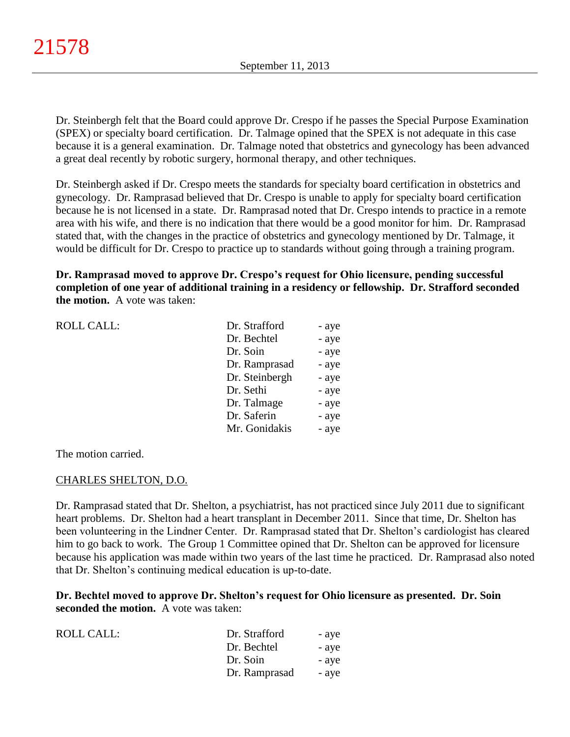Dr. Steinbergh felt that the Board could approve Dr. Crespo if he passes the Special Purpose Examination (SPEX) or specialty board certification. Dr. Talmage opined that the SPEX is not adequate in this case because it is a general examination. Dr. Talmage noted that obstetrics and gynecology has been advanced a great deal recently by robotic surgery, hormonal therapy, and other techniques.

Dr. Steinbergh asked if Dr. Crespo meets the standards for specialty board certification in obstetrics and gynecology. Dr. Ramprasad believed that Dr. Crespo is unable to apply for specialty board certification because he is not licensed in a state. Dr. Ramprasad noted that Dr. Crespo intends to practice in a remote area with his wife, and there is no indication that there would be a good monitor for him. Dr. Ramprasad stated that, with the changes in the practice of obstetrics and gynecology mentioned by Dr. Talmage, it would be difficult for Dr. Crespo to practice up to standards without going through a training program.

**Dr. Ramprasad moved to approve Dr. Crespo's request for Ohio licensure, pending successful completion of one year of additional training in a residency or fellowship. Dr. Strafford seconded the motion.** A vote was taken:

| ROLL CALL: | | |
|---|---|---|
| | Dr. Strafford | - aye |
| | Dr. Bechtel | - aye |
| | Dr. Soin | - aye |
| | Dr. Ramprasad | - aye |
| | Dr. Steinbergh | - aye |
| | Dr. Sethi | - aye |
| | Dr. Talmage | - aye |
| | Dr. Saferin | - aye |
| | Mr. Gonidakis | - aye |

The motion carried.

CHARLES SHELTON, D.O.

Dr. Ramprasad stated that Dr. Shelton, a psychiatrist, has not practiced since July 2011 due to significant heart problems. Dr. Shelton had a heart transplant in December 2011. Since that time, Dr. Shelton has been volunteering in the Lindner Center. Dr. Ramprasad stated that Dr. Shelton's cardiologist has cleared him to go back to work. The Group 1 Committee opined that Dr. Shelton can be approved for licensure because his application was made within two years of the last time he practiced. Dr. Ramprasad also noted that Dr. Shelton's continuing medical education is up-to-date.

**Dr. Bechtel moved to approve Dr. Shelton's request for Ohio licensure as presented. Dr. Soin seconded the motion.** A vote was taken:

| ROLL CALL: | | |
|---|---|---|
| | Dr. Strafford | - aye |
| | Dr. Bechtel | - aye |
| | Dr. Soin | - aye |
| | Dr. Ramprasad | - aye |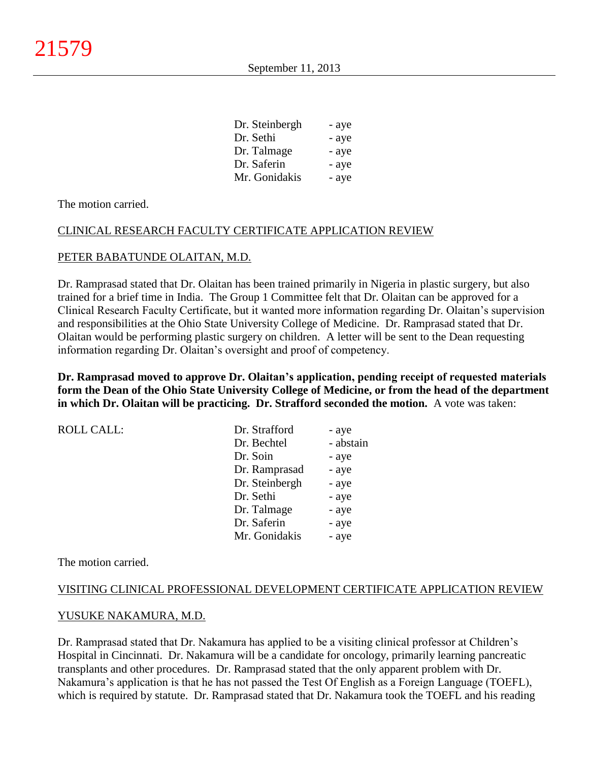| | |
|---|---|
| Dr. Steinbergh | - aye |
| Dr. Sethi | - aye |
| Dr. Talmage | - aye |
| Dr. Saferin | - aye |
| Mr. Gonidakis | - aye |

The motion carried.

CLINICAL RESEARCH FACULTY CERTIFICATE APPLICATION REVIEW

PETER BABATUNDE OLAITAN, M.D.

Dr. Ramprasad stated that Dr. Olaitan has been trained primarily in Nigeria in plastic surgery, but also trained for a brief time in India. The Group 1 Committee felt that Dr. Olaitan can be approved for a Clinical Research Faculty Certificate, but it wanted more information regarding Dr. Olaitan's supervision and responsibilities at the Ohio State University College of Medicine. Dr. Ramprasad stated that Dr. Olaitan would be performing plastic surgery on children. A letter will be sent to the Dean requesting information regarding Dr. Olaitan's oversight and proof of competency.

**Dr. Ramprasad moved to approve Dr. Olaitan's application, pending receipt of requested materials form the Dean of the Ohio State University College of Medicine, or from the head of the department in which Dr. Olaitan will be practicing. Dr. Strafford seconded the motion.** A vote was taken:

| ROLL CALL: | | |
|---|---|---|
| | Dr. Strafford | - aye |
| | Dr. Bechtel | - abstain |
| | Dr. Soin | - aye |
| | Dr. Ramprasad | - aye |
| | Dr. Steinbergh | - aye |
| | Dr. Sethi | - aye |
| | Dr. Talmage | - aye |
| | Dr. Saferin | - aye |
| | Mr. Gonidakis | - aye |

The motion carried.

VISITING CLINICAL PROFESSIONAL DEVELOPMENT CERTIFICATE APPLICATION REVIEW

YUSUKE NAKAMURA, M.D.

Dr. Ramprasad stated that Dr. Nakamura has applied to be a visiting clinical professor at Children's Hospital in Cincinnati. Dr. Nakamura will be a candidate for oncology, primarily learning pancreatic transplants and other procedures. Dr. Ramprasad stated that the only apparent problem with Dr. Nakamura's application is that he has not passed the Test Of English as a Foreign Language (TOEFL), which is required by statute. Dr. Ramprasad stated that Dr. Nakamura took the TOEFL and his reading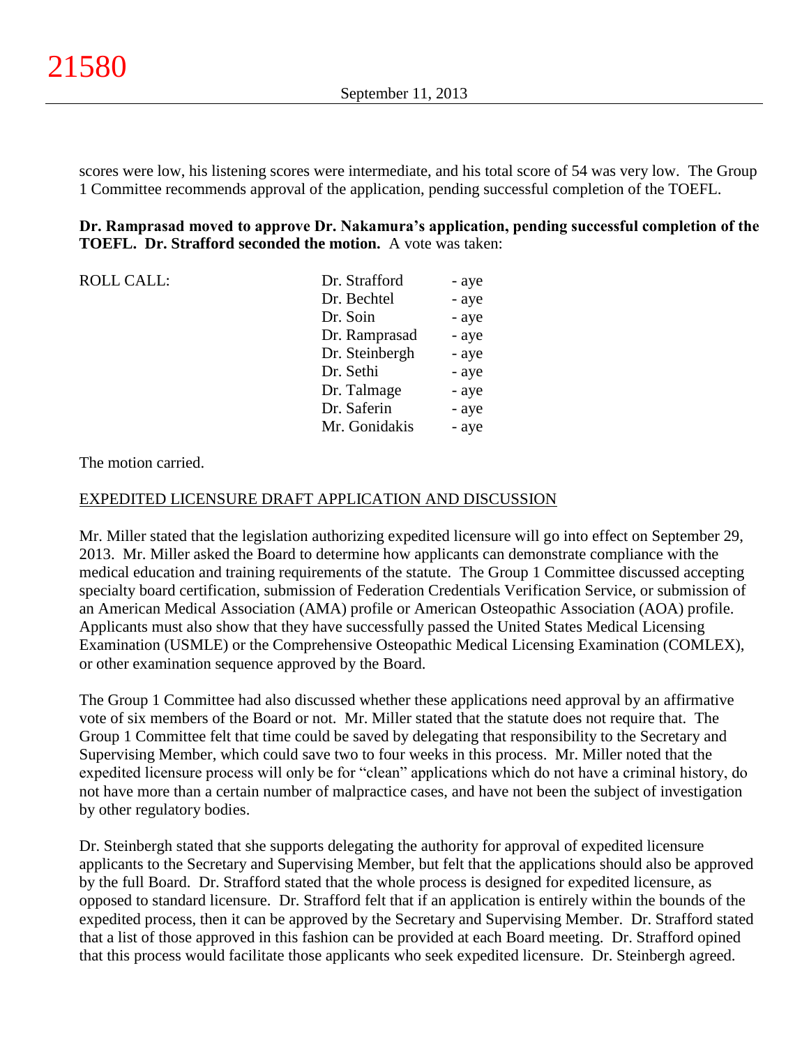scores were low, his listening scores were intermediate, and his total score of 54 was very low. The Group 1 Committee recommends approval of the application, pending successful completion of the TOEFL.

**Dr. Ramprasad moved to approve Dr. Nakamura's application, pending successful completion of the TOEFL. Dr. Strafford seconded the motion.** A vote was taken:

| ROLL CALL: | Dr. Strafford | - aye |
|---|---|---|
| | Dr. Bechtel | - aye |
| | Dr. Soin | - aye |
| | Dr. Ramprasad | - aye |
| | Dr. Steinbergh | - aye |
| | Dr. Sethi | - aye |
| | Dr. Talmage | - aye |
| | Dr. Saferin | - aye |
| | Mr. Gonidakis | - aye |

The motion carried.

EXPEDITED LICENSURE DRAFT APPLICATION AND DISCUSSION

Mr. Miller stated that the legislation authorizing expedited licensure will go into effect on September 29, 2013. Mr. Miller asked the Board to determine how applicants can demonstrate compliance with the medical education and training requirements of the statute. The Group 1 Committee discussed accepting specialty board certification, submission of Federation Credentials Verification Service, or submission of an American Medical Association (AMA) profile or American Osteopathic Association (AOA) profile. Applicants must also show that they have successfully passed the United States Medical Licensing Examination (USMLE) or the Comprehensive Osteopathic Medical Licensing Examination (COMLEX), or other examination sequence approved by the Board.

The Group 1 Committee had also discussed whether these applications need approval by an affirmative vote of six members of the Board or not. Mr. Miller stated that the statute does not require that. The Group 1 Committee felt that time could be saved by delegating that responsibility to the Secretary and Supervising Member, which could save two to four weeks in this process. Mr. Miller noted that the expedited licensure process will only be for "clean" applications which do not have a criminal history, do not have more than a certain number of malpractice cases, and have not been the subject of investigation by other regulatory bodies.

Dr. Steinbergh stated that she supports delegating the authority for approval of expedited licensure applicants to the Secretary and Supervising Member, but felt that the applications should also be approved by the full Board. Dr. Strafford stated that the whole process is designed for expedited licensure, as opposed to standard licensure. Dr. Strafford felt that if an application is entirely within the bounds of the expedited process, then it can be approved by the Secretary and Supervising Member. Dr. Strafford stated that a list of those approved in this fashion can be provided at each Board meeting. Dr. Strafford opined that this process would facilitate those applicants who seek expedited licensure. Dr. Steinbergh agreed.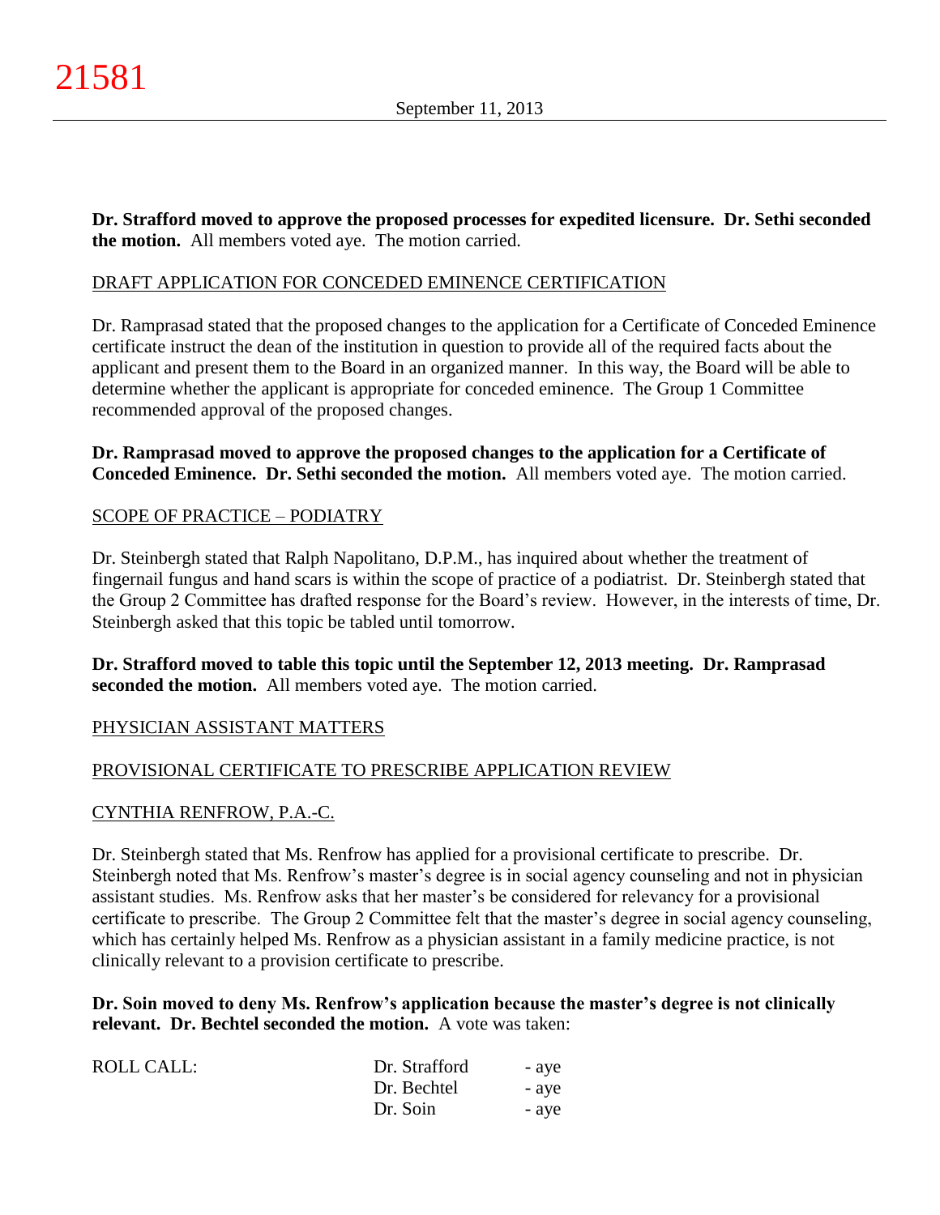**Dr. Strafford moved to approve the proposed processes for expedited licensure. Dr. Sethi seconded the motion.** All members voted aye. The motion carried.

DRAFT APPLICATION FOR CONCEDED EMINENCE CERTIFICATION

Dr. Ramprasad stated that the proposed changes to the application for a Certificate of Conceded Eminence certificate instruct the dean of the institution in question to provide all of the required facts about the applicant and present them to the Board in an organized manner. In this way, the Board will be able to determine whether the applicant is appropriate for conceded eminence. The Group 1 Committee recommended approval of the proposed changes.

**Dr. Ramprasad moved to approve the proposed changes to the application for a Certificate of Conceded Eminence. Dr. Sethi seconded the motion.** All members voted aye. The motion carried.

SCOPE OF PRACTICE – PODIATRY

Dr. Steinbergh stated that Ralph Napolitano, D.P.M., has inquired about whether the treatment of fingernail fungus and hand scars is within the scope of practice of a podiatrist. Dr. Steinbergh stated that the Group 2 Committee has drafted response for the Board's review. However, in the interests of time, Dr. Steinbergh asked that this topic be tabled until tomorrow.

**Dr. Strafford moved to table this topic until the September 12, 2013 meeting. Dr. Ramprasad seconded the motion.** All members voted aye. The motion carried.

PHYSICIAN ASSISTANT MATTERS

PROVISIONAL CERTIFICATE TO PRESCRIBE APPLICATION REVIEW

CYNTHIA RENFROW, P.A.-C.

Dr. Steinbergh stated that Ms. Renfrow has applied for a provisional certificate to prescribe. Dr. Steinbergh noted that Ms. Renfrow's master's degree is in social agency counseling and not in physician assistant studies. Ms. Renfrow asks that her master's be considered for relevancy for a provisional certificate to prescribe. The Group 2 Committee felt that the master's degree in social agency counseling, which has certainly helped Ms. Renfrow as a physician assistant in a family medicine practice, is not clinically relevant to a provision certificate to prescribe.

**Dr. Soin moved to deny Ms. Renfrow's application because the master's degree is not clinically relevant. Dr. Bechtel seconded the motion.** A vote was taken:

| ROLL CALL: | Dr. Strafford | - aye |
|---|---|---|
| | Dr. Bechtel | - aye |
| | Dr. Soin | - aye |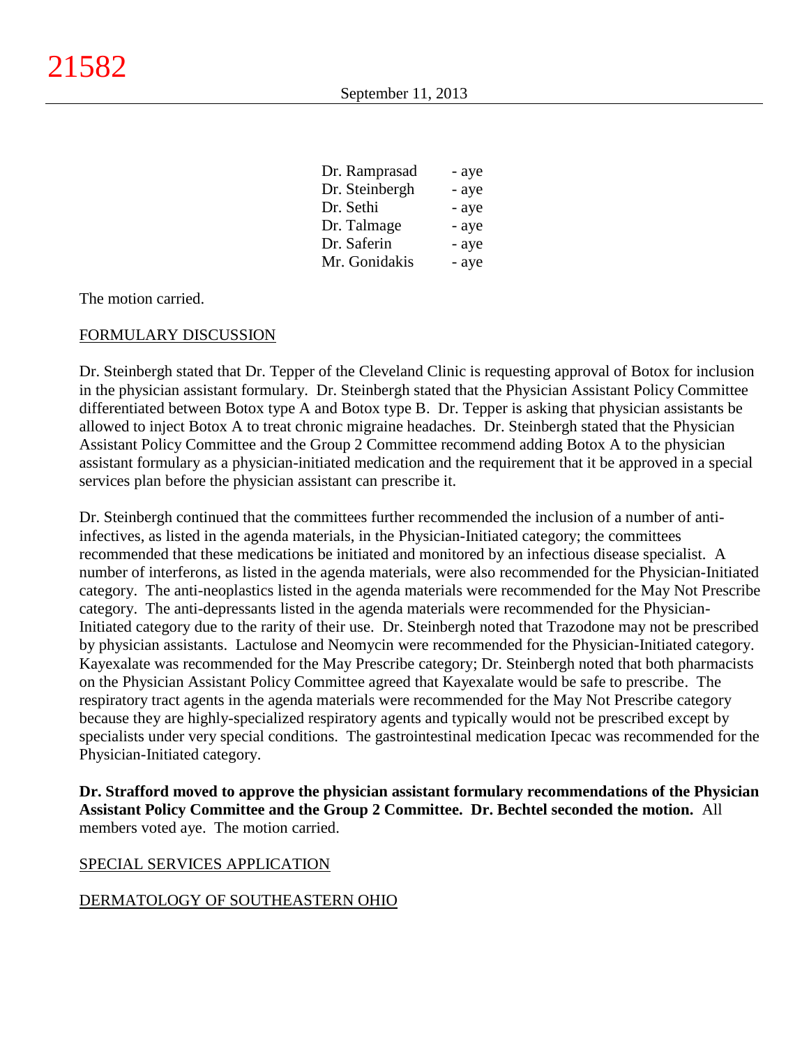| | |
|---|---|
| Dr. Ramprasad | - aye |
| Dr. Steinbergh | - aye |
| Dr. Sethi | - aye |
| Dr. Talmage | - aye |
| Dr. Saferin | - aye |
| Mr. Gonidakis | - aye |

The motion carried.

FORMULARY DISCUSSION

Dr. Steinbergh stated that Dr. Tepper of the Cleveland Clinic is requesting approval of Botox for inclusion in the physician assistant formulary. Dr. Steinbergh stated that the Physician Assistant Policy Committee differentiated between Botox type A and Botox type B. Dr. Tepper is asking that physician assistants be allowed to inject Botox A to treat chronic migraine headaches. Dr. Steinbergh stated that the Physician Assistant Policy Committee and the Group 2 Committee recommend adding Botox A to the physician assistant formulary as a physician-initiated medication and the requirement that it be approved in a special services plan before the physician assistant can prescribe it.

Dr. Steinbergh continued that the committees further recommended the inclusion of a number of anti-infectives, as listed in the agenda materials, in the Physician-Initiated category; the committees recommended that these medications be initiated and monitored by an infectious disease specialist. A number of interferons, as listed in the agenda materials, were also recommended for the Physician-Initiated category. The anti-neoplastics listed in the agenda materials were recommended for the May Not Prescribe category. The anti-depressants listed in the agenda materials were recommended for the Physician-Initiated category due to the rarity of their use. Dr. Steinbergh noted that Trazodone may not be prescribed by physician assistants. Lactulose and Neomycin were recommended for the Physician-Initiated category. Kayexalate was recommended for the May Prescribe category; Dr. Steinbergh noted that both pharmacists on the Physician Assistant Policy Committee agreed that Kayexalate would be safe to prescribe. The respiratory tract agents in the agenda materials were recommended for the May Not Prescribe category because they are highly-specialized respiratory agents and typically would not be prescribed except by specialists under very special conditions. The gastrointestinal medication Ipecac was recommended for the Physician-Initiated category.

**Dr. Strafford moved to approve the physician assistant formulary recommendations of the Physician Assistant Policy Committee and the Group 2 Committee. Dr. Bechtel seconded the motion.** All members voted aye. The motion carried.

SPECIAL SERVICES APPLICATION

DERMATOLOGY OF SOUTHEASTERN OHIO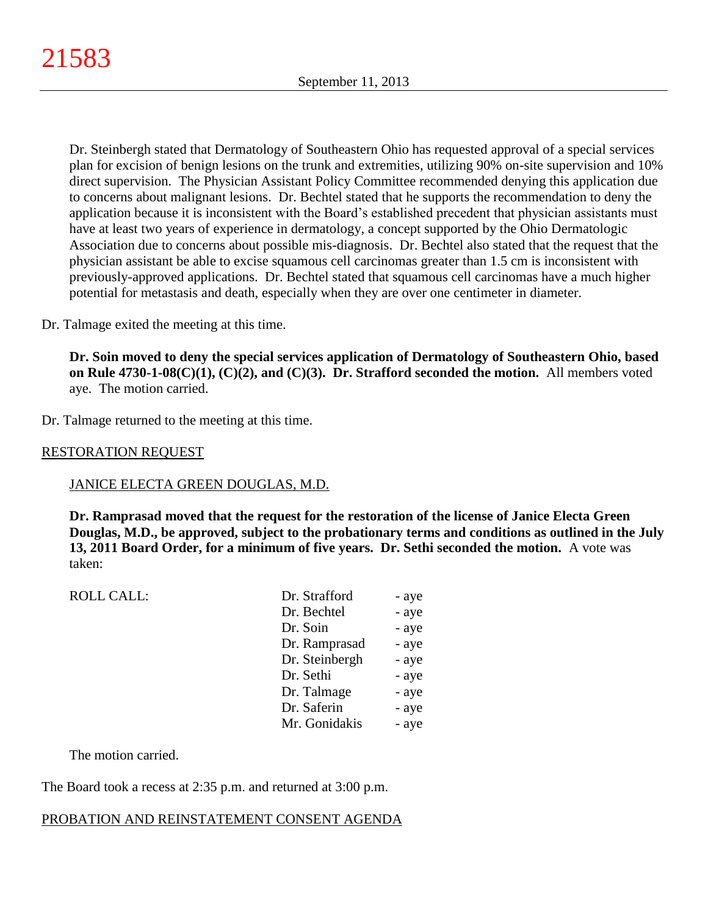Dr. Steinbergh stated that Dermatology of Southeastern Ohio has requested approval of a special services plan for excision of benign lesions on the trunk and extremities, utilizing 90% on-site supervision and 10% direct supervision. The Physician Assistant Policy Committee recommended denying this application due to concerns about malignant lesions. Dr. Bechtel stated that he supports the recommendation to deny the application because it is inconsistent with the Board's established precedent that physician assistants must have at least two years of experience in dermatology, a concept supported by the Ohio Dermatologic Association due to concerns about possible mis-diagnosis. Dr. Bechtel also stated that the request that the physician assistant be able to excise squamous cell carcinomas greater than 1.5 cm is inconsistent with previously-approved applications. Dr. Bechtel stated that squamous cell carcinomas have a much higher potential for metastasis and death, especially when they are over one centimeter in diameter.

Dr. Talmage exited the meeting at this time.

**Dr. Soin moved to deny the special services application of Dermatology of Southeastern Ohio, based on Rule 4730-1-08(C)(1), (C)(2), and (C)(3). Dr. Strafford seconded the motion.** All members voted aye. The motion carried.

Dr. Talmage returned to the meeting at this time.

## RESTORATION REQUEST

### JANICE ELECTA GREEN DOUGLAS, M.D.

**Dr. Ramprasad moved that the request for the restoration of the license of Janice Electa Green Douglas, M.D., be approved, subject to the probationary terms and conditions as outlined in the July 13, 2011 Board Order, for a minimum of five years. Dr. Sethi seconded the motion.** A vote was taken:

| ROLL CALL: | | |
|---|---|---|
| | Dr. Strafford | - aye |
| | Dr. Bechtel | - aye |
| | Dr. Soin | - aye |
| | Dr. Ramprasad | - aye |
| | Dr. Steinbergh | - aye |
| | Dr. Sethi | - aye |
| | Dr. Talmage | - aye |
| | Dr. Saferin | - aye |
| | Mr. Gonidakis | - aye |

The motion carried.

The Board took a recess at 2:35 p.m. and returned at 3:00 p.m.

## PROBATION AND REINSTATEMENT CONSENT AGENDA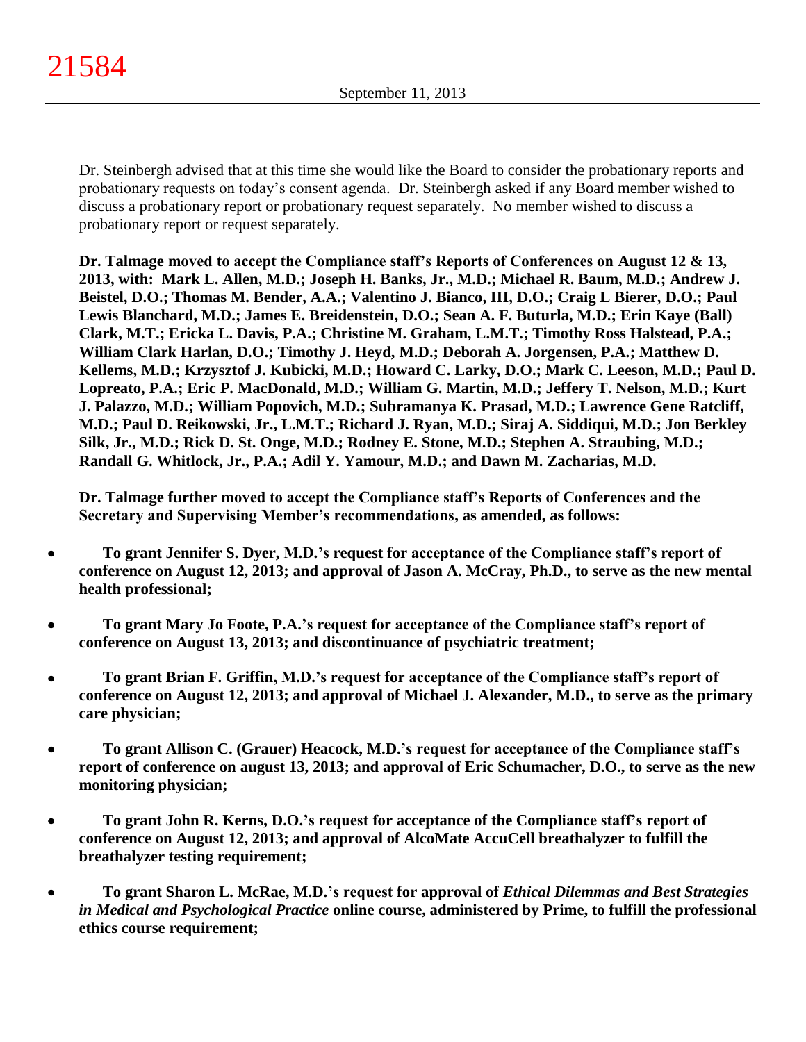Dr. Steinbergh advised that at this time she would like the Board to consider the probationary reports and probationary requests on today's consent agenda. Dr. Steinbergh asked if any Board member wished to discuss a probationary report or probationary request separately. No member wished to discuss a probationary report or request separately.

**Dr. Talmage moved to accept the Compliance staff's Reports of Conferences on August 12 & 13, 2013, with: Mark L. Allen, M.D.; Joseph H. Banks, Jr., M.D.; Michael R. Baum, M.D.; Andrew J. Beistel, D.O.; Thomas M. Bender, A.A.; Valentino J. Bianco, III, D.O.; Craig L Bierer, D.O.; Paul Lewis Blanchard, M.D.; James E. Breidenstein, D.O.; Sean A. F. Buturla, M.D.; Erin Kaye (Ball) Clark, M.T.; Ericka L. Davis, P.A.; Christine M. Graham, L.M.T.; Timothy Ross Halstead, P.A.; William Clark Harlan, D.O.; Timothy J. Heyd, M.D.; Deborah A. Jorgensen, P.A.; Matthew D. Kellems, M.D.; Krzysztof J. Kubicki, M.D.; Howard C. Larky, D.O.; Mark C. Leeson, M.D.; Paul D. Lopreato, P.A.; Eric P. MacDonald, M.D.; William G. Martin, M.D.; Jeffery T. Nelson, M.D.; Kurt J. Palazzo, M.D.; William Popovich, M.D.; Subramanya K. Prasad, M.D.; Lawrence Gene Ratcliff, M.D.; Paul D. Reikowski, Jr., L.M.T.; Richard J. Ryan, M.D.; Siraj A. Siddiqui, M.D.; Jon Berkley Silk, Jr., M.D.; Rick D. St. Onge, M.D.; Rodney E. Stone, M.D.; Stephen A. Straubing, M.D.; Randall G. Whitlock, Jr., P.A.; Adil Y. Yamour, M.D.; and Dawn M. Zacharias, M.D.**

**Dr. Talmage further moved to accept the Compliance staff's Reports of Conferences and the Secretary and Supervising Member's recommendations, as amended, as follows:**

- **To grant Jennifer S. Dyer, M.D.'s request for acceptance of the Compliance staff's report of conference on August 12, 2013; and approval of Jason A. McCray, Ph.D., to serve as the new mental health professional;**

- **To grant Mary Jo Foote, P.A.'s request for acceptance of the Compliance staff's report of conference on August 13, 2013; and discontinuance of psychiatric treatment;**

- **To grant Brian F. Griffin, M.D.'s request for acceptance of the Compliance staff's report of conference on August 12, 2013; and approval of Michael J. Alexander, M.D., to serve as the primary care physician;**

- **To grant Allison C. (Grauer) Heacock, M.D.'s request for acceptance of the Compliance staff's report of conference on august 13, 2013; and approval of Eric Schumacher, D.O., to serve as the new monitoring physician;**

- **To grant John R. Kerns, D.O.'s request for acceptance of the Compliance staff's report of conference on August 12, 2013; and approval of AlcoMate AccuCell breathalyzer to fulfill the breathalyzer testing requirement;**

- **To grant Sharon L. McRae, M.D.'s request for approval of *Ethical Dilemmas and Best Strategies in Medical and Psychological Practice* online course, administered by Prime, to fulfill the professional ethics course requirement;**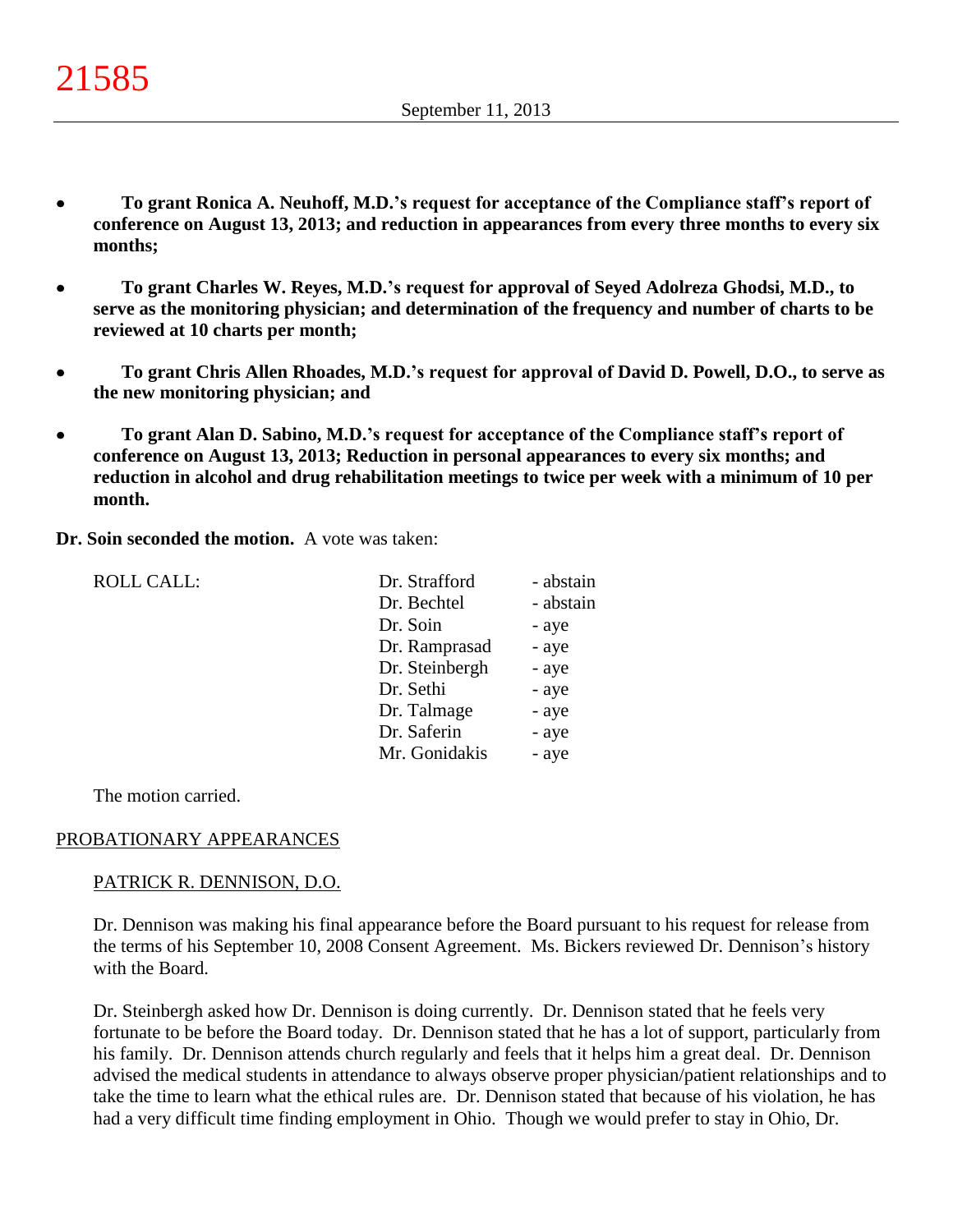- **To grant Ronica A. Neuhoff, M.D.'s request for acceptance of the Compliance staff's report of conference on August 13, 2013; and reduction in appearances from every three months to every six months;**

- **To grant Charles W. Reyes, M.D.'s request for approval of Seyed Adolreza Ghodsi, M.D., to serve as the monitoring physician; and determination of the frequency and number of charts to be reviewed at 10 charts per month;**

- **To grant Chris Allen Rhoades, M.D.'s request for approval of David D. Powell, D.O., to serve as the new monitoring physician; and**

- **To grant Alan D. Sabino, M.D.'s request for acceptance of the Compliance staff's report of conference on August 13, 2013; Reduction in personal appearances to every six months; and reduction in alcohol and drug rehabilitation meetings to twice per week with a minimum of 10 per month.**

**Dr. Soin seconded the motion.** A vote was taken:

| ROLL CALL: | | |
|---|---|---|
| | Dr. Strafford | - abstain |
| | Dr. Bechtel | - abstain |
| | Dr. Soin | - aye |
| | Dr. Ramprasad | - aye |
| | Dr. Steinbergh | - aye |
| | Dr. Sethi | - aye |
| | Dr. Talmage | - aye |
| | Dr. Saferin | - aye |
| | Mr. Gonidakis | - aye |

The motion carried.

PROBATIONARY APPEARANCES

PATRICK R. DENNISON, D.O.

Dr. Dennison was making his final appearance before the Board pursuant to his request for release from the terms of his September 10, 2008 Consent Agreement. Ms. Bickers reviewed Dr. Dennison's history with the Board.

Dr. Steinbergh asked how Dr. Dennison is doing currently. Dr. Dennison stated that he feels very fortunate to be before the Board today. Dr. Dennison stated that he has a lot of support, particularly from his family. Dr. Dennison attends church regularly and feels that it helps him a great deal. Dr. Dennison advised the medical students in attendance to always observe proper physician/patient relationships and to take the time to learn what the ethical rules are. Dr. Dennison stated that because of his violation, he has had a very difficult time finding employment in Ohio. Though we would prefer to stay in Ohio, Dr.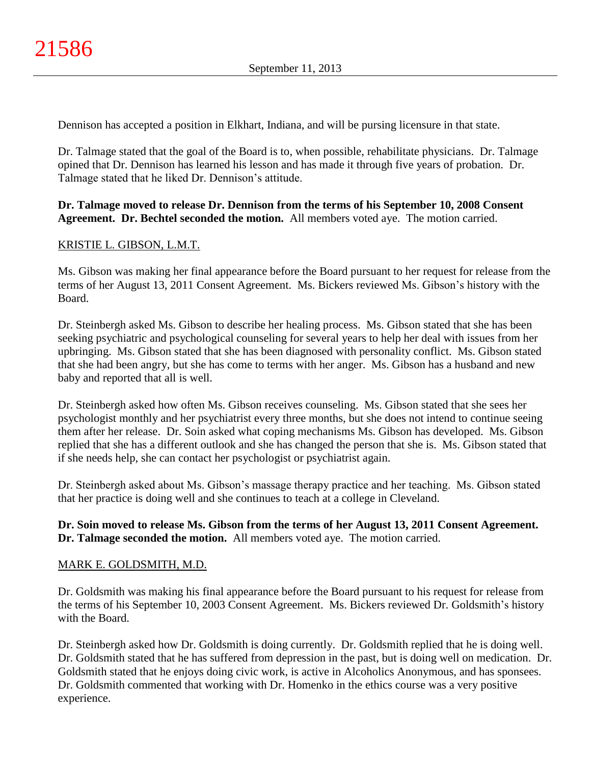Dennison has accepted a position in Elkhart, Indiana, and will be pursing licensure in that state.

Dr. Talmage stated that the goal of the Board is to, when possible, rehabilitate physicians. Dr. Talmage opined that Dr. Dennison has learned his lesson and has made it through five years of probation. Dr. Talmage stated that he liked Dr. Dennison's attitude.

**Dr. Talmage moved to release Dr. Dennison from the terms of his September 10, 2008 Consent Agreement. Dr. Bechtel seconded the motion.** All members voted aye. The motion carried.

KRISTIE L. GIBSON, L.M.T.

Ms. Gibson was making her final appearance before the Board pursuant to her request for release from the terms of her August 13, 2011 Consent Agreement. Ms. Bickers reviewed Ms. Gibson's history with the Board.

Dr. Steinbergh asked Ms. Gibson to describe her healing process. Ms. Gibson stated that she has been seeking psychiatric and psychological counseling for several years to help her deal with issues from her upbringing. Ms. Gibson stated that she has been diagnosed with personality conflict. Ms. Gibson stated that she had been angry, but she has come to terms with her anger. Ms. Gibson has a husband and new baby and reported that all is well.

Dr. Steinbergh asked how often Ms. Gibson receives counseling. Ms. Gibson stated that she sees her psychologist monthly and her psychiatrist every three months, but she does not intend to continue seeing them after her release. Dr. Soin asked what coping mechanisms Ms. Gibson has developed. Ms. Gibson replied that she has a different outlook and she has changed the person that she is. Ms. Gibson stated that if she needs help, she can contact her psychologist or psychiatrist again.

Dr. Steinbergh asked about Ms. Gibson's massage therapy practice and her teaching. Ms. Gibson stated that her practice is doing well and she continues to teach at a college in Cleveland.

**Dr. Soin moved to release Ms. Gibson from the terms of her August 13, 2011 Consent Agreement. Dr. Talmage seconded the motion.** All members voted aye. The motion carried.

MARK E. GOLDSMITH, M.D.

Dr. Goldsmith was making his final appearance before the Board pursuant to his request for release from the terms of his September 10, 2003 Consent Agreement. Ms. Bickers reviewed Dr. Goldsmith's history with the Board.

Dr. Steinbergh asked how Dr. Goldsmith is doing currently. Dr. Goldsmith replied that he is doing well. Dr. Goldsmith stated that he has suffered from depression in the past, but is doing well on medication. Dr. Goldsmith stated that he enjoys doing civic work, is active in Alcoholics Anonymous, and has sponsees. Dr. Goldsmith commented that working with Dr. Homenko in the ethics course was a very positive experience.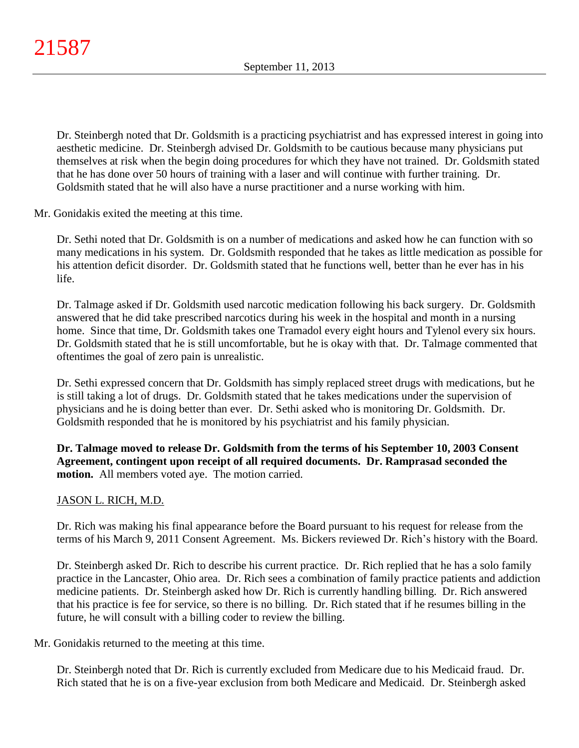Dr. Steinbergh noted that Dr. Goldsmith is a practicing psychiatrist and has expressed interest in going into aesthetic medicine. Dr. Steinbergh advised Dr. Goldsmith to be cautious because many physicians put themselves at risk when the begin doing procedures for which they have not trained. Dr. Goldsmith stated that he has done over 50 hours of training with a laser and will continue with further training. Dr. Goldsmith stated that he will also have a nurse practitioner and a nurse working with him.

Mr. Gonidakis exited the meeting at this time.

Dr. Sethi noted that Dr. Goldsmith is on a number of medications and asked how he can function with so many medications in his system. Dr. Goldsmith responded that he takes as little medication as possible for his attention deficit disorder. Dr. Goldsmith stated that he functions well, better than he ever has in his life.

Dr. Talmage asked if Dr. Goldsmith used narcotic medication following his back surgery. Dr. Goldsmith answered that he did take prescribed narcotics during his week in the hospital and month in a nursing home. Since that time, Dr. Goldsmith takes one Tramadol every eight hours and Tylenol every six hours. Dr. Goldsmith stated that he is still uncomfortable, but he is okay with that. Dr. Talmage commented that oftentimes the goal of zero pain is unrealistic.

Dr. Sethi expressed concern that Dr. Goldsmith has simply replaced street drugs with medications, but he is still taking a lot of drugs. Dr. Goldsmith stated that he takes medications under the supervision of physicians and he is doing better than ever. Dr. Sethi asked who is monitoring Dr. Goldsmith. Dr. Goldsmith responded that he is monitored by his psychiatrist and his family physician.

**Dr. Talmage moved to release Dr. Goldsmith from the terms of his September 10, 2003 Consent Agreement, contingent upon receipt of all required documents. Dr. Ramprasad seconded the motion.** All members voted aye. The motion carried.

JASON L. RICH, M.D.

Dr. Rich was making his final appearance before the Board pursuant to his request for release from the terms of his March 9, 2011 Consent Agreement. Ms. Bickers reviewed Dr. Rich's history with the Board.

Dr. Steinbergh asked Dr. Rich to describe his current practice. Dr. Rich replied that he has a solo family practice in the Lancaster, Ohio area. Dr. Rich sees a combination of family practice patients and addiction medicine patients. Dr. Steinbergh asked how Dr. Rich is currently handling billing. Dr. Rich answered that his practice is fee for service, so there is no billing. Dr. Rich stated that if he resumes billing in the future, he will consult with a billing coder to review the billing.

Mr. Gonidakis returned to the meeting at this time.

Dr. Steinbergh noted that Dr. Rich is currently excluded from Medicare due to his Medicaid fraud. Dr. Rich stated that he is on a five-year exclusion from both Medicare and Medicaid. Dr. Steinbergh asked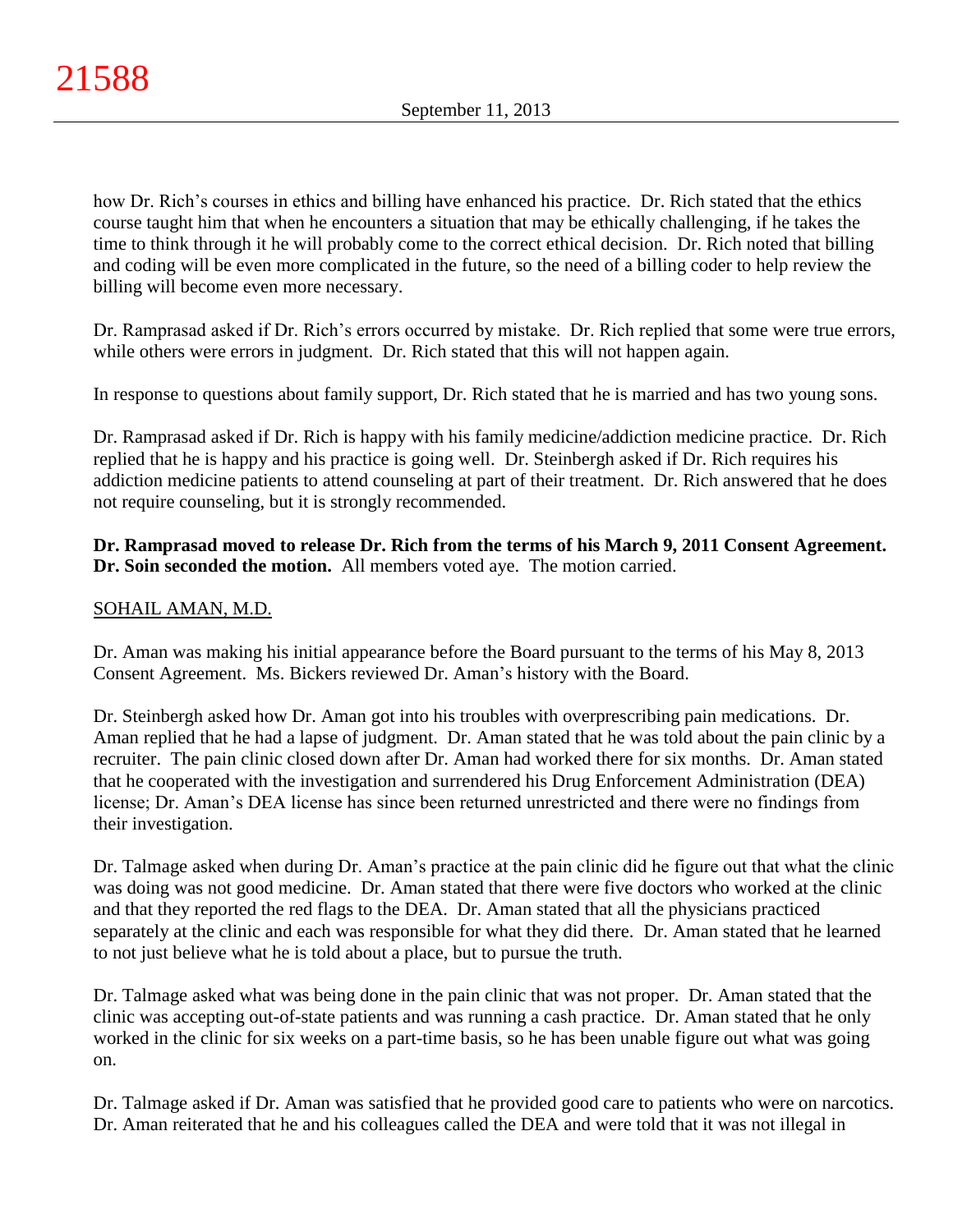how Dr. Rich's courses in ethics and billing have enhanced his practice. Dr. Rich stated that the ethics course taught him that when he encounters a situation that may be ethically challenging, if he takes the time to think through it he will probably come to the correct ethical decision. Dr. Rich noted that billing and coding will be even more complicated in the future, so the need of a billing coder to help review the billing will become even more necessary.

Dr. Ramprasad asked if Dr. Rich's errors occurred by mistake. Dr. Rich replied that some were true errors, while others were errors in judgment. Dr. Rich stated that this will not happen again.

In response to questions about family support, Dr. Rich stated that he is married and has two young sons.

Dr. Ramprasad asked if Dr. Rich is happy with his family medicine/addiction medicine practice. Dr. Rich replied that he is happy and his practice is going well. Dr. Steinbergh asked if Dr. Rich requires his addiction medicine patients to attend counseling at part of their treatment. Dr. Rich answered that he does not require counseling, but it is strongly recommended.

**Dr. Ramprasad moved to release Dr. Rich from the terms of his March 9, 2011 Consent Agreement. Dr. Soin seconded the motion.** All members voted aye. The motion carried.

SOHAIL AMAN, M.D.

Dr. Aman was making his initial appearance before the Board pursuant to the terms of his May 8, 2013 Consent Agreement. Ms. Bickers reviewed Dr. Aman's history with the Board.

Dr. Steinbergh asked how Dr. Aman got into his troubles with overprescribing pain medications. Dr. Aman replied that he had a lapse of judgment. Dr. Aman stated that he was told about the pain clinic by a recruiter. The pain clinic closed down after Dr. Aman had worked there for six months. Dr. Aman stated that he cooperated with the investigation and surrendered his Drug Enforcement Administration (DEA) license; Dr. Aman's DEA license has since been returned unrestricted and there were no findings from their investigation.

Dr. Talmage asked when during Dr. Aman's practice at the pain clinic did he figure out that what the clinic was doing was not good medicine. Dr. Aman stated that there were five doctors who worked at the clinic and that they reported the red flags to the DEA. Dr. Aman stated that all the physicians practiced separately at the clinic and each was responsible for what they did there. Dr. Aman stated that he learned to not just believe what he is told about a place, but to pursue the truth.

Dr. Talmage asked what was being done in the pain clinic that was not proper. Dr. Aman stated that the clinic was accepting out-of-state patients and was running a cash practice. Dr. Aman stated that he only worked in the clinic for six weeks on a part-time basis, so he has been unable figure out what was going on.

Dr. Talmage asked if Dr. Aman was satisfied that he provided good care to patients who were on narcotics. Dr. Aman reiterated that he and his colleagues called the DEA and were told that it was not illegal in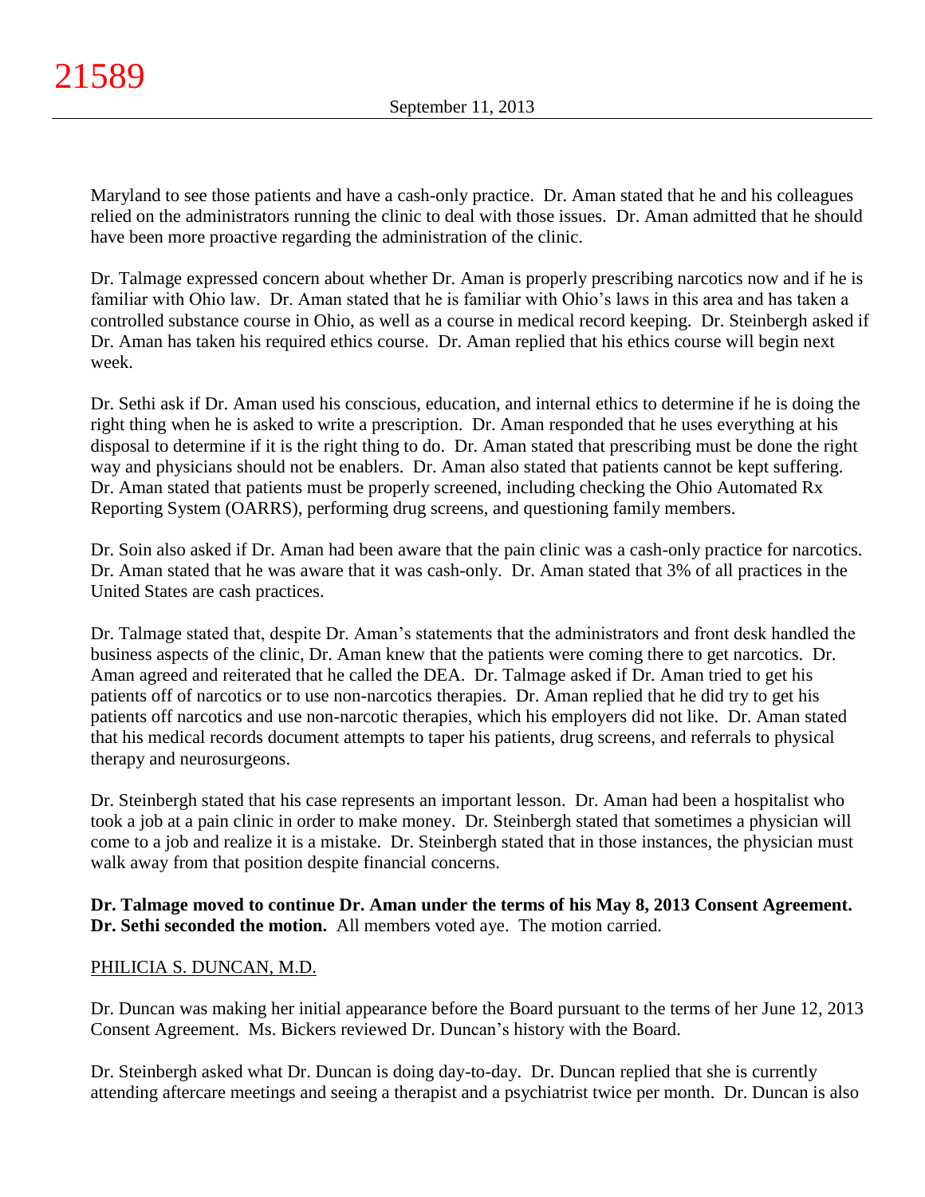Maryland to see those patients and have a cash-only practice. Dr. Aman stated that he and his colleagues relied on the administrators running the clinic to deal with those issues. Dr. Aman admitted that he should have been more proactive regarding the administration of the clinic.

Dr. Talmage expressed concern about whether Dr. Aman is properly prescribing narcotics now and if he is familiar with Ohio law. Dr. Aman stated that he is familiar with Ohio's laws in this area and has taken a controlled substance course in Ohio, as well as a course in medical record keeping. Dr. Steinbergh asked if Dr. Aman has taken his required ethics course. Dr. Aman replied that his ethics course will begin next week.

Dr. Sethi ask if Dr. Aman used his conscious, education, and internal ethics to determine if he is doing the right thing when he is asked to write a prescription. Dr. Aman responded that he uses everything at his disposal to determine if it is the right thing to do. Dr. Aman stated that prescribing must be done the right way and physicians should not be enablers. Dr. Aman also stated that patients cannot be kept suffering. Dr. Aman stated that patients must be properly screened, including checking the Ohio Automated Rx Reporting System (OARRS), performing drug screens, and questioning family members.

Dr. Soin also asked if Dr. Aman had been aware that the pain clinic was a cash-only practice for narcotics. Dr. Aman stated that he was aware that it was cash-only. Dr. Aman stated that 3% of all practices in the United States are cash practices.

Dr. Talmage stated that, despite Dr. Aman's statements that the administrators and front desk handled the business aspects of the clinic, Dr. Aman knew that the patients were coming there to get narcotics. Dr. Aman agreed and reiterated that he called the DEA. Dr. Talmage asked if Dr. Aman tried to get his patients off of narcotics or to use non-narcotics therapies. Dr. Aman replied that he did try to get his patients off narcotics and use non-narcotic therapies, which his employers did not like. Dr. Aman stated that his medical records document attempts to taper his patients, drug screens, and referrals to physical therapy and neurosurgeons.

Dr. Steinbergh stated that his case represents an important lesson. Dr. Aman had been a hospitalist who took a job at a pain clinic in order to make money. Dr. Steinbergh stated that sometimes a physician will come to a job and realize it is a mistake. Dr. Steinbergh stated that in those instances, the physician must walk away from that position despite financial concerns.

**Dr. Talmage moved to continue Dr. Aman under the terms of his May 8, 2013 Consent Agreement. Dr. Sethi seconded the motion.** All members voted aye. The motion carried.

PHILICIA S. DUNCAN, M.D.

Dr. Duncan was making her initial appearance before the Board pursuant to the terms of her June 12, 2013 Consent Agreement. Ms. Bickers reviewed Dr. Duncan's history with the Board.

Dr. Steinbergh asked what Dr. Duncan is doing day-to-day. Dr. Duncan replied that she is currently attending aftercare meetings and seeing a therapist and a psychiatrist twice per month. Dr. Duncan is also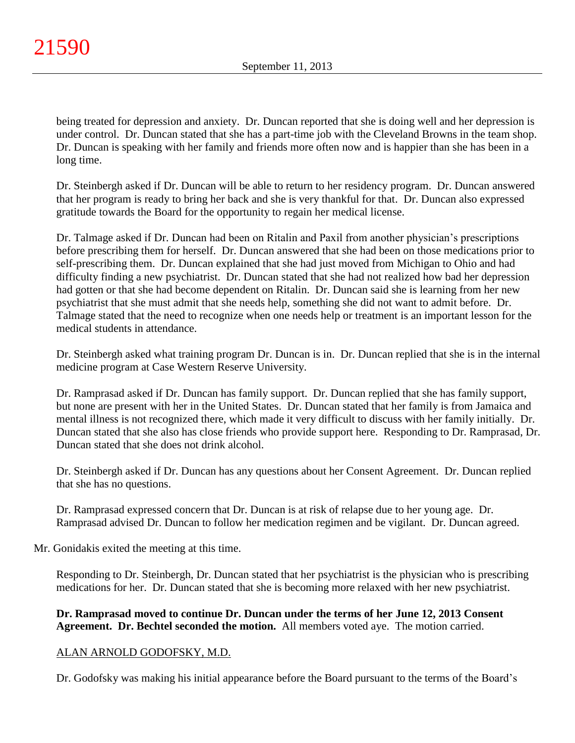being treated for depression and anxiety. Dr. Duncan reported that she is doing well and her depression is under control. Dr. Duncan stated that she has a part-time job with the Cleveland Browns in the team shop. Dr. Duncan is speaking with her family and friends more often now and is happier than she has been in a long time.

Dr. Steinbergh asked if Dr. Duncan will be able to return to her residency program. Dr. Duncan answered that her program is ready to bring her back and she is very thankful for that. Dr. Duncan also expressed gratitude towards the Board for the opportunity to regain her medical license.

Dr. Talmage asked if Dr. Duncan had been on Ritalin and Paxil from another physician's prescriptions before prescribing them for herself. Dr. Duncan answered that she had been on those medications prior to self-prescribing them. Dr. Duncan explained that she had just moved from Michigan to Ohio and had difficulty finding a new psychiatrist. Dr. Duncan stated that she had not realized how bad her depression had gotten or that she had become dependent on Ritalin. Dr. Duncan said she is learning from her new psychiatrist that she must admit that she needs help, something she did not want to admit before. Dr. Talmage stated that the need to recognize when one needs help or treatment is an important lesson for the medical students in attendance.

Dr. Steinbergh asked what training program Dr. Duncan is in. Dr. Duncan replied that she is in the internal medicine program at Case Western Reserve University.

Dr. Ramprasad asked if Dr. Duncan has family support. Dr. Duncan replied that she has family support, but none are present with her in the United States. Dr. Duncan stated that her family is from Jamaica and mental illness is not recognized there, which made it very difficult to discuss with her family initially. Dr. Duncan stated that she also has close friends who provide support here. Responding to Dr. Ramprasad, Dr. Duncan stated that she does not drink alcohol.

Dr. Steinbergh asked if Dr. Duncan has any questions about her Consent Agreement. Dr. Duncan replied that she has no questions.

Dr. Ramprasad expressed concern that Dr. Duncan is at risk of relapse due to her young age. Dr. Ramprasad advised Dr. Duncan to follow her medication regimen and be vigilant. Dr. Duncan agreed.

Mr. Gonidakis exited the meeting at this time.

Responding to Dr. Steinbergh, Dr. Duncan stated that her psychiatrist is the physician who is prescribing medications for her. Dr. Duncan stated that she is becoming more relaxed with her new psychiatrist.

**Dr. Ramprasad moved to continue Dr. Duncan under the terms of her June 12, 2013 Consent Agreement. Dr. Bechtel seconded the motion.** All members voted aye. The motion carried.

ALAN ARNOLD GODOFSKY, M.D.

Dr. Godofsky was making his initial appearance before the Board pursuant to the terms of the Board's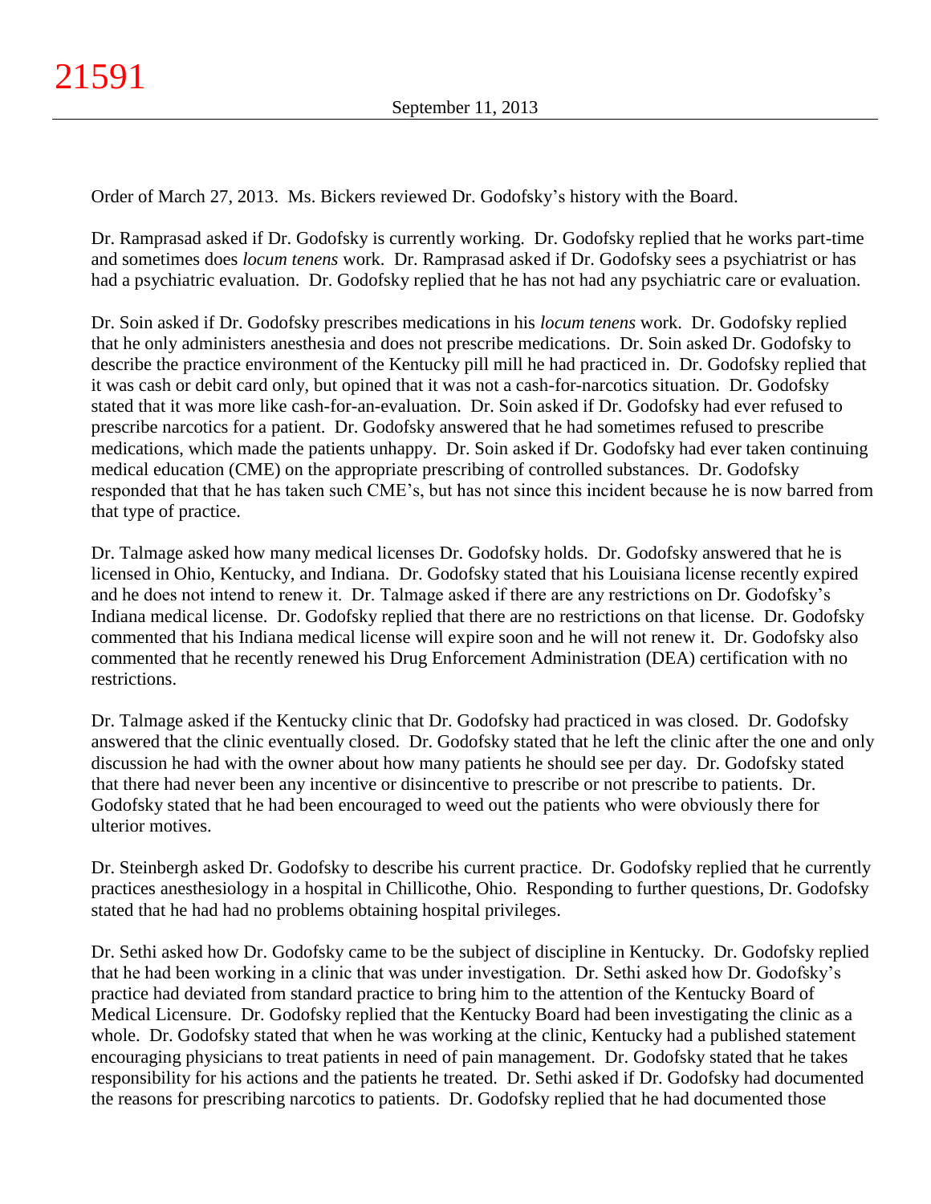Order of March 27, 2013. Ms. Bickers reviewed Dr. Godofsky's history with the Board.

Dr. Ramprasad asked if Dr. Godofsky is currently working. Dr. Godofsky replied that he works part-time and sometimes does *locum tenens* work. Dr. Ramprasad asked if Dr. Godofsky sees a psychiatrist or has had a psychiatric evaluation. Dr. Godofsky replied that he has not had any psychiatric care or evaluation.

Dr. Soin asked if Dr. Godofsky prescribes medications in his *locum tenens* work. Dr. Godofsky replied that he only administers anesthesia and does not prescribe medications. Dr. Soin asked Dr. Godofsky to describe the practice environment of the Kentucky pill mill he had practiced in. Dr. Godofsky replied that it was cash or debit card only, but opined that it was not a cash-for-narcotics situation. Dr. Godofsky stated that it was more like cash-for-an-evaluation. Dr. Soin asked if Dr. Godofsky had ever refused to prescribe narcotics for a patient. Dr. Godofsky answered that he had sometimes refused to prescribe medications, which made the patients unhappy. Dr. Soin asked if Dr. Godofsky had ever taken continuing medical education (CME) on the appropriate prescribing of controlled substances. Dr. Godofsky responded that that he has taken such CME's, but has not since this incident because he is now barred from that type of practice.

Dr. Talmage asked how many medical licenses Dr. Godofsky holds. Dr. Godofsky answered that he is licensed in Ohio, Kentucky, and Indiana. Dr. Godofsky stated that his Louisiana license recently expired and he does not intend to renew it. Dr. Talmage asked if there are any restrictions on Dr. Godofsky's Indiana medical license. Dr. Godofsky replied that there are no restrictions on that license. Dr. Godofsky commented that his Indiana medical license will expire soon and he will not renew it. Dr. Godofsky also commented that he recently renewed his Drug Enforcement Administration (DEA) certification with no restrictions.

Dr. Talmage asked if the Kentucky clinic that Dr. Godofsky had practiced in was closed. Dr. Godofsky answered that the clinic eventually closed. Dr. Godofsky stated that he left the clinic after the one and only discussion he had with the owner about how many patients he should see per day. Dr. Godofsky stated that there had never been any incentive or disincentive to prescribe or not prescribe to patients. Dr. Godofsky stated that he had been encouraged to weed out the patients who were obviously there for ulterior motives.

Dr. Steinbergh asked Dr. Godofsky to describe his current practice. Dr. Godofsky replied that he currently practices anesthesiology in a hospital in Chillicothe, Ohio. Responding to further questions, Dr. Godofsky stated that he had had no problems obtaining hospital privileges.

Dr. Sethi asked how Dr. Godofsky came to be the subject of discipline in Kentucky. Dr. Godofsky replied that he had been working in a clinic that was under investigation. Dr. Sethi asked how Dr. Godofsky's practice had deviated from standard practice to bring him to the attention of the Kentucky Board of Medical Licensure. Dr. Godofsky replied that the Kentucky Board had been investigating the clinic as a whole. Dr. Godofsky stated that when he was working at the clinic, Kentucky had a published statement encouraging physicians to treat patients in need of pain management. Dr. Godofsky stated that he takes responsibility for his actions and the patients he treated. Dr. Sethi asked if Dr. Godofsky had documented the reasons for prescribing narcotics to patients. Dr. Godofsky replied that he had documented those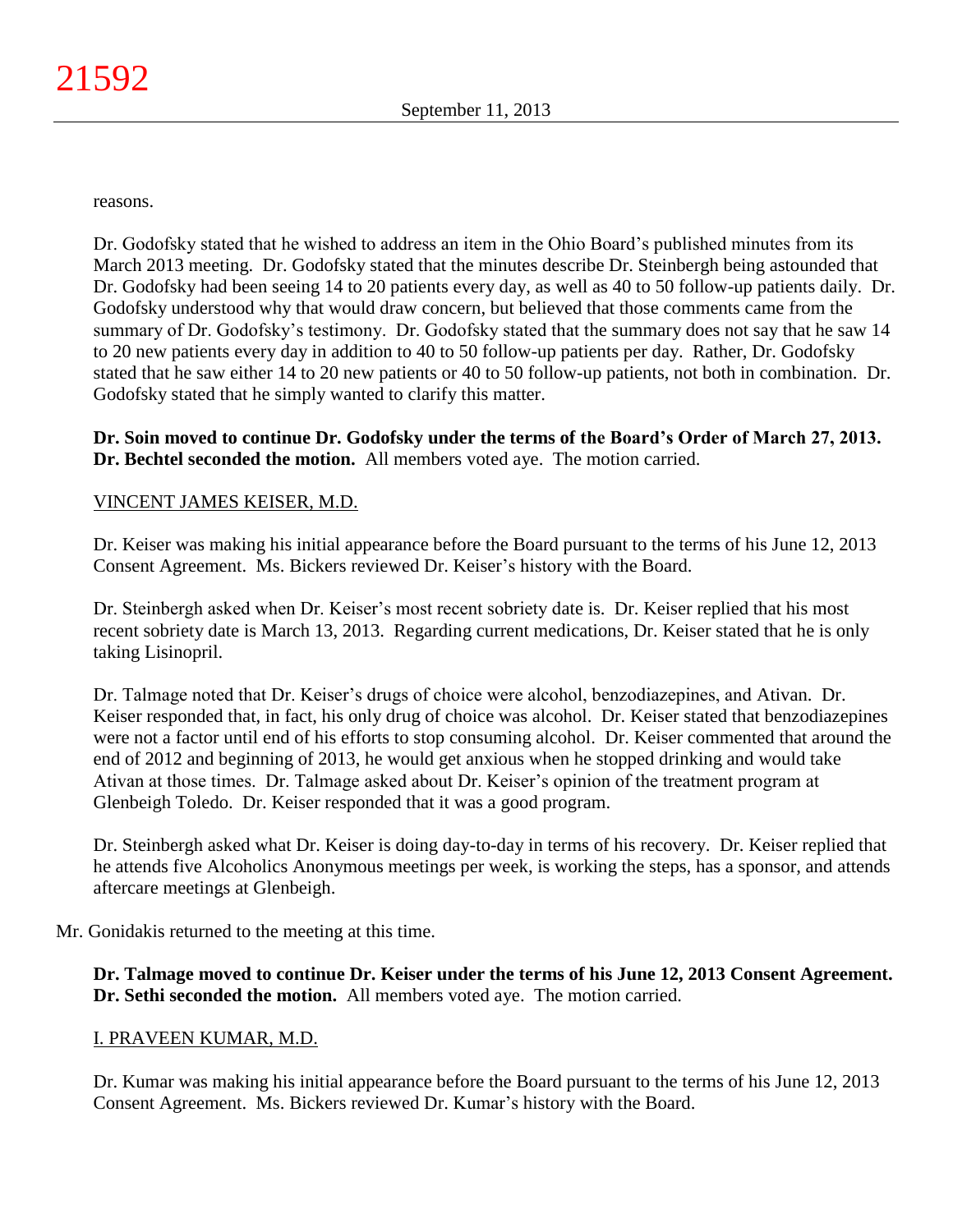reasons.

Dr. Godofsky stated that he wished to address an item in the Ohio Board's published minutes from its March 2013 meeting. Dr. Godofsky stated that the minutes describe Dr. Steinbergh being astounded that Dr. Godofsky had been seeing 14 to 20 patients every day, as well as 40 to 50 follow-up patients daily. Dr. Godofsky understood why that would draw concern, but believed that those comments came from the summary of Dr. Godofsky's testimony. Dr. Godofsky stated that the summary does not say that he saw 14 to 20 new patients every day in addition to 40 to 50 follow-up patients per day. Rather, Dr. Godofsky stated that he saw either 14 to 20 new patients or 40 to 50 follow-up patients, not both in combination. Dr. Godofsky stated that he simply wanted to clarify this matter.

**Dr. Soin moved to continue Dr. Godofsky under the terms of the Board's Order of March 27, 2013. Dr. Bechtel seconded the motion.** All members voted aye. The motion carried.

VINCENT JAMES KEISER, M.D.

Dr. Keiser was making his initial appearance before the Board pursuant to the terms of his June 12, 2013 Consent Agreement. Ms. Bickers reviewed Dr. Keiser's history with the Board.

Dr. Steinbergh asked when Dr. Keiser's most recent sobriety date is. Dr. Keiser replied that his most recent sobriety date is March 13, 2013. Regarding current medications, Dr. Keiser stated that he is only taking Lisinopril.

Dr. Talmage noted that Dr. Keiser's drugs of choice were alcohol, benzodiazepines, and Ativan. Dr. Keiser responded that, in fact, his only drug of choice was alcohol. Dr. Keiser stated that benzodiazepines were not a factor until end of his efforts to stop consuming alcohol. Dr. Keiser commented that around the end of 2012 and beginning of 2013, he would get anxious when he stopped drinking and would take Ativan at those times. Dr. Talmage asked about Dr. Keiser's opinion of the treatment program at Glenbeigh Toledo. Dr. Keiser responded that it was a good program.

Dr. Steinbergh asked what Dr. Keiser is doing day-to-day in terms of his recovery. Dr. Keiser replied that he attends five Alcoholics Anonymous meetings per week, is working the steps, has a sponsor, and attends aftercare meetings at Glenbeigh.

Mr. Gonidakis returned to the meeting at this time.

**Dr. Talmage moved to continue Dr. Keiser under the terms of his June 12, 2013 Consent Agreement. Dr. Sethi seconded the motion.** All members voted aye. The motion carried.

I. PRAVEEN KUMAR, M.D.

Dr. Kumar was making his initial appearance before the Board pursuant to the terms of his June 12, 2013 Consent Agreement. Ms. Bickers reviewed Dr. Kumar's history with the Board.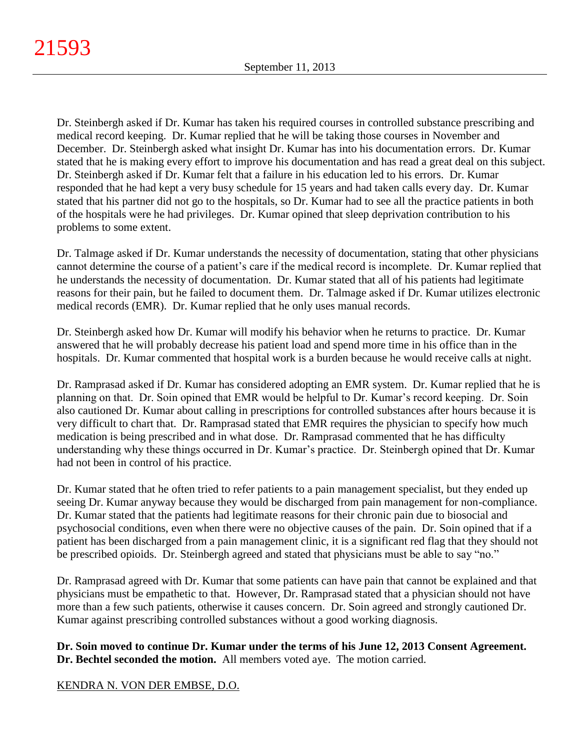Dr. Steinbergh asked if Dr. Kumar has taken his required courses in controlled substance prescribing and medical record keeping. Dr. Kumar replied that he will be taking those courses in November and December. Dr. Steinbergh asked what insight Dr. Kumar has into his documentation errors. Dr. Kumar stated that he is making every effort to improve his documentation and has read a great deal on this subject. Dr. Steinbergh asked if Dr. Kumar felt that a failure in his education led to his errors. Dr. Kumar responded that he had kept a very busy schedule for 15 years and had taken calls every day. Dr. Kumar stated that his partner did not go to the hospitals, so Dr. Kumar had to see all the practice patients in both of the hospitals were he had privileges. Dr. Kumar opined that sleep deprivation contribution to his problems to some extent.

Dr. Talmage asked if Dr. Kumar understands the necessity of documentation, stating that other physicians cannot determine the course of a patient's care if the medical record is incomplete. Dr. Kumar replied that he understands the necessity of documentation. Dr. Kumar stated that all of his patients had legitimate reasons for their pain, but he failed to document them. Dr. Talmage asked if Dr. Kumar utilizes electronic medical records (EMR). Dr. Kumar replied that he only uses manual records.

Dr. Steinbergh asked how Dr. Kumar will modify his behavior when he returns to practice. Dr. Kumar answered that he will probably decrease his patient load and spend more time in his office than in the hospitals. Dr. Kumar commented that hospital work is a burden because he would receive calls at night.

Dr. Ramprasad asked if Dr. Kumar has considered adopting an EMR system. Dr. Kumar replied that he is planning on that. Dr. Soin opined that EMR would be helpful to Dr. Kumar's record keeping. Dr. Soin also cautioned Dr. Kumar about calling in prescriptions for controlled substances after hours because it is very difficult to chart that. Dr. Ramprasad stated that EMR requires the physician to specify how much medication is being prescribed and in what dose. Dr. Ramprasad commented that he has difficulty understanding why these things occurred in Dr. Kumar's practice. Dr. Steinbergh opined that Dr. Kumar had not been in control of his practice.

Dr. Kumar stated that he often tried to refer patients to a pain management specialist, but they ended up seeing Dr. Kumar anyway because they would be discharged from pain management for non-compliance. Dr. Kumar stated that the patients had legitimate reasons for their chronic pain due to biosocial and psychosocial conditions, even when there were no objective causes of the pain. Dr. Soin opined that if a patient has been discharged from a pain management clinic, it is a significant red flag that they should not be prescribed opioids. Dr. Steinbergh agreed and stated that physicians must be able to say "no."

Dr. Ramprasad agreed with Dr. Kumar that some patients can have pain that cannot be explained and that physicians must be empathetic to that. However, Dr. Ramprasad stated that a physician should not have more than a few such patients, otherwise it causes concern. Dr. Soin agreed and strongly cautioned Dr. Kumar against prescribing controlled substances without a good working diagnosis.

**Dr. Soin moved to continue Dr. Kumar under the terms of his June 12, 2013 Consent Agreement. Dr. Bechtel seconded the motion.** All members voted aye. The motion carried.

KENDRA N. VON DER EMBSE, D.O.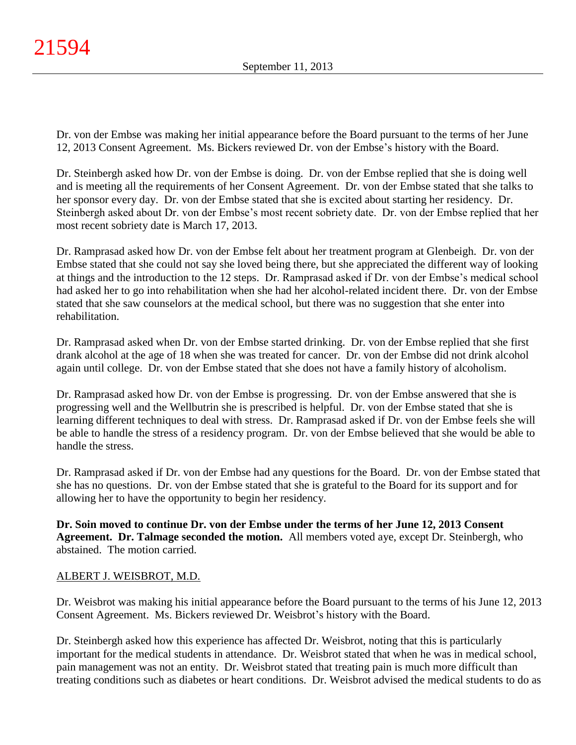Dr. von der Embse was making her initial appearance before the Board pursuant to the terms of her June 12, 2013 Consent Agreement. Ms. Bickers reviewed Dr. von der Embse's history with the Board.

Dr. Steinbergh asked how Dr. von der Embse is doing. Dr. von der Embse replied that she is doing well and is meeting all the requirements of her Consent Agreement. Dr. von der Embse stated that she talks to her sponsor every day. Dr. von der Embse stated that she is excited about starting her residency. Dr. Steinbergh asked about Dr. von der Embse's most recent sobriety date. Dr. von der Embse replied that her most recent sobriety date is March 17, 2013.

Dr. Ramprasad asked how Dr. von der Embse felt about her treatment program at Glenbeigh. Dr. von der Embse stated that she could not say she loved being there, but she appreciated the different way of looking at things and the introduction to the 12 steps. Dr. Ramprasad asked if Dr. von der Embse's medical school had asked her to go into rehabilitation when she had her alcohol-related incident there. Dr. von der Embse stated that she saw counselors at the medical school, but there was no suggestion that she enter into rehabilitation.

Dr. Ramprasad asked when Dr. von der Embse started drinking. Dr. von der Embse replied that she first drank alcohol at the age of 18 when she was treated for cancer. Dr. von der Embse did not drink alcohol again until college. Dr. von der Embse stated that she does not have a family history of alcoholism.

Dr. Ramprasad asked how Dr. von der Embse is progressing. Dr. von der Embse answered that she is progressing well and the Wellbutrin she is prescribed is helpful. Dr. von der Embse stated that she is learning different techniques to deal with stress. Dr. Ramprasad asked if Dr. von der Embse feels she will be able to handle the stress of a residency program. Dr. von der Embse believed that she would be able to handle the stress.

Dr. Ramprasad asked if Dr. von der Embse had any questions for the Board. Dr. von der Embse stated that she has no questions. Dr. von der Embse stated that she is grateful to the Board for its support and for allowing her to have the opportunity to begin her residency.

**Dr. Soin moved to continue Dr. von der Embse under the terms of her June 12, 2013 Consent Agreement. Dr. Talmage seconded the motion.** All members voted aye, except Dr. Steinbergh, who abstained. The motion carried.

ALBERT J. WEISBROT, M.D.

Dr. Weisbrot was making his initial appearance before the Board pursuant to the terms of his June 12, 2013 Consent Agreement. Ms. Bickers reviewed Dr. Weisbrot's history with the Board.

Dr. Steinbergh asked how this experience has affected Dr. Weisbrot, noting that this is particularly important for the medical students in attendance. Dr. Weisbrot stated that when he was in medical school, pain management was not an entity. Dr. Weisbrot stated that treating pain is much more difficult than treating conditions such as diabetes or heart conditions. Dr. Weisbrot advised the medical students to do as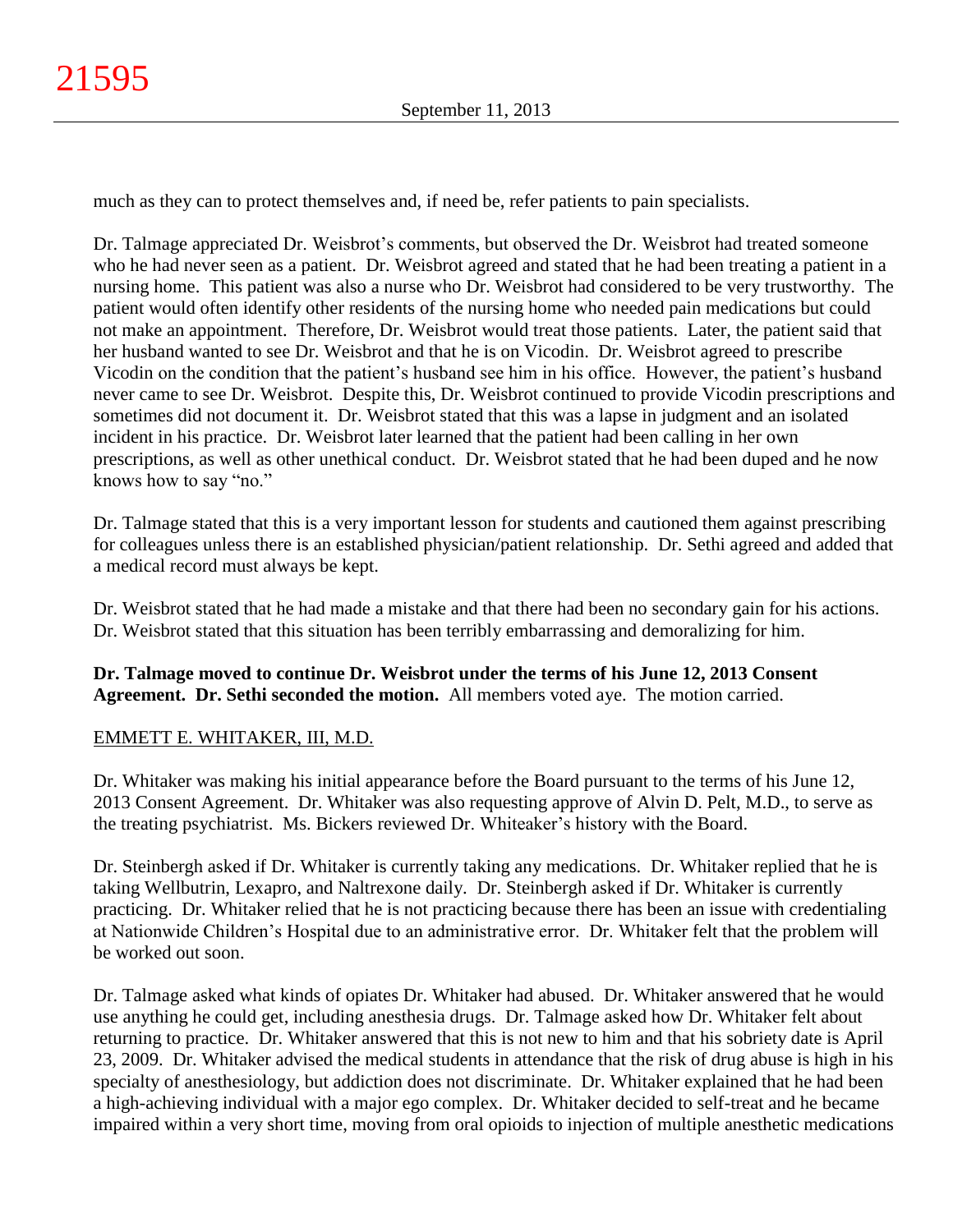much as they can to protect themselves and, if need be, refer patients to pain specialists.

Dr. Talmage appreciated Dr. Weisbrot's comments, but observed the Dr. Weisbrot had treated someone who he had never seen as a patient. Dr. Weisbrot agreed and stated that he had been treating a patient in a nursing home. This patient was also a nurse who Dr. Weisbrot had considered to be very trustworthy. The patient would often identify other residents of the nursing home who needed pain medications but could not make an appointment. Therefore, Dr. Weisbrot would treat those patients. Later, the patient said that her husband wanted to see Dr. Weisbrot and that he is on Vicodin. Dr. Weisbrot agreed to prescribe Vicodin on the condition that the patient's husband see him in his office. However, the patient's husband never came to see Dr. Weisbrot. Despite this, Dr. Weisbrot continued to provide Vicodin prescriptions and sometimes did not document it. Dr. Weisbrot stated that this was a lapse in judgment and an isolated incident in his practice. Dr. Weisbrot later learned that the patient had been calling in her own prescriptions, as well as other unethical conduct. Dr. Weisbrot stated that he had been duped and he now knows how to say "no."

Dr. Talmage stated that this is a very important lesson for students and cautioned them against prescribing for colleagues unless there is an established physician/patient relationship. Dr. Sethi agreed and added that a medical record must always be kept.

Dr. Weisbrot stated that he had made a mistake and that there had been no secondary gain for his actions. Dr. Weisbrot stated that this situation has been terribly embarrassing and demoralizing for him.

**Dr. Talmage moved to continue Dr. Weisbrot under the terms of his June 12, 2013 Consent Agreement. Dr. Sethi seconded the motion.** All members voted aye. The motion carried.

EMMETT E. WHITAKER, III, M.D.

Dr. Whitaker was making his initial appearance before the Board pursuant to the terms of his June 12, 2013 Consent Agreement. Dr. Whitaker was also requesting approve of Alvin D. Pelt, M.D., to serve as the treating psychiatrist. Ms. Bickers reviewed Dr. Whiteaker's history with the Board.

Dr. Steinbergh asked if Dr. Whitaker is currently taking any medications. Dr. Whitaker replied that he is taking Wellbutrin, Lexapro, and Naltrexone daily. Dr. Steinbergh asked if Dr. Whitaker is currently practicing. Dr. Whitaker relied that he is not practicing because there has been an issue with credentialing at Nationwide Children's Hospital due to an administrative error. Dr. Whitaker felt that the problem will be worked out soon.

Dr. Talmage asked what kinds of opiates Dr. Whitaker had abused. Dr. Whitaker answered that he would use anything he could get, including anesthesia drugs. Dr. Talmage asked how Dr. Whitaker felt about returning to practice. Dr. Whitaker answered that this is not new to him and that his sobriety date is April 23, 2009. Dr. Whitaker advised the medical students in attendance that the risk of drug abuse is high in his specialty of anesthesiology, but addiction does not discriminate. Dr. Whitaker explained that he had been a high-achieving individual with a major ego complex. Dr. Whitaker decided to self-treat and he became impaired within a very short time, moving from oral opioids to injection of multiple anesthetic medications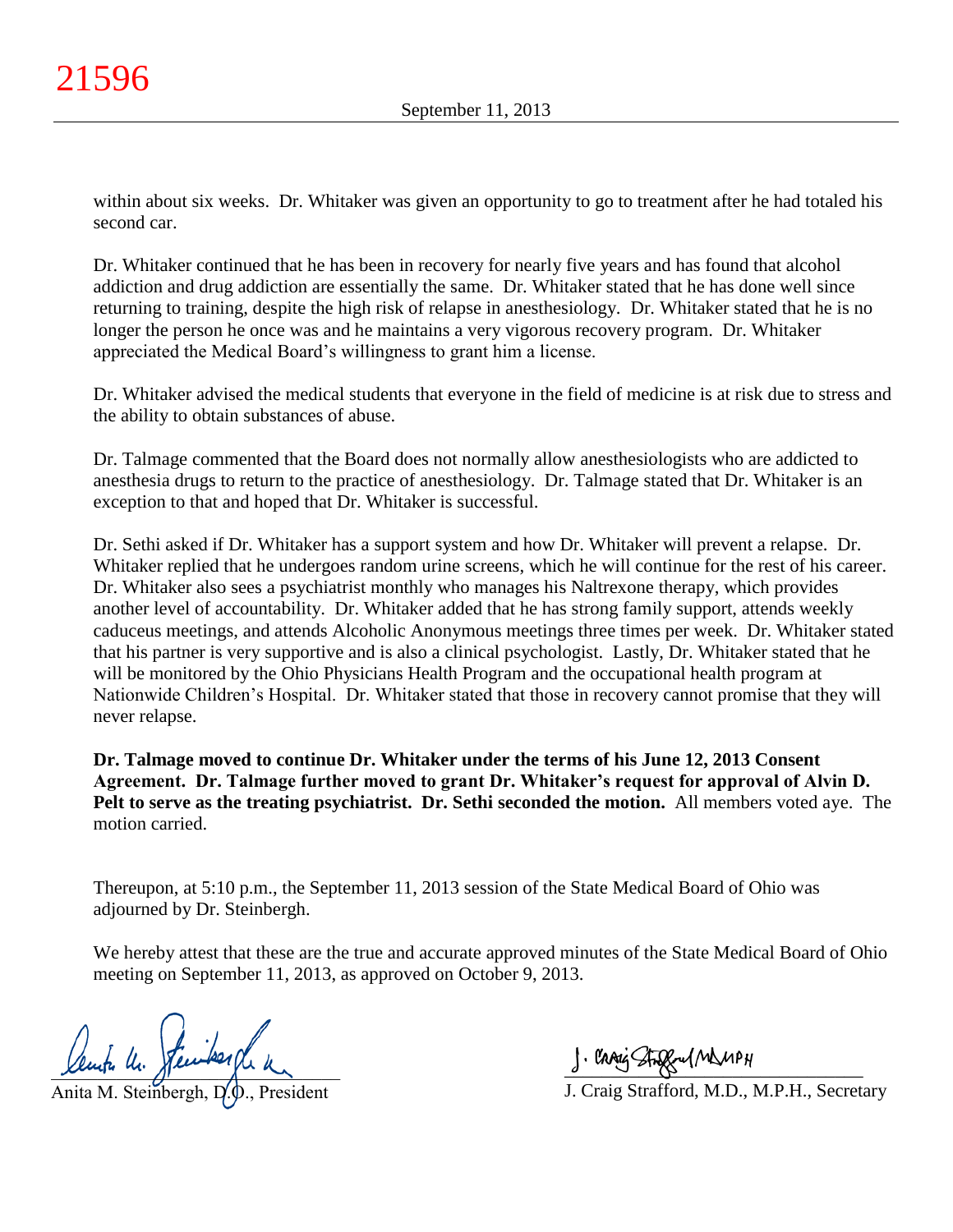within about six weeks. Dr. Whitaker was given an opportunity to go to treatment after he had totaled his second car.

Dr. Whitaker continued that he has been in recovery for nearly five years and has found that alcohol addiction and drug addiction are essentially the same. Dr. Whitaker stated that he has done well since returning to training, despite the high risk of relapse in anesthesiology. Dr. Whitaker stated that he is no longer the person he once was and he maintains a very vigorous recovery program. Dr. Whitaker appreciated the Medical Board's willingness to grant him a license.

Dr. Whitaker advised the medical students that everyone in the field of medicine is at risk due to stress and the ability to obtain substances of abuse.

Dr. Talmage commented that the Board does not normally allow anesthesiologists who are addicted to anesthesia drugs to return to the practice of anesthesiology. Dr. Talmage stated that Dr. Whitaker is an exception to that and hoped that Dr. Whitaker is successful.

Dr. Sethi asked if Dr. Whitaker has a support system and how Dr. Whitaker will prevent a relapse. Dr. Whitaker replied that he undergoes random urine screens, which he will continue for the rest of his career. Dr. Whitaker also sees a psychiatrist monthly who manages his Naltrexone therapy, which provides another level of accountability. Dr. Whitaker added that he has strong family support, attends weekly caduceus meetings, and attends Alcoholic Anonymous meetings three times per week. Dr. Whitaker stated that his partner is very supportive and is also a clinical psychologist. Lastly, Dr. Whitaker stated that he will be monitored by the Ohio Physicians Health Program and the occupational health program at Nationwide Children's Hospital. Dr. Whitaker stated that those in recovery cannot promise that they will never relapse.

**Dr. Talmage moved to continue Dr. Whitaker under the terms of his June 12, 2013 Consent Agreement. Dr. Talmage further moved to grant Dr. Whitaker's request for approval of Alvin D. Pelt to serve as the treating psychiatrist. Dr. Sethi seconded the motion.** All members voted aye. The motion carried.

Thereupon, at 5:10 p.m., the September 11, 2013 session of the State Medical Board of Ohio was adjourned by Dr. Steinbergh.

We hereby attest that these are the true and accurate approved minutes of the State Medical Board of Ohio meeting on September 11, 2013, as approved on October 9, 2013.

Anita M. Steinbergh, D.O., President

J. Craig Strafford, M.D., M.P.H., Secretary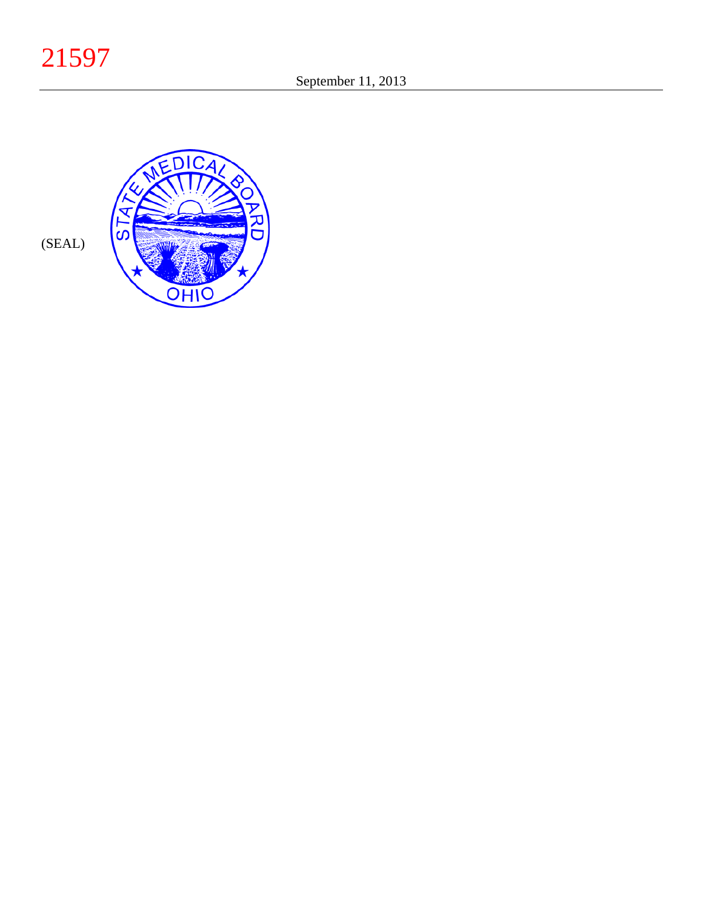21597

September 11, 2013

(SEAL)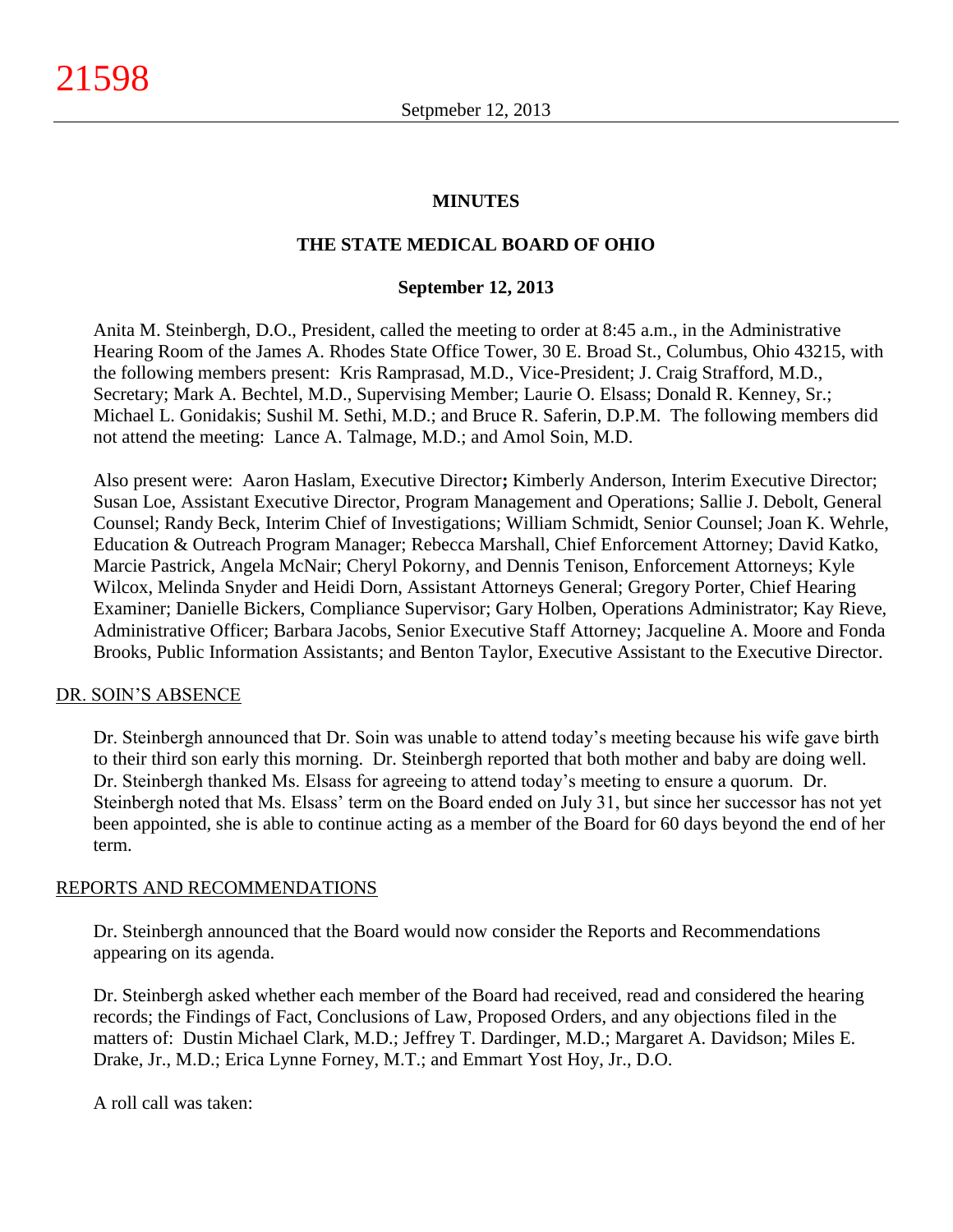# MINUTES

## THE STATE MEDICAL BOARD OF OHIO

### September 12, 2013

Anita M. Steinbergh, D.O., President, called the meeting to order at 8:45 a.m., in the Administrative Hearing Room of the James A. Rhodes State Office Tower, 30 E. Broad St., Columbus, Ohio 43215, with the following members present: Kris Ramprasad, M.D., Vice-President; J. Craig Strafford, M.D., Secretary; Mark A. Bechtel, M.D., Supervising Member; Laurie O. Elsass; Donald R. Kenney, Sr.; Michael L. Gonidakis; Sushil M. Sethi, M.D.; and Bruce R. Saferin, D.P.M. The following members did not attend the meeting: Lance A. Talmage, M.D.; and Amol Soin, M.D.

Also present were: Aaron Haslam, Executive Director**;** Kimberly Anderson, Interim Executive Director; Susan Loe, Assistant Executive Director, Program Management and Operations; Sallie J. Debolt, General Counsel; Randy Beck, Interim Chief of Investigations; William Schmidt, Senior Counsel; Joan K. Wehrle, Education & Outreach Program Manager; Rebecca Marshall, Chief Enforcement Attorney; David Katko, Marcie Pastrick, Angela McNair; Cheryl Pokorny, and Dennis Tenison, Enforcement Attorneys; Kyle Wilcox, Melinda Snyder and Heidi Dorn, Assistant Attorneys General; Gregory Porter, Chief Hearing Examiner; Danielle Bickers, Compliance Supervisor; Gary Holben, Operations Administrator; Kay Rieve, Administrative Officer; Barbara Jacobs, Senior Executive Staff Attorney; Jacqueline A. Moore and Fonda Brooks, Public Information Assistants; and Benton Taylor, Executive Assistant to the Executive Director.

DR. SOIN'S ABSENCE

Dr. Steinbergh announced that Dr. Soin was unable to attend today's meeting because his wife gave birth to their third son early this morning. Dr. Steinbergh reported that both mother and baby are doing well. Dr. Steinbergh thanked Ms. Elsass for agreeing to attend today's meeting to ensure a quorum. Dr. Steinbergh noted that Ms. Elsass' term on the Board ended on July 31, but since her successor has not yet been appointed, she is able to continue acting as a member of the Board for 60 days beyond the end of her term.

REPORTS AND RECOMMENDATIONS

Dr. Steinbergh announced that the Board would now consider the Reports and Recommendations appearing on its agenda.

Dr. Steinbergh asked whether each member of the Board had received, read and considered the hearing records; the Findings of Fact, Conclusions of Law, Proposed Orders, and any objections filed in the matters of: Dustin Michael Clark, M.D.; Jeffrey T. Dardinger, M.D.; Margaret A. Davidson; Miles E. Drake, Jr., M.D.; Erica Lynne Forney, M.T.; and Emmart Yost Hoy, Jr., D.O.

A roll call was taken: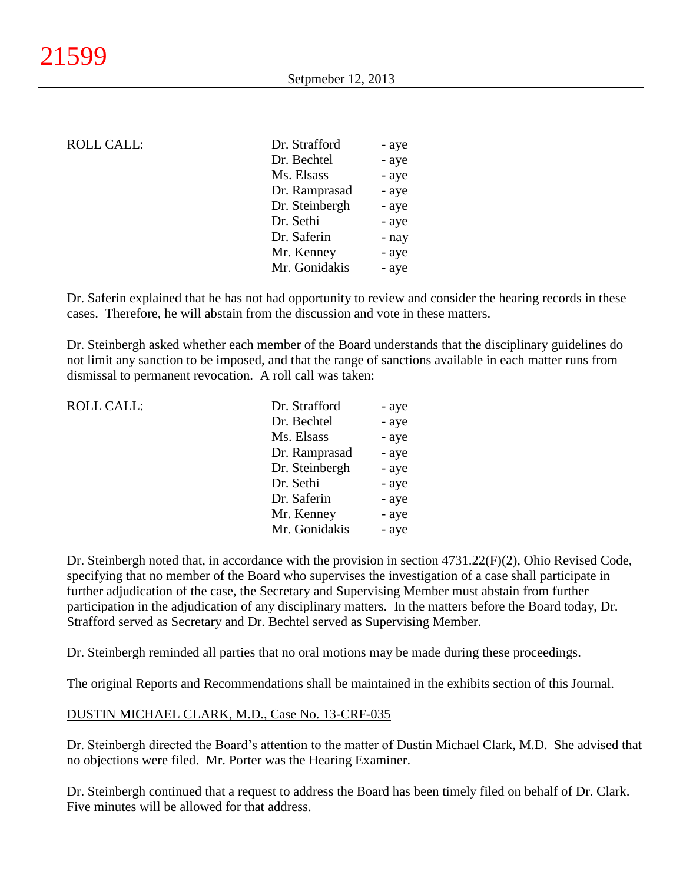ROLL CALL:

| | | |
|---|---|---|
| | Dr. Strafford | - aye |
| | Dr. Bechtel | - aye |
| | Ms. Elsass | - aye |
| | Dr. Ramprasad | - aye |
| | Dr. Steinbergh | - aye |
| | Dr. Sethi | - aye |
| | Dr. Saferin | - nay |
| | Mr. Kenney | - aye |
| | Mr. Gonidakis | - aye |

Dr. Saferin explained that he has not had opportunity to review and consider the hearing records in these cases. Therefore, he will abstain from the discussion and vote in these matters.

Dr. Steinbergh asked whether each member of the Board understands that the disciplinary guidelines do not limit any sanction to be imposed, and that the range of sanctions available in each matter runs from dismissal to permanent revocation. A roll call was taken:

ROLL CALL:

| | | |
|---|---|---|
| | Dr. Strafford | - aye |
| | Dr. Bechtel | - aye |
| | Ms. Elsass | - aye |
| | Dr. Ramprasad | - aye |
| | Dr. Steinbergh | - aye |
| | Dr. Sethi | - aye |
| | Dr. Saferin | - aye |
| | Mr. Kenney | - aye |
| | Mr. Gonidakis | - aye |

Dr. Steinbergh noted that, in accordance with the provision in section 4731.22(F)(2), Ohio Revised Code, specifying that no member of the Board who supervises the investigation of a case shall participate in further adjudication of the case, the Secretary and Supervising Member must abstain from further participation in the adjudication of any disciplinary matters. In the matters before the Board today, Dr. Strafford served as Secretary and Dr. Bechtel served as Supervising Member.

Dr. Steinbergh reminded all parties that no oral motions may be made during these proceedings.

The original Reports and Recommendations shall be maintained in the exhibits section of this Journal.

DUSTIN MICHAEL CLARK, M.D., Case No. 13-CRF-035

Dr. Steinbergh directed the Board's attention to the matter of Dustin Michael Clark, M.D. She advised that no objections were filed. Mr. Porter was the Hearing Examiner.

Dr. Steinbergh continued that a request to address the Board has been timely filed on behalf of Dr. Clark. Five minutes will be allowed for that address.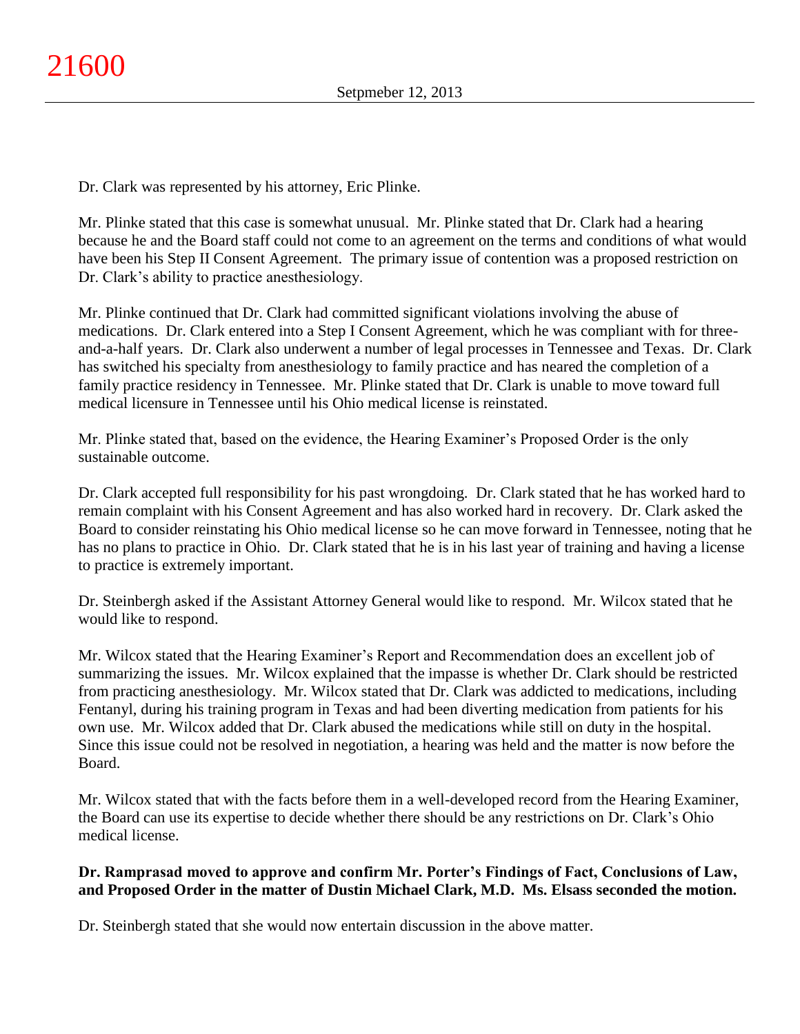Dr. Clark was represented by his attorney, Eric Plinke.

Mr. Plinke stated that this case is somewhat unusual. Mr. Plinke stated that Dr. Clark had a hearing because he and the Board staff could not come to an agreement on the terms and conditions of what would have been his Step II Consent Agreement. The primary issue of contention was a proposed restriction on Dr. Clark's ability to practice anesthesiology.

Mr. Plinke continued that Dr. Clark had committed significant violations involving the abuse of medications. Dr. Clark entered into a Step I Consent Agreement, which he was compliant with for three-and-a-half years. Dr. Clark also underwent a number of legal processes in Tennessee and Texas. Dr. Clark has switched his specialty from anesthesiology to family practice and has neared the completion of a family practice residency in Tennessee. Mr. Plinke stated that Dr. Clark is unable to move toward full medical licensure in Tennessee until his Ohio medical license is reinstated.

Mr. Plinke stated that, based on the evidence, the Hearing Examiner's Proposed Order is the only sustainable outcome.

Dr. Clark accepted full responsibility for his past wrongdoing. Dr. Clark stated that he has worked hard to remain complaint with his Consent Agreement and has also worked hard in recovery. Dr. Clark asked the Board to consider reinstating his Ohio medical license so he can move forward in Tennessee, noting that he has no plans to practice in Ohio. Dr. Clark stated that he is in his last year of training and having a license to practice is extremely important.

Dr. Steinbergh asked if the Assistant Attorney General would like to respond. Mr. Wilcox stated that he would like to respond.

Mr. Wilcox stated that the Hearing Examiner's Report and Recommendation does an excellent job of summarizing the issues. Mr. Wilcox explained that the impasse is whether Dr. Clark should be restricted from practicing anesthesiology. Mr. Wilcox stated that Dr. Clark was addicted to medications, including Fentanyl, during his training program in Texas and had been diverting medication from patients for his own use. Mr. Wilcox added that Dr. Clark abused the medications while still on duty in the hospital. Since this issue could not be resolved in negotiation, a hearing was held and the matter is now before the Board.

Mr. Wilcox stated that with the facts before them in a well-developed record from the Hearing Examiner, the Board can use its expertise to decide whether there should be any restrictions on Dr. Clark's Ohio medical license.

**Dr. Ramprasad moved to approve and confirm Mr. Porter's Findings of Fact, Conclusions of Law, and Proposed Order in the matter of Dustin Michael Clark, M.D. Ms. Elsass seconded the motion.**

Dr. Steinbergh stated that she would now entertain discussion in the above matter.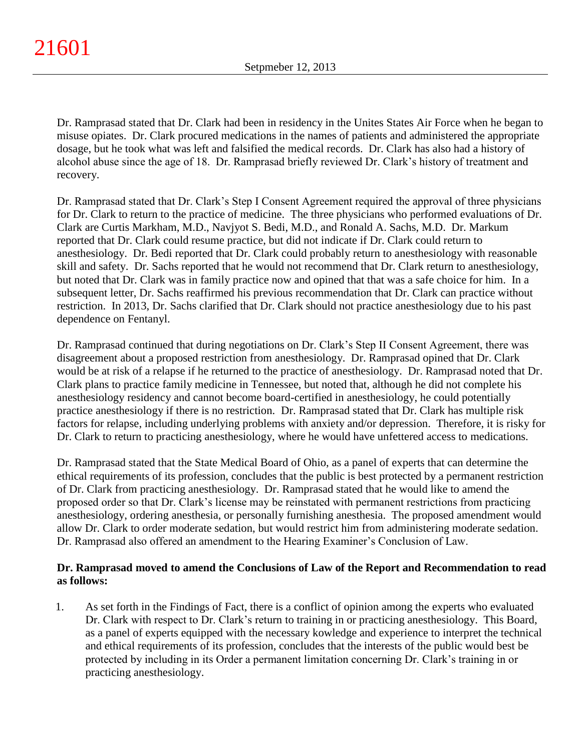Dr. Ramprasad stated that Dr. Clark had been in residency in the Unites States Air Force when he began to misuse opiates. Dr. Clark procured medications in the names of patients and administered the appropriate dosage, but he took what was left and falsified the medical records. Dr. Clark has also had a history of alcohol abuse since the age of 18. Dr. Ramprasad briefly reviewed Dr. Clark's history of treatment and recovery.

Dr. Ramprasad stated that Dr. Clark's Step I Consent Agreement required the approval of three physicians for Dr. Clark to return to the practice of medicine. The three physicians who performed evaluations of Dr. Clark are Curtis Markham, M.D., Navjyot S. Bedi, M.D., and Ronald A. Sachs, M.D. Dr. Markum reported that Dr. Clark could resume practice, but did not indicate if Dr. Clark could return to anesthesiology. Dr. Bedi reported that Dr. Clark could probably return to anesthesiology with reasonable skill and safety. Dr. Sachs reported that he would not recommend that Dr. Clark return to anesthesiology, but noted that Dr. Clark was in family practice now and opined that that was a safe choice for him. In a subsequent letter, Dr. Sachs reaffirmed his previous recommendation that Dr. Clark can practice without restriction. In 2013, Dr. Sachs clarified that Dr. Clark should not practice anesthesiology due to his past dependence on Fentanyl.

Dr. Ramprasad continued that during negotiations on Dr. Clark's Step II Consent Agreement, there was disagreement about a proposed restriction from anesthesiology. Dr. Ramprasad opined that Dr. Clark would be at risk of a relapse if he returned to the practice of anesthesiology. Dr. Ramprasad noted that Dr. Clark plans to practice family medicine in Tennessee, but noted that, although he did not complete his anesthesiology residency and cannot become board-certified in anesthesiology, he could potentially practice anesthesiology if there is no restriction. Dr. Ramprasad stated that Dr. Clark has multiple risk factors for relapse, including underlying problems with anxiety and/or depression. Therefore, it is risky for Dr. Clark to return to practicing anesthesiology, where he would have unfettered access to medications.

Dr. Ramprasad stated that the State Medical Board of Ohio, as a panel of experts that can determine the ethical requirements of its profession, concludes that the public is best protected by a permanent restriction of Dr. Clark from practicing anesthesiology. Dr. Ramprasad stated that he would like to amend the proposed order so that Dr. Clark's license may be reinstated with permanent restrictions from practicing anesthesiology, ordering anesthesia, or personally furnishing anesthesia. The proposed amendment would allow Dr. Clark to order moderate sedation, but would restrict him from administering moderate sedation. Dr. Ramprasad also offered an amendment to the Hearing Examiner's Conclusion of Law.

**Dr. Ramprasad moved to amend the Conclusions of Law of the Report and Recommendation to read as follows:**

1. As set forth in the Findings of Fact, there is a conflict of opinion among the experts who evaluated Dr. Clark with respect to Dr. Clark's return to training in or practicing anesthesiology. This Board, as a panel of experts equipped with the necessary kowledge and experience to interpret the technical and ethical requirements of its profession, concludes that the interests of the public would best be protected by including in its Order a permanent limitation concerning Dr. Clark's training in or practicing anesthesiology.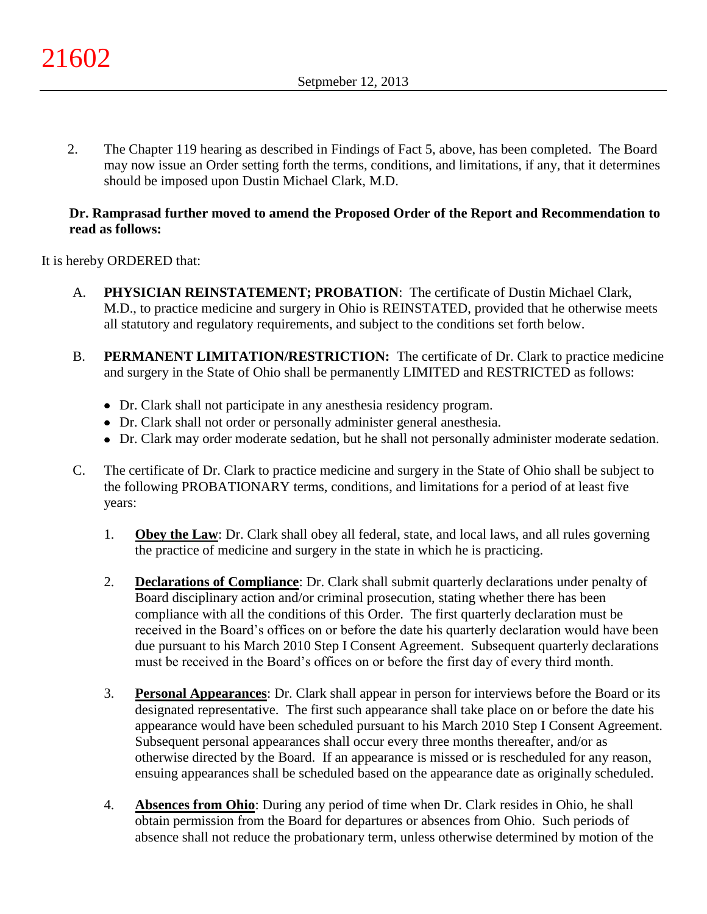2. The Chapter 119 hearing as described in Findings of Fact 5, above, has been completed. The Board may now issue an Order setting forth the terms, conditions, and limitations, if any, that it determines should be imposed upon Dustin Michael Clark, M.D.

**Dr. Ramprasad further moved to amend the Proposed Order of the Report and Recommendation to read as follows:**

It is hereby ORDERED that:

A. **PHYSICIAN REINSTATEMENT; PROBATION**: The certificate of Dustin Michael Clark, M.D., to practice medicine and surgery in Ohio is REINSTATED, provided that he otherwise meets all statutory and regulatory requirements, and subject to the conditions set forth below.

B. **PERMANENT LIMITATION/RESTRICTION:** The certificate of Dr. Clark to practice medicine and surgery in the State of Ohio shall be permanently LIMITED and RESTRICTED as follows:

- Dr. Clark shall not participate in any anesthesia residency program.
- Dr. Clark shall not order or personally administer general anesthesia.
- Dr. Clark may order moderate sedation, but he shall not personally administer moderate sedation.

C. The certificate of Dr. Clark to practice medicine and surgery in the State of Ohio shall be subject to the following PROBATIONARY terms, conditions, and limitations for a period of at least five years:

1. **Obey the Law**: Dr. Clark shall obey all federal, state, and local laws, and all rules governing the practice of medicine and surgery in the state in which he is practicing.

2. **Declarations of Compliance**: Dr. Clark shall submit quarterly declarations under penalty of Board disciplinary action and/or criminal prosecution, stating whether there has been compliance with all the conditions of this Order. The first quarterly declaration must be received in the Board's offices on or before the date his quarterly declaration would have been due pursuant to his March 2010 Step I Consent Agreement. Subsequent quarterly declarations must be received in the Board's offices on or before the first day of every third month.

3. **Personal Appearances**: Dr. Clark shall appear in person for interviews before the Board or its designated representative. The first such appearance shall take place on or before the date his appearance would have been scheduled pursuant to his March 2010 Step I Consent Agreement. Subsequent personal appearances shall occur every three months thereafter, and/or as otherwise directed by the Board. If an appearance is missed or is rescheduled for any reason, ensuing appearances shall be scheduled based on the appearance date as originally scheduled.

4. **Absences from Ohio**: During any period of time when Dr. Clark resides in Ohio, he shall obtain permission from the Board for departures or absences from Ohio. Such periods of absence shall not reduce the probationary term, unless otherwise determined by motion of the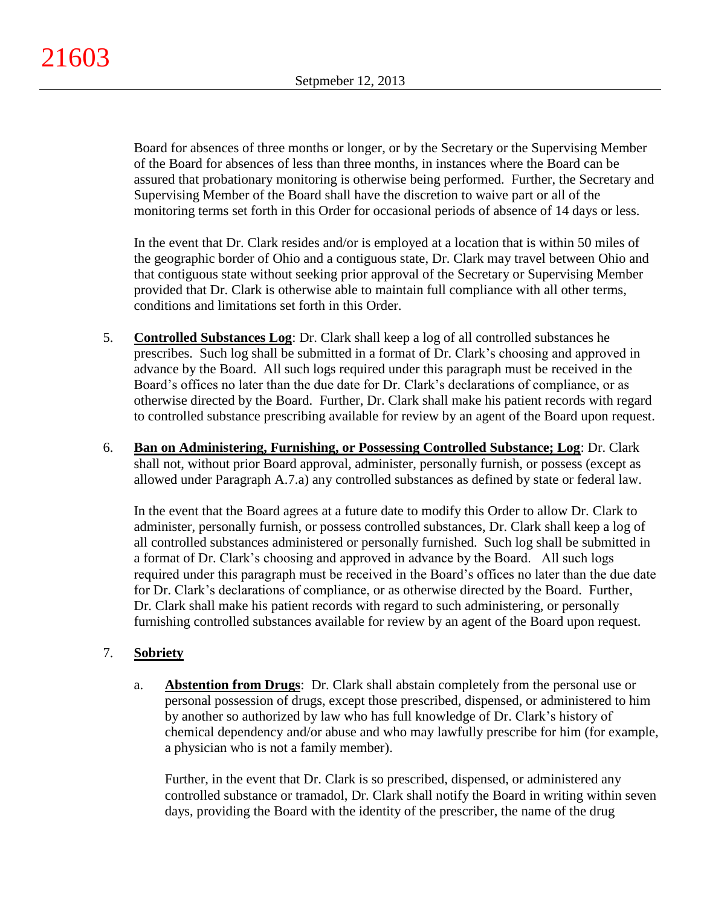Board for absences of three months or longer, or by the Secretary or the Supervising Member of the Board for absences of less than three months, in instances where the Board can be assured that probationary monitoring is otherwise being performed. Further, the Secretary and Supervising Member of the Board shall have the discretion to waive part or all of the monitoring terms set forth in this Order for occasional periods of absence of 14 days or less.

In the event that Dr. Clark resides and/or is employed at a location that is within 50 miles of the geographic border of Ohio and a contiguous state, Dr. Clark may travel between Ohio and that contiguous state without seeking prior approval of the Secretary or Supervising Member provided that Dr. Clark is otherwise able to maintain full compliance with all other terms, conditions and limitations set forth in this Order.

5. **Controlled Substances Log**: Dr. Clark shall keep a log of all controlled substances he prescribes. Such log shall be submitted in a format of Dr. Clark's choosing and approved in advance by the Board. All such logs required under this paragraph must be received in the Board's offices no later than the due date for Dr. Clark's declarations of compliance, or as otherwise directed by the Board. Further, Dr. Clark shall make his patient records with regard to controlled substance prescribing available for review by an agent of the Board upon request.

6. **Ban on Administering, Furnishing, or Possessing Controlled Substance; Log**: Dr. Clark shall not, without prior Board approval, administer, personally furnish, or possess (except as allowed under Paragraph A.7.a) any controlled substances as defined by state or federal law.

   In the event that the Board agrees at a future date to modify this Order to allow Dr. Clark to administer, personally furnish, or possess controlled substances, Dr. Clark shall keep a log of all controlled substances administered or personally furnished. Such log shall be submitted in a format of Dr. Clark's choosing and approved in advance by the Board. All such logs required under this paragraph must be received in the Board's offices no later than the due date for Dr. Clark's declarations of compliance, or as otherwise directed by the Board. Further, Dr. Clark shall make his patient records with regard to such administering, or personally furnishing controlled substances available for review by an agent of the Board upon request.

7. **Sobriety**

   a. **Abstention from Drugs**: Dr. Clark shall abstain completely from the personal use or personal possession of drugs, except those prescribed, dispensed, or administered to him by another so authorized by law who has full knowledge of Dr. Clark's history of chemical dependency and/or abuse and who may lawfully prescribe for him (for example, a physician who is not a family member).

      Further, in the event that Dr. Clark is so prescribed, dispensed, or administered any controlled substance or tramadol, Dr. Clark shall notify the Board in writing within seven days, providing the Board with the identity of the prescriber, the name of the drug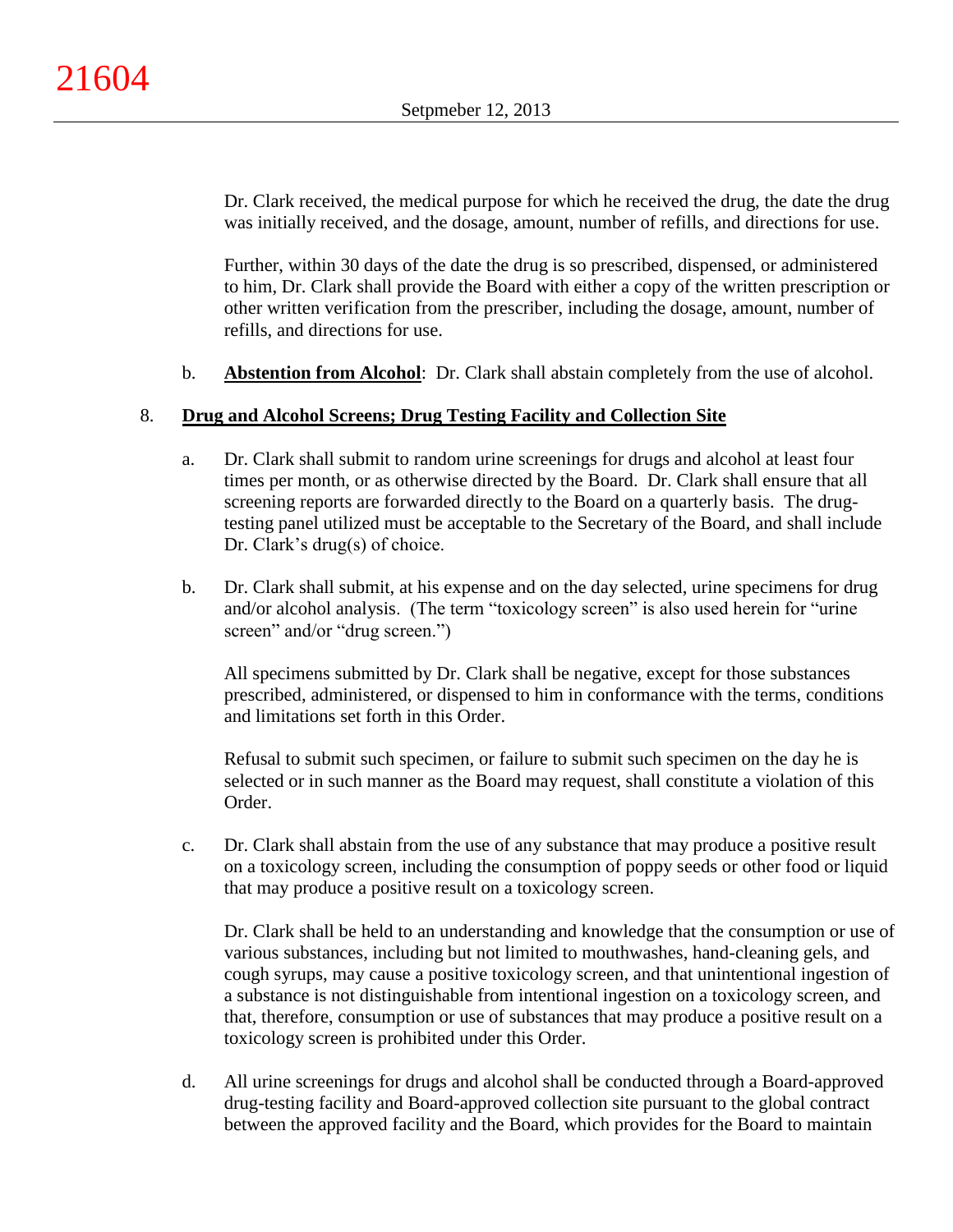Dr. Clark received, the medical purpose for which he received the drug, the date the drug was initially received, and the dosage, amount, number of refills, and directions for use.

Further, within 30 days of the date the drug is so prescribed, dispensed, or administered to him, Dr. Clark shall provide the Board with either a copy of the written prescription or other written verification from the prescriber, including the dosage, amount, number of refills, and directions for use.

b. **Abstention from Alcohol**: Dr. Clark shall abstain completely from the use of alcohol.

8. **Drug and Alcohol Screens; Drug Testing Facility and Collection Site**

a. Dr. Clark shall submit to random urine screenings for drugs and alcohol at least four times per month, or as otherwise directed by the Board. Dr. Clark shall ensure that all screening reports are forwarded directly to the Board on a quarterly basis. The drug-testing panel utilized must be acceptable to the Secretary of the Board, and shall include Dr. Clark's drug(s) of choice.

b. Dr. Clark shall submit, at his expense and on the day selected, urine specimens for drug and/or alcohol analysis. (The term "toxicology screen" is also used herein for "urine screen" and/or "drug screen.")

All specimens submitted by Dr. Clark shall be negative, except for those substances prescribed, administered, or dispensed to him in conformance with the terms, conditions and limitations set forth in this Order.

Refusal to submit such specimen, or failure to submit such specimen on the day he is selected or in such manner as the Board may request, shall constitute a violation of this Order.

c. Dr. Clark shall abstain from the use of any substance that may produce a positive result on a toxicology screen, including the consumption of poppy seeds or other food or liquid that may produce a positive result on a toxicology screen.

Dr. Clark shall be held to an understanding and knowledge that the consumption or use of various substances, including but not limited to mouthwashes, hand-cleaning gels, and cough syrups, may cause a positive toxicology screen, and that unintentional ingestion of a substance is not distinguishable from intentional ingestion on a toxicology screen, and that, therefore, consumption or use of substances that may produce a positive result on a toxicology screen is prohibited under this Order.

d. All urine screenings for drugs and alcohol shall be conducted through a Board-approved drug-testing facility and Board-approved collection site pursuant to the global contract between the approved facility and the Board, which provides for the Board to maintain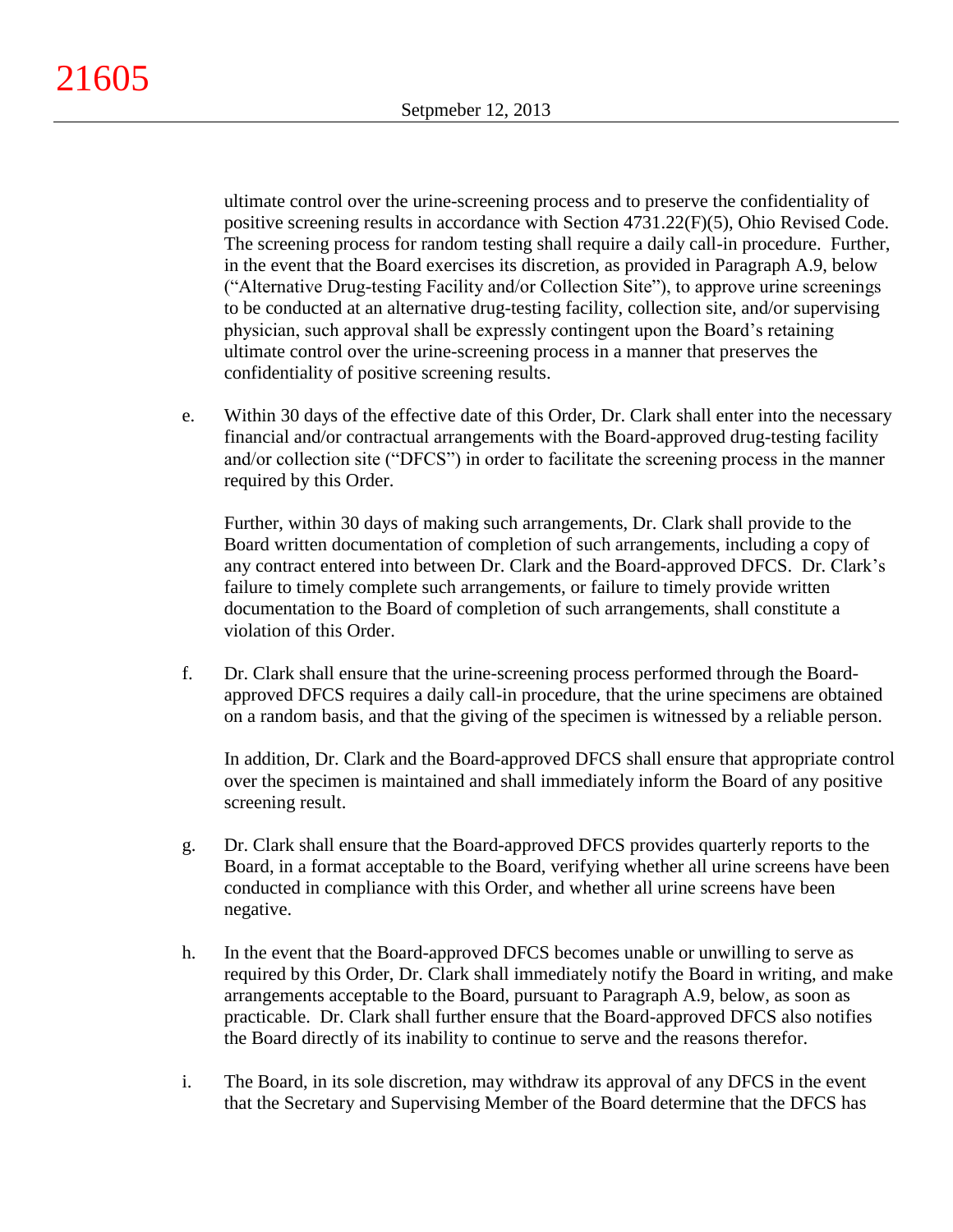ultimate control over the urine-screening process and to preserve the confidentiality of positive screening results in accordance with Section 4731.22(F)(5), Ohio Revised Code. The screening process for random testing shall require a daily call-in procedure. Further, in the event that the Board exercises its discretion, as provided in Paragraph A.9, below ("Alternative Drug-testing Facility and/or Collection Site"), to approve urine screenings to be conducted at an alternative drug-testing facility, collection site, and/or supervising physician, such approval shall be expressly contingent upon the Board's retaining ultimate control over the urine-screening process in a manner that preserves the confidentiality of positive screening results.

e. Within 30 days of the effective date of this Order, Dr. Clark shall enter into the necessary financial and/or contractual arrangements with the Board-approved drug-testing facility and/or collection site ("DFCS") in order to facilitate the screening process in the manner required by this Order.

   Further, within 30 days of making such arrangements, Dr. Clark shall provide to the Board written documentation of completion of such arrangements, including a copy of any contract entered into between Dr. Clark and the Board-approved DFCS. Dr. Clark's failure to timely complete such arrangements, or failure to timely provide written documentation to the Board of completion of such arrangements, shall constitute a violation of this Order.

f. Dr. Clark shall ensure that the urine-screening process performed through the Board-approved DFCS requires a daily call-in procedure, that the urine specimens are obtained on a random basis, and that the giving of the specimen is witnessed by a reliable person.

   In addition, Dr. Clark and the Board-approved DFCS shall ensure that appropriate control over the specimen is maintained and shall immediately inform the Board of any positive screening result.

g. Dr. Clark shall ensure that the Board-approved DFCS provides quarterly reports to the Board, in a format acceptable to the Board, verifying whether all urine screens have been conducted in compliance with this Order, and whether all urine screens have been negative.

h. In the event that the Board-approved DFCS becomes unable or unwilling to serve as required by this Order, Dr. Clark shall immediately notify the Board in writing, and make arrangements acceptable to the Board, pursuant to Paragraph A.9, below, as soon as practicable. Dr. Clark shall further ensure that the Board-approved DFCS also notifies the Board directly of its inability to continue to serve and the reasons therefor.

i. The Board, in its sole discretion, may withdraw its approval of any DFCS in the event that the Secretary and Supervising Member of the Board determine that the DFCS has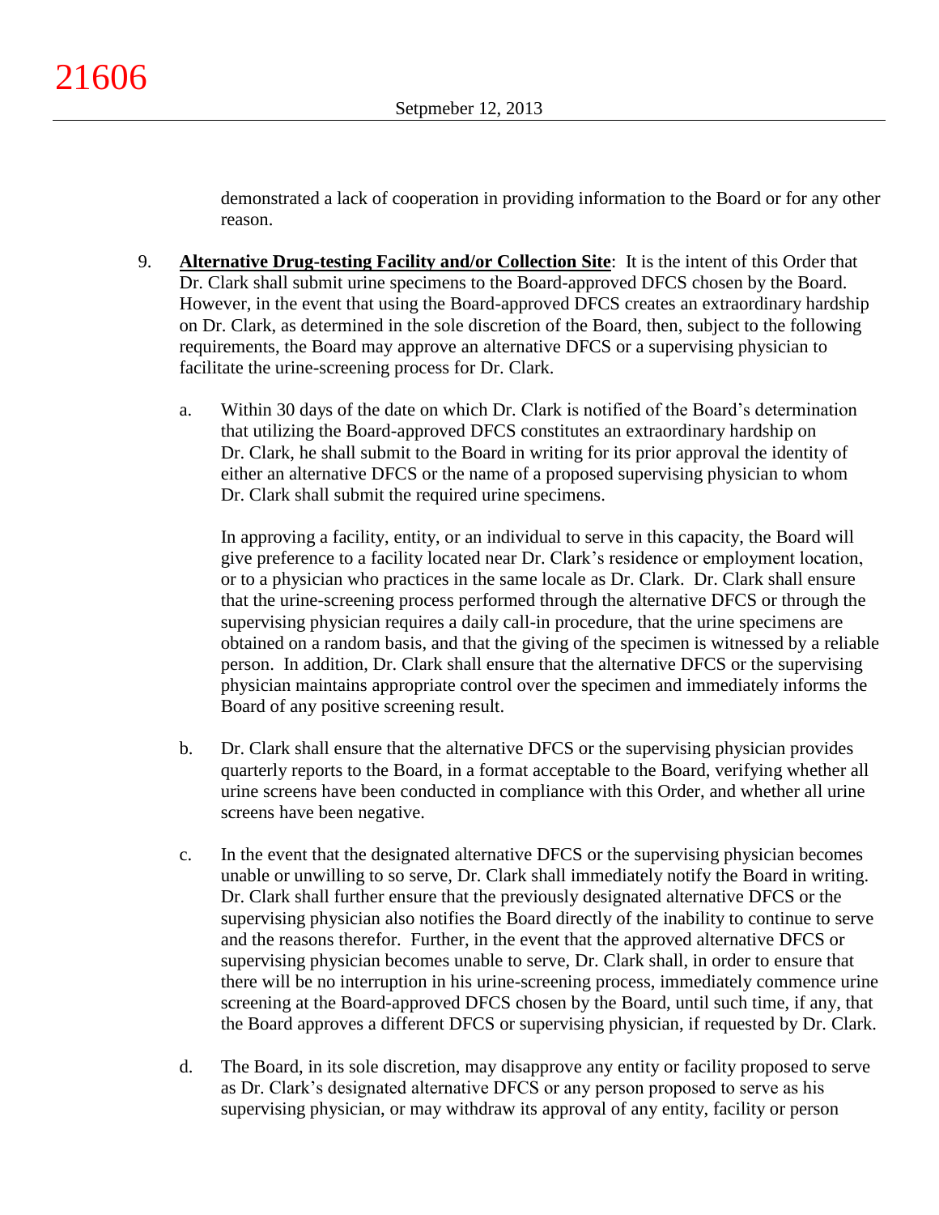demonstrated a lack of cooperation in providing information to the Board or for any other reason.

9. **Alternative Drug-testing Facility and/or Collection Site**: It is the intent of this Order that Dr. Clark shall submit urine specimens to the Board-approved DFCS chosen by the Board. However, in the event that using the Board-approved DFCS creates an extraordinary hardship on Dr. Clark, as determined in the sole discretion of the Board, then, subject to the following requirements, the Board may approve an alternative DFCS or a supervising physician to facilitate the urine-screening process for Dr. Clark.

   a. Within 30 days of the date on which Dr. Clark is notified of the Board's determination that utilizing the Board-approved DFCS constitutes an extraordinary hardship on Dr. Clark, he shall submit to the Board in writing for its prior approval the identity of either an alternative DFCS or the name of a proposed supervising physician to whom Dr. Clark shall submit the required urine specimens.

      In approving a facility, entity, or an individual to serve in this capacity, the Board will give preference to a facility located near Dr. Clark's residence or employment location, or to a physician who practices in the same locale as Dr. Clark. Dr. Clark shall ensure that the urine-screening process performed through the alternative DFCS or through the supervising physician requires a daily call-in procedure, that the urine specimens are obtained on a random basis, and that the giving of the specimen is witnessed by a reliable person. In addition, Dr. Clark shall ensure that the alternative DFCS or the supervising physician maintains appropriate control over the specimen and immediately informs the Board of any positive screening result.

   b. Dr. Clark shall ensure that the alternative DFCS or the supervising physician provides quarterly reports to the Board, in a format acceptable to the Board, verifying whether all urine screens have been conducted in compliance with this Order, and whether all urine screens have been negative.

   c. In the event that the designated alternative DFCS or the supervising physician becomes unable or unwilling to so serve, Dr. Clark shall immediately notify the Board in writing. Dr. Clark shall further ensure that the previously designated alternative DFCS or the supervising physician also notifies the Board directly of the inability to continue to serve and the reasons therefor. Further, in the event that the approved alternative DFCS or supervising physician becomes unable to serve, Dr. Clark shall, in order to ensure that there will be no interruption in his urine-screening process, immediately commence urine screening at the Board-approved DFCS chosen by the Board, until such time, if any, that the Board approves a different DFCS or supervising physician, if requested by Dr. Clark.

   d. The Board, in its sole discretion, may disapprove any entity or facility proposed to serve as Dr. Clark's designated alternative DFCS or any person proposed to serve as his supervising physician, or may withdraw its approval of any entity, facility or person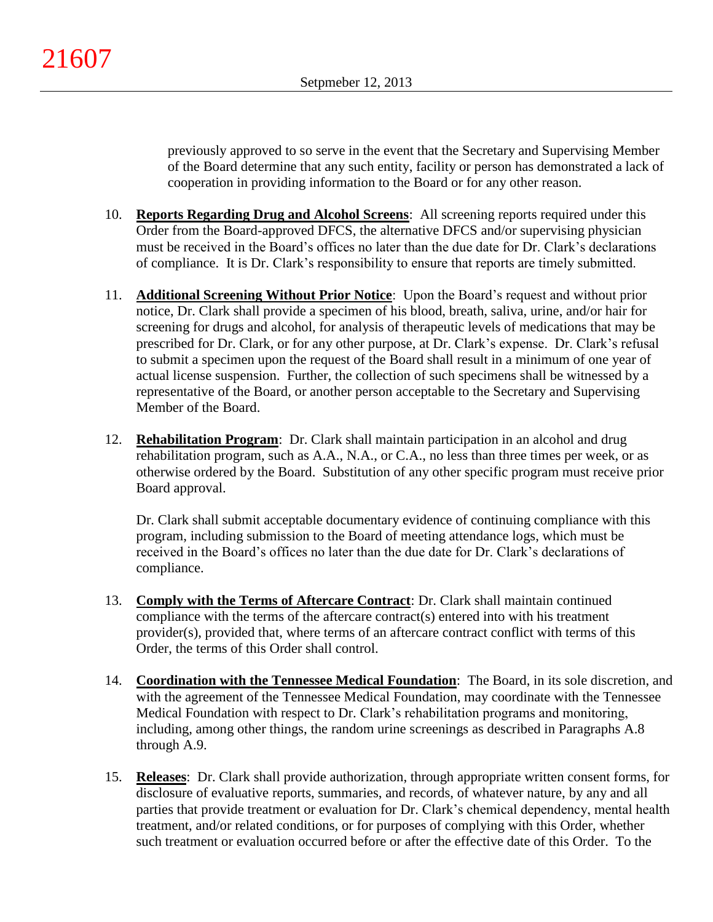previously approved to so serve in the event that the Secretary and Supervising Member of the Board determine that any such entity, facility or person has demonstrated a lack of cooperation in providing information to the Board or for any other reason.

10. **Reports Regarding Drug and Alcohol Screens**: All screening reports required under this Order from the Board-approved DFCS, the alternative DFCS and/or supervising physician must be received in the Board's offices no later than the due date for Dr. Clark's declarations of compliance. It is Dr. Clark's responsibility to ensure that reports are timely submitted.

11. **Additional Screening Without Prior Notice**: Upon the Board's request and without prior notice, Dr. Clark shall provide a specimen of his blood, breath, saliva, urine, and/or hair for screening for drugs and alcohol, for analysis of therapeutic levels of medications that may be prescribed for Dr. Clark, or for any other purpose, at Dr. Clark's expense. Dr. Clark's refusal to submit a specimen upon the request of the Board shall result in a minimum of one year of actual license suspension. Further, the collection of such specimens shall be witnessed by a representative of the Board, or another person acceptable to the Secretary and Supervising Member of the Board.

12. **Rehabilitation Program**: Dr. Clark shall maintain participation in an alcohol and drug rehabilitation program, such as A.A., N.A., or C.A., no less than three times per week, or as otherwise ordered by the Board. Substitution of any other specific program must receive prior Board approval.

    Dr. Clark shall submit acceptable documentary evidence of continuing compliance with this program, including submission to the Board of meeting attendance logs, which must be received in the Board's offices no later than the due date for Dr. Clark's declarations of compliance.

13. **Comply with the Terms of Aftercare Contract**: Dr. Clark shall maintain continued compliance with the terms of the aftercare contract(s) entered into with his treatment provider(s), provided that, where terms of an aftercare contract conflict with terms of this Order, the terms of this Order shall control.

14. **Coordination with the Tennessee Medical Foundation**: The Board, in its sole discretion, and with the agreement of the Tennessee Medical Foundation, may coordinate with the Tennessee Medical Foundation with respect to Dr. Clark's rehabilitation programs and monitoring, including, among other things, the random urine screenings as described in Paragraphs A.8 through A.9.

15. **Releases**: Dr. Clark shall provide authorization, through appropriate written consent forms, for disclosure of evaluative reports, summaries, and records, of whatever nature, by any and all parties that provide treatment or evaluation for Dr. Clark's chemical dependency, mental health treatment, and/or related conditions, or for purposes of complying with this Order, whether such treatment or evaluation occurred before or after the effective date of this Order. To the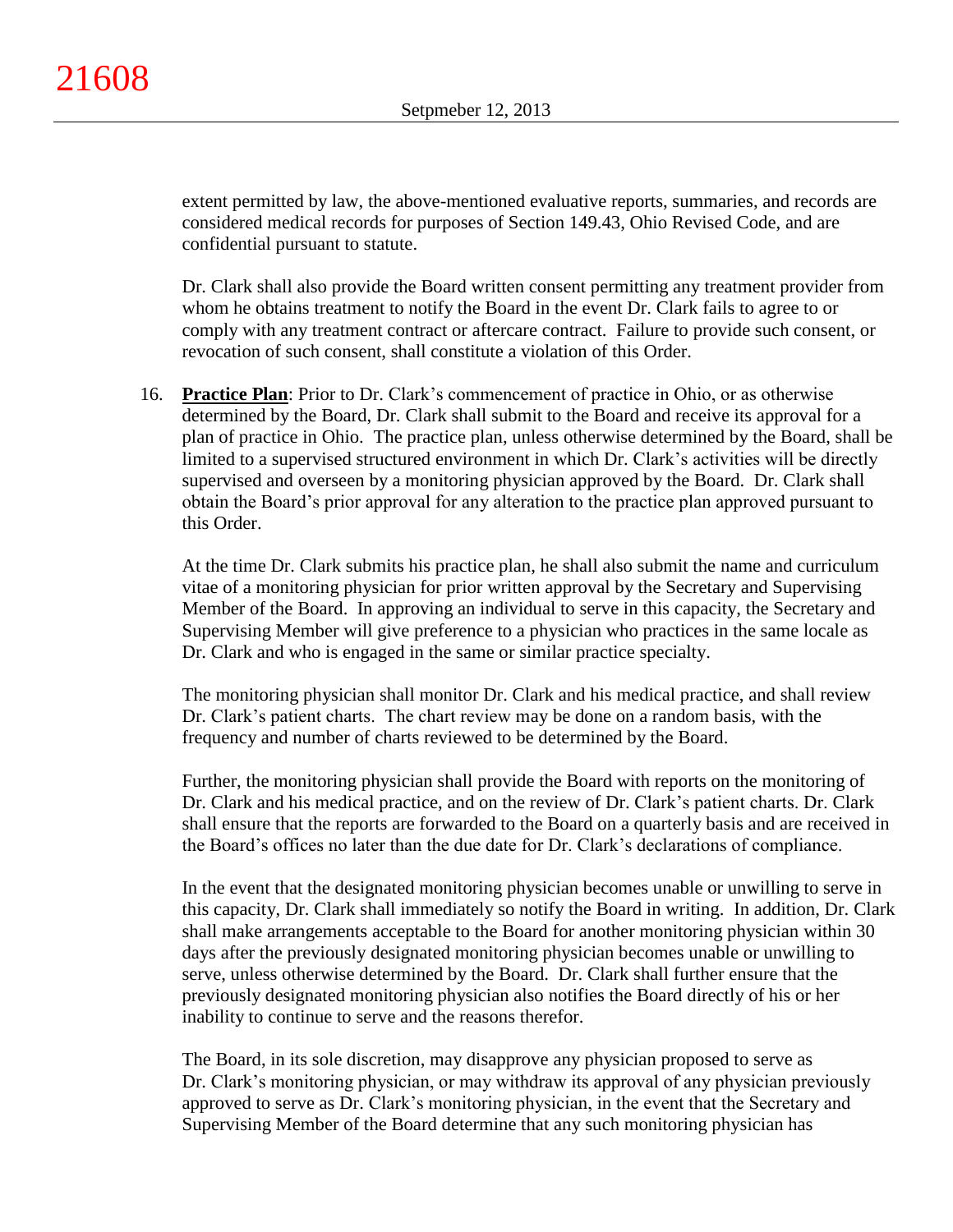extent permitted by law, the above-mentioned evaluative reports, summaries, and records are considered medical records for purposes of Section 149.43, Ohio Revised Code, and are confidential pursuant to statute.

Dr. Clark shall also provide the Board written consent permitting any treatment provider from whom he obtains treatment to notify the Board in the event Dr. Clark fails to agree to or comply with any treatment contract or aftercare contract. Failure to provide such consent, or revocation of such consent, shall constitute a violation of this Order.

16. **Practice Plan**: Prior to Dr. Clark's commencement of practice in Ohio, or as otherwise determined by the Board, Dr. Clark shall submit to the Board and receive its approval for a plan of practice in Ohio. The practice plan, unless otherwise determined by the Board, shall be limited to a supervised structured environment in which Dr. Clark's activities will be directly supervised and overseen by a monitoring physician approved by the Board. Dr. Clark shall obtain the Board's prior approval for any alteration to the practice plan approved pursuant to this Order.

    At the time Dr. Clark submits his practice plan, he shall also submit the name and curriculum vitae of a monitoring physician for prior written approval by the Secretary and Supervising Member of the Board. In approving an individual to serve in this capacity, the Secretary and Supervising Member will give preference to a physician who practices in the same locale as Dr. Clark and who is engaged in the same or similar practice specialty.

    The monitoring physician shall monitor Dr. Clark and his medical practice, and shall review Dr. Clark's patient charts. The chart review may be done on a random basis, with the frequency and number of charts reviewed to be determined by the Board.

    Further, the monitoring physician shall provide the Board with reports on the monitoring of Dr. Clark and his medical practice, and on the review of Dr. Clark's patient charts. Dr. Clark shall ensure that the reports are forwarded to the Board on a quarterly basis and are received in the Board's offices no later than the due date for Dr. Clark's declarations of compliance.

    In the event that the designated monitoring physician becomes unable or unwilling to serve in this capacity, Dr. Clark shall immediately so notify the Board in writing. In addition, Dr. Clark shall make arrangements acceptable to the Board for another monitoring physician within 30 days after the previously designated monitoring physician becomes unable or unwilling to serve, unless otherwise determined by the Board. Dr. Clark shall further ensure that the previously designated monitoring physician also notifies the Board directly of his or her inability to continue to serve and the reasons therefor.

    The Board, in its sole discretion, may disapprove any physician proposed to serve as Dr. Clark's monitoring physician, or may withdraw its approval of any physician previously approved to serve as Dr. Clark's monitoring physician, in the event that the Secretary and Supervising Member of the Board determine that any such monitoring physician has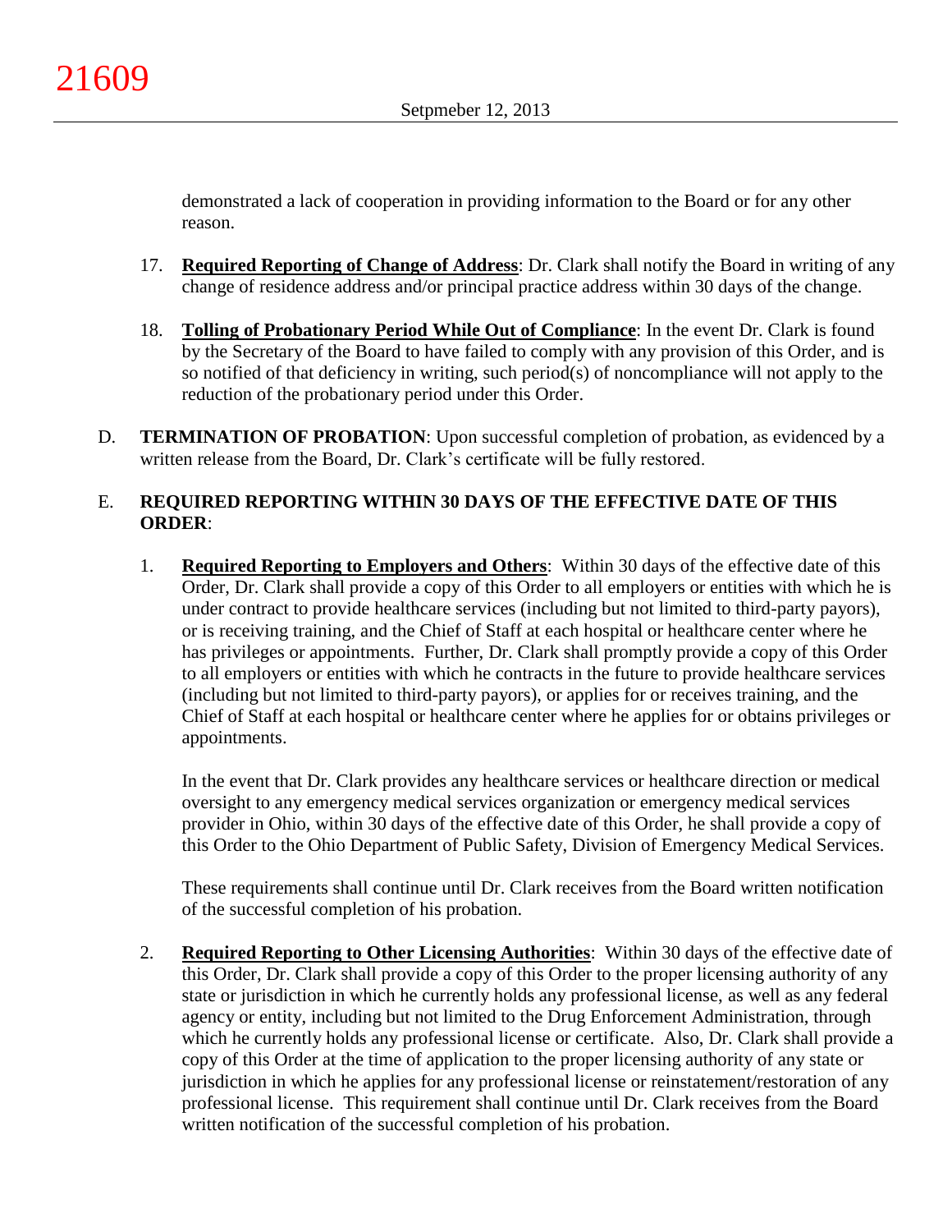demonstrated a lack of cooperation in providing information to the Board or for any other reason.

17. **Required Reporting of Change of Address**: Dr. Clark shall notify the Board in writing of any change of residence address and/or principal practice address within 30 days of the change.

18. **Tolling of Probationary Period While Out of Compliance**: In the event Dr. Clark is found by the Secretary of the Board to have failed to comply with any provision of this Order, and is so notified of that deficiency in writing, such period(s) of noncompliance will not apply to the reduction of the probationary period under this Order.

D. **TERMINATION OF PROBATION**: Upon successful completion of probation, as evidenced by a written release from the Board, Dr. Clark's certificate will be fully restored.

E. **REQUIRED REPORTING WITHIN 30 DAYS OF THE EFFECTIVE DATE OF THIS ORDER**:

1. **Required Reporting to Employers and Others**: Within 30 days of the effective date of this Order, Dr. Clark shall provide a copy of this Order to all employers or entities with which he is under contract to provide healthcare services (including but not limited to third-party payors), or is receiving training, and the Chief of Staff at each hospital or healthcare center where he has privileges or appointments. Further, Dr. Clark shall promptly provide a copy of this Order to all employers or entities with which he contracts in the future to provide healthcare services (including but not limited to third-party payors), or applies for or receives training, and the Chief of Staff at each hospital or healthcare center where he applies for or obtains privileges or appointments.

   In the event that Dr. Clark provides any healthcare services or healthcare direction or medical oversight to any emergency medical services organization or emergency medical services provider in Ohio, within 30 days of the effective date of this Order, he shall provide a copy of this Order to the Ohio Department of Public Safety, Division of Emergency Medical Services.

   These requirements shall continue until Dr. Clark receives from the Board written notification of the successful completion of his probation.

2. **Required Reporting to Other Licensing Authorities**: Within 30 days of the effective date of this Order, Dr. Clark shall provide a copy of this Order to the proper licensing authority of any state or jurisdiction in which he currently holds any professional license, as well as any federal agency or entity, including but not limited to the Drug Enforcement Administration, through which he currently holds any professional license or certificate. Also, Dr. Clark shall provide a copy of this Order at the time of application to the proper licensing authority of any state or jurisdiction in which he applies for any professional license or reinstatement/restoration of any professional license. This requirement shall continue until Dr. Clark receives from the Board written notification of the successful completion of his probation.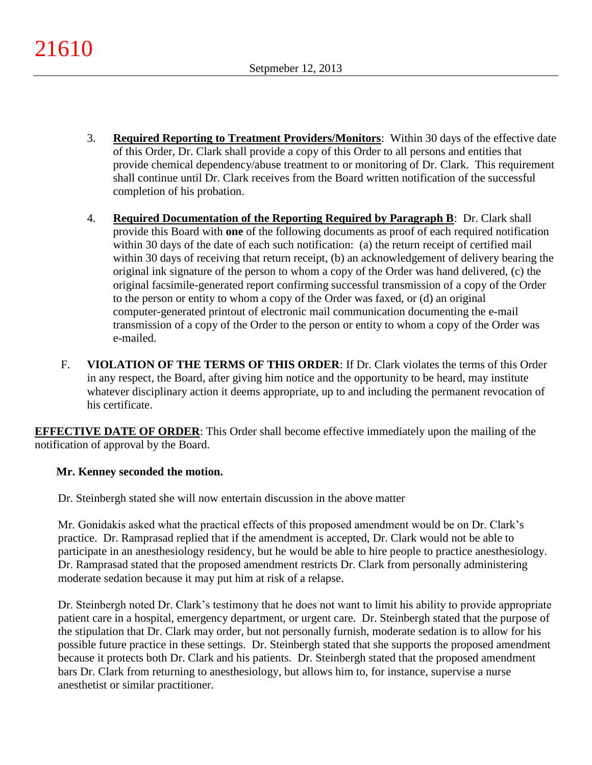3. **Required Reporting to Treatment Providers/Monitors**: Within 30 days of the effective date of this Order, Dr. Clark shall provide a copy of this Order to all persons and entities that provide chemical dependency/abuse treatment to or monitoring of Dr. Clark. This requirement shall continue until Dr. Clark receives from the Board written notification of the successful completion of his probation.

4. **Required Documentation of the Reporting Required by Paragraph B**: Dr. Clark shall provide this Board with **one** of the following documents as proof of each required notification within 30 days of the date of each such notification: (a) the return receipt of certified mail within 30 days of receiving that return receipt, (b) an acknowledgement of delivery bearing the original ink signature of the person to whom a copy of the Order was hand delivered, (c) the original facsimile-generated report confirming successful transmission of a copy of the Order to the person or entity to whom a copy of the Order was faxed, or (d) an original computer-generated printout of electronic mail communication documenting the e-mail transmission of a copy of the Order to the person or entity to whom a copy of the Order was e-mailed.

F. **VIOLATION OF THE TERMS OF THIS ORDER**: If Dr. Clark violates the terms of this Order in any respect, the Board, after giving him notice and the opportunity to be heard, may institute whatever disciplinary action it deems appropriate, up to and including the permanent revocation of his certificate.

**EFFECTIVE DATE OF ORDER**: This Order shall become effective immediately upon the mailing of the notification of approval by the Board.

**Mr. Kenney seconded the motion.**

Dr. Steinbergh stated she will now entertain discussion in the above matter

Mr. Gonidakis asked what the practical effects of this proposed amendment would be on Dr. Clark's practice. Dr. Ramprasad replied that if the amendment is accepted, Dr. Clark would not be able to participate in an anesthesiology residency, but he would be able to hire people to practice anesthesiology. Dr. Ramprasad stated that the proposed amendment restricts Dr. Clark from personally administering moderate sedation because it may put him at risk of a relapse.

Dr. Steinbergh noted Dr. Clark's testimony that he does not want to limit his ability to provide appropriate patient care in a hospital, emergency department, or urgent care. Dr. Steinbergh stated that the purpose of the stipulation that Dr. Clark may order, but not personally furnish, moderate sedation is to allow for his possible future practice in these settings. Dr. Steinbergh stated that she supports the proposed amendment because it protects both Dr. Clark and his patients. Dr. Steinbergh stated that the proposed amendment bars Dr. Clark from returning to anesthesiology, but allows him to, for instance, supervise a nurse anesthetist or similar practitioner.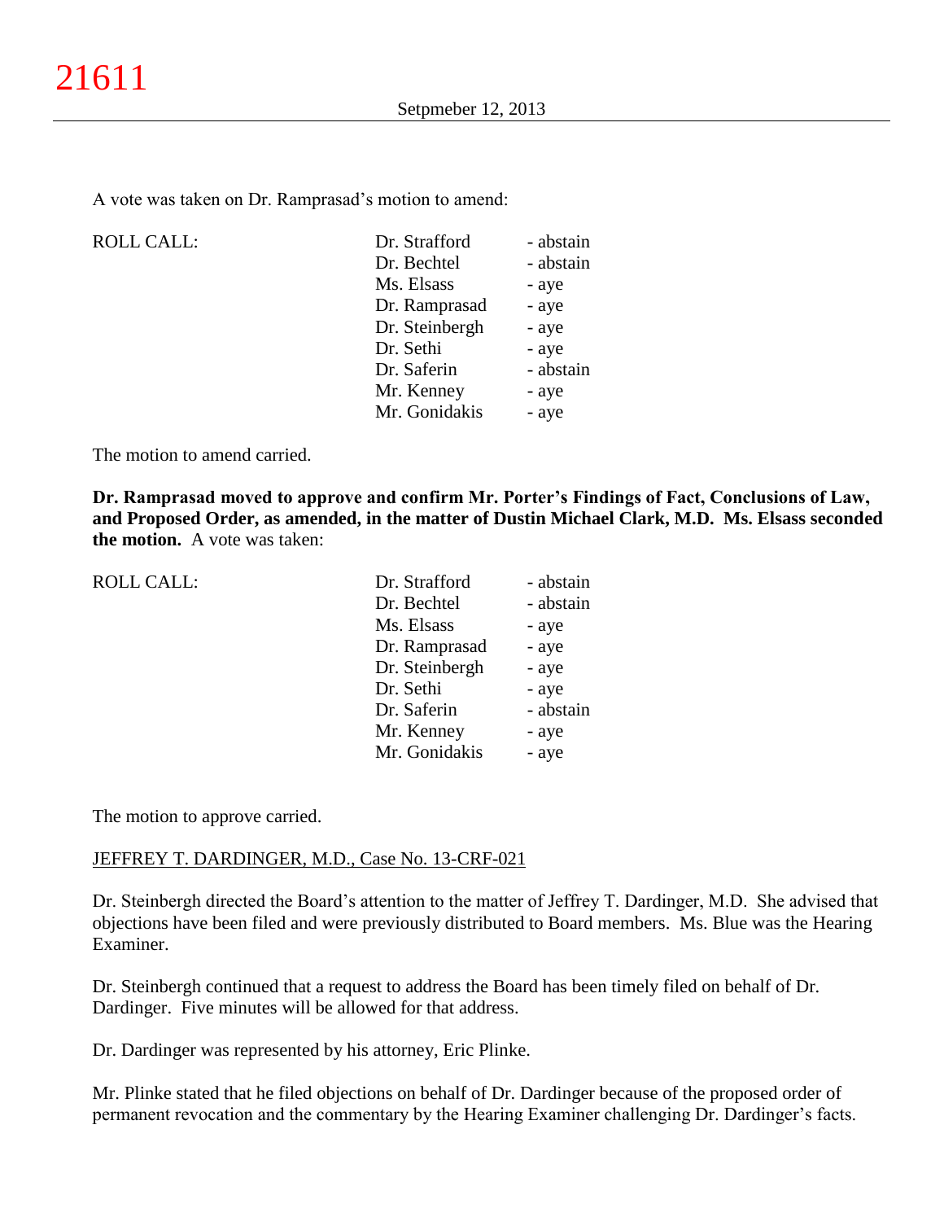A vote was taken on Dr. Ramprasad's motion to amend:

| ROLL CALL: | Dr. Strafford | - abstain |
|---|---|---|
| | Dr. Bechtel | - abstain |
| | Ms. Elsass | - aye |
| | Dr. Ramprasad | - aye |
| | Dr. Steinbergh | - aye |
| | Dr. Sethi | - aye |
| | Dr. Saferin | - abstain |
| | Mr. Kenney | - aye |
| | Mr. Gonidakis | - aye |

The motion to amend carried.

**Dr. Ramprasad moved to approve and confirm Mr. Porter's Findings of Fact, Conclusions of Law, and Proposed Order, as amended, in the matter of Dustin Michael Clark, M.D. Ms. Elsass seconded the motion.** A vote was taken:

| ROLL CALL: | Dr. Strafford | - abstain |
|---|---|---|
| | Dr. Bechtel | - abstain |
| | Ms. Elsass | - aye |
| | Dr. Ramprasad | - aye |
| | Dr. Steinbergh | - aye |
| | Dr. Sethi | - aye |
| | Dr. Saferin | - abstain |
| | Mr. Kenney | - aye |
| | Mr. Gonidakis | - aye |

The motion to approve carried.

JEFFREY T. DARDINGER, M.D., Case No. 13-CRF-021

Dr. Steinbergh directed the Board's attention to the matter of Jeffrey T. Dardinger, M.D. She advised that objections have been filed and were previously distributed to Board members. Ms. Blue was the Hearing Examiner.

Dr. Steinbergh continued that a request to address the Board has been timely filed on behalf of Dr. Dardinger. Five minutes will be allowed for that address.

Dr. Dardinger was represented by his attorney, Eric Plinke.

Mr. Plinke stated that he filed objections on behalf of Dr. Dardinger because of the proposed order of permanent revocation and the commentary by the Hearing Examiner challenging Dr. Dardinger's facts.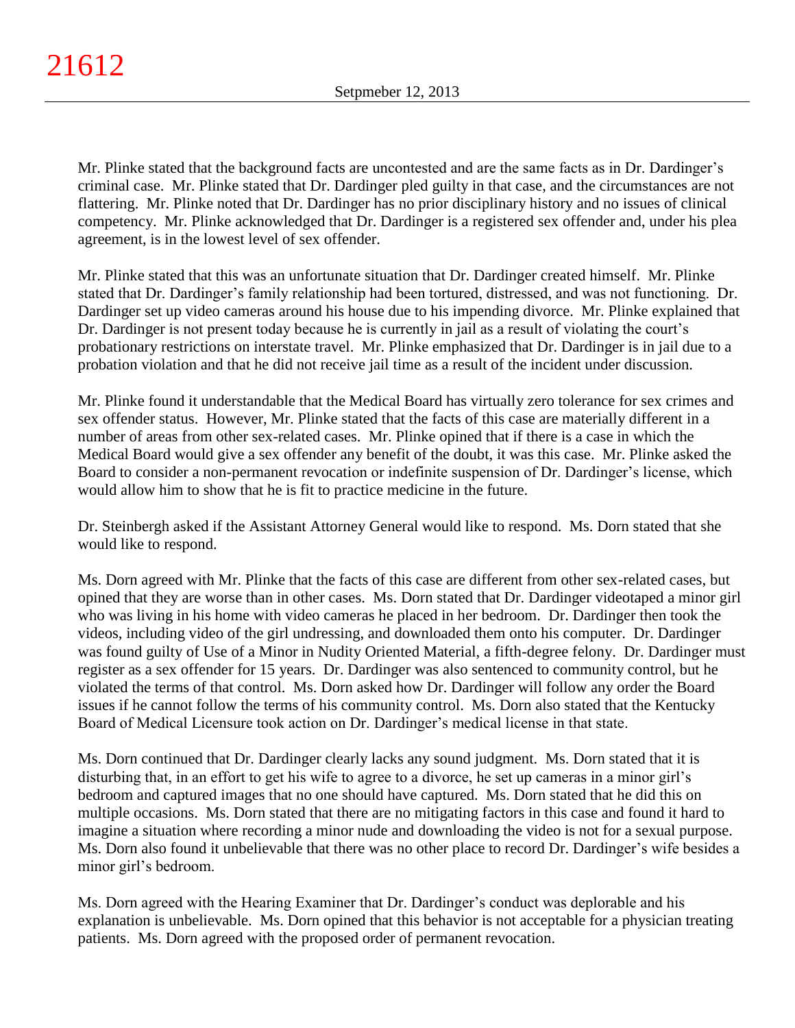Mr. Plinke stated that the background facts are uncontested and are the same facts as in Dr. Dardinger's criminal case. Mr. Plinke stated that Dr. Dardinger pled guilty in that case, and the circumstances are not flattering. Mr. Plinke noted that Dr. Dardinger has no prior disciplinary history and no issues of clinical competency. Mr. Plinke acknowledged that Dr. Dardinger is a registered sex offender and, under his plea agreement, is in the lowest level of sex offender.

Mr. Plinke stated that this was an unfortunate situation that Dr. Dardinger created himself. Mr. Plinke stated that Dr. Dardinger's family relationship had been tortured, distressed, and was not functioning. Dr. Dardinger set up video cameras around his house due to his impending divorce. Mr. Plinke explained that Dr. Dardinger is not present today because he is currently in jail as a result of violating the court's probationary restrictions on interstate travel. Mr. Plinke emphasized that Dr. Dardinger is in jail due to a probation violation and that he did not receive jail time as a result of the incident under discussion.

Mr. Plinke found it understandable that the Medical Board has virtually zero tolerance for sex crimes and sex offender status. However, Mr. Plinke stated that the facts of this case are materially different in a number of areas from other sex-related cases. Mr. Plinke opined that if there is a case in which the Medical Board would give a sex offender any benefit of the doubt, it was this case. Mr. Plinke asked the Board to consider a non-permanent revocation or indefinite suspension of Dr. Dardinger's license, which would allow him to show that he is fit to practice medicine in the future.

Dr. Steinbergh asked if the Assistant Attorney General would like to respond. Ms. Dorn stated that she would like to respond.

Ms. Dorn agreed with Mr. Plinke that the facts of this case are different from other sex-related cases, but opined that they are worse than in other cases. Ms. Dorn stated that Dr. Dardinger videotaped a minor girl who was living in his home with video cameras he placed in her bedroom. Dr. Dardinger then took the videos, including video of the girl undressing, and downloaded them onto his computer. Dr. Dardinger was found guilty of Use of a Minor in Nudity Oriented Material, a fifth-degree felony. Dr. Dardinger must register as a sex offender for 15 years. Dr. Dardinger was also sentenced to community control, but he violated the terms of that control. Ms. Dorn asked how Dr. Dardinger will follow any order the Board issues if he cannot follow the terms of his community control. Ms. Dorn also stated that the Kentucky Board of Medical Licensure took action on Dr. Dardinger's medical license in that state.

Ms. Dorn continued that Dr. Dardinger clearly lacks any sound judgment. Ms. Dorn stated that it is disturbing that, in an effort to get his wife to agree to a divorce, he set up cameras in a minor girl's bedroom and captured images that no one should have captured. Ms. Dorn stated that he did this on multiple occasions. Ms. Dorn stated that there are no mitigating factors in this case and found it hard to imagine a situation where recording a minor nude and downloading the video is not for a sexual purpose. Ms. Dorn also found it unbelievable that there was no other place to record Dr. Dardinger's wife besides a minor girl's bedroom.

Ms. Dorn agreed with the Hearing Examiner that Dr. Dardinger's conduct was deplorable and his explanation is unbelievable. Ms. Dorn opined that this behavior is not acceptable for a physician treating patients. Ms. Dorn agreed with the proposed order of permanent revocation.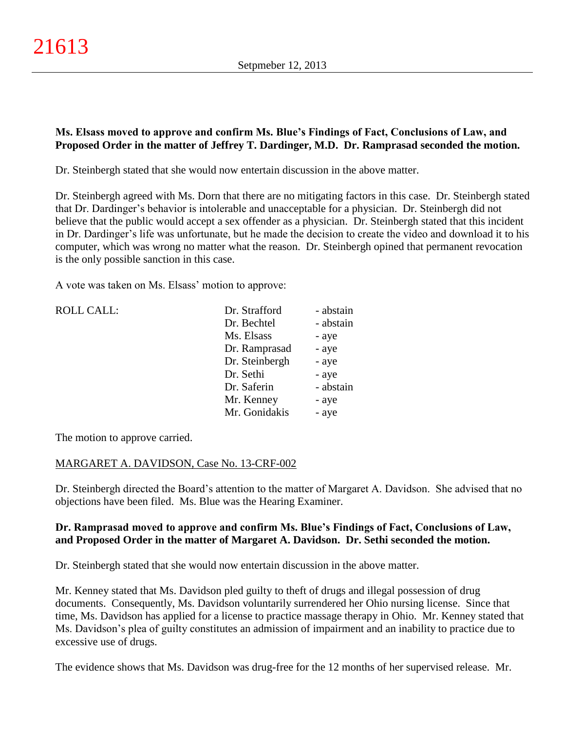**Ms. Elsass moved to approve and confirm Ms. Blue's Findings of Fact, Conclusions of Law, and Proposed Order in the matter of Jeffrey T. Dardinger, M.D. Dr. Ramprasad seconded the motion.**

Dr. Steinbergh stated that she would now entertain discussion in the above matter.

Dr. Steinbergh agreed with Ms. Dorn that there are no mitigating factors in this case. Dr. Steinbergh stated that Dr. Dardinger's behavior is intolerable and unacceptable for a physician. Dr. Steinbergh did not believe that the public would accept a sex offender as a physician. Dr. Steinbergh stated that this incident in Dr. Dardinger's life was unfortunate, but he made the decision to create the video and download it to his computer, which was wrong no matter what the reason. Dr. Steinbergh opined that permanent revocation is the only possible sanction in this case.

A vote was taken on Ms. Elsass' motion to approve:

| ROLL CALL: | | |
|---|---|---|
| | Dr. Strafford | - abstain |
| | Dr. Bechtel | - abstain |
| | Ms. Elsass | - aye |
| | Dr. Ramprasad | - aye |
| | Dr. Steinbergh | - aye |
| | Dr. Sethi | - aye |
| | Dr. Saferin | - abstain |
| | Mr. Kenney | - aye |
| | Mr. Gonidakis | - aye |

The motion to approve carried.

MARGARET A. DAVIDSON, Case No. 13-CRF-002

Dr. Steinbergh directed the Board's attention to the matter of Margaret A. Davidson. She advised that no objections have been filed. Ms. Blue was the Hearing Examiner.

**Dr. Ramprasad moved to approve and confirm Ms. Blue's Findings of Fact, Conclusions of Law, and Proposed Order in the matter of Margaret A. Davidson. Dr. Sethi seconded the motion.**

Dr. Steinbergh stated that she would now entertain discussion in the above matter.

Mr. Kenney stated that Ms. Davidson pled guilty to theft of drugs and illegal possession of drug documents. Consequently, Ms. Davidson voluntarily surrendered her Ohio nursing license. Since that time, Ms. Davidson has applied for a license to practice massage therapy in Ohio. Mr. Kenney stated that Ms. Davidson's plea of guilty constitutes an admission of impairment and an inability to practice due to excessive use of drugs.

The evidence shows that Ms. Davidson was drug-free for the 12 months of her supervised release. Mr.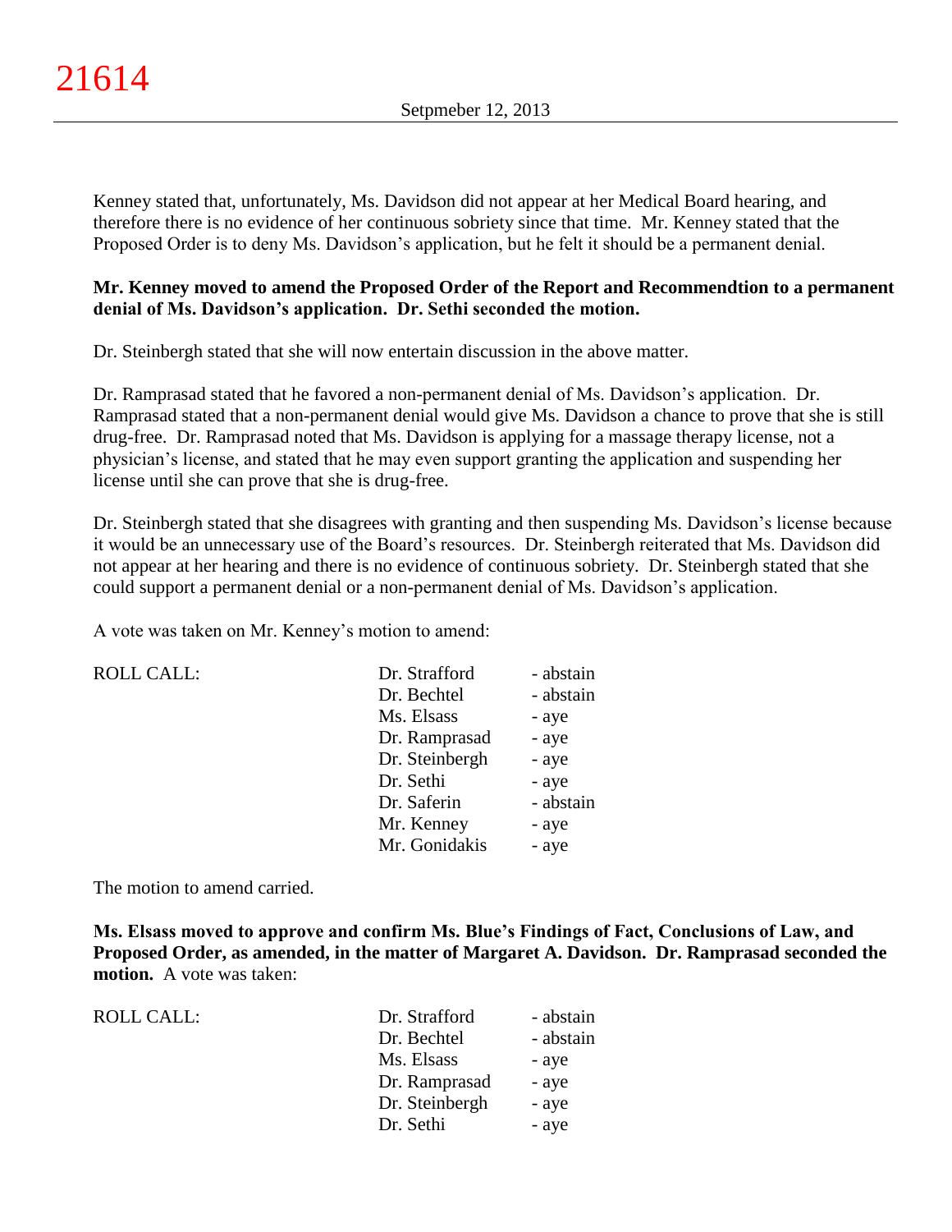Kenney stated that, unfortunately, Ms. Davidson did not appear at her Medical Board hearing, and therefore there is no evidence of her continuous sobriety since that time. Mr. Kenney stated that the Proposed Order is to deny Ms. Davidson's application, but he felt it should be a permanent denial.

**Mr. Kenney moved to amend the Proposed Order of the Report and Recommendtion to a permanent denial of Ms. Davidson's application. Dr. Sethi seconded the motion.**

Dr. Steinbergh stated that she will now entertain discussion in the above matter.

Dr. Ramprasad stated that he favored a non-permanent denial of Ms. Davidson's application. Dr. Ramprasad stated that a non-permanent denial would give Ms. Davidson a chance to prove that she is still drug-free. Dr. Ramprasad noted that Ms. Davidson is applying for a massage therapy license, not a physician's license, and stated that he may even support granting the application and suspending her license until she can prove that she is drug-free.

Dr. Steinbergh stated that she disagrees with granting and then suspending Ms. Davidson's license because it would be an unnecessary use of the Board's resources. Dr. Steinbergh reiterated that Ms. Davidson did not appear at her hearing and there is no evidence of continuous sobriety. Dr. Steinbergh stated that she could support a permanent denial or a non-permanent denial of Ms. Davidson's application.

A vote was taken on Mr. Kenney's motion to amend:

| ROLL CALL: | | |
|---|---|---|
| | Dr. Strafford | - abstain |
| | Dr. Bechtel | - abstain |
| | Ms. Elsass | - aye |
| | Dr. Ramprasad | - aye |
| | Dr. Steinbergh | - aye |
| | Dr. Sethi | - aye |
| | Dr. Saferin | - abstain |
| | Mr. Kenney | - aye |
| | Mr. Gonidakis | - aye |

The motion to amend carried.

**Ms. Elsass moved to approve and confirm Ms. Blue's Findings of Fact, Conclusions of Law, and Proposed Order, as amended, in the matter of Margaret A. Davidson. Dr. Ramprasad seconded the motion.** A vote was taken:

| ROLL CALL: | | |
|---|---|---|
| | Dr. Strafford | - abstain |
| | Dr. Bechtel | - abstain |
| | Ms. Elsass | - aye |
| | Dr. Ramprasad | - aye |
| | Dr. Steinbergh | - aye |
| | Dr. Sethi | - aye |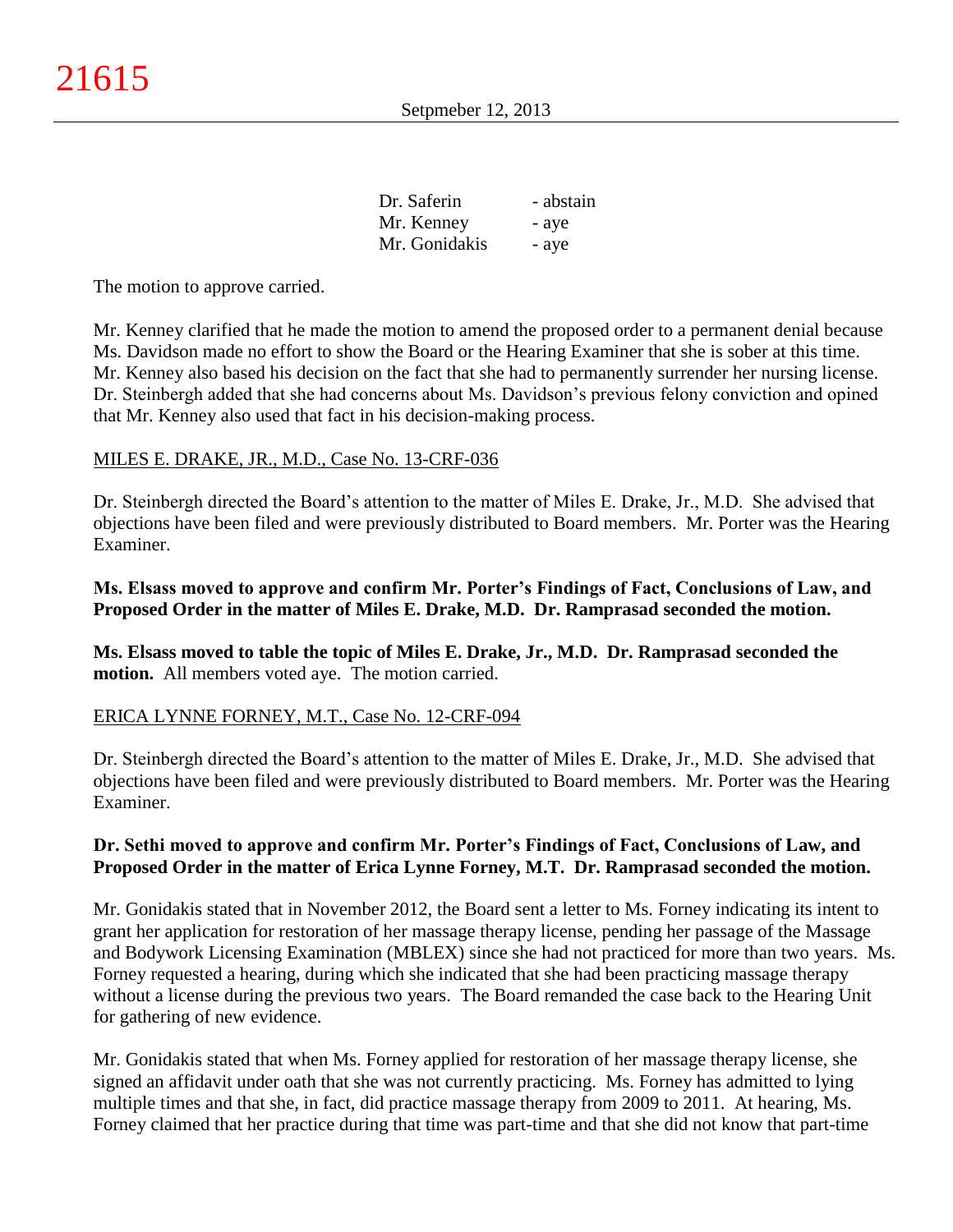| | |
|---|---|
| Dr. Saferin | - abstain |
| Mr. Kenney | - aye |
| Mr. Gonidakis | - aye |

The motion to approve carried.

Mr. Kenney clarified that he made the motion to amend the proposed order to a permanent denial because Ms. Davidson made no effort to show the Board or the Hearing Examiner that she is sober at this time. Mr. Kenney also based his decision on the fact that she had to permanently surrender her nursing license. Dr. Steinbergh added that she had concerns about Ms. Davidson's previous felony conviction and opined that Mr. Kenney also used that fact in his decision-making process.

MILES E. DRAKE, JR., M.D., Case No. 13-CRF-036

Dr. Steinbergh directed the Board's attention to the matter of Miles E. Drake, Jr., M.D. She advised that objections have been filed and were previously distributed to Board members. Mr. Porter was the Hearing Examiner.

**Ms. Elsass moved to approve and confirm Mr. Porter's Findings of Fact, Conclusions of Law, and Proposed Order in the matter of Miles E. Drake, M.D. Dr. Ramprasad seconded the motion.**

**Ms. Elsass moved to table the topic of Miles E. Drake, Jr., M.D. Dr. Ramprasad seconded the motion.** All members voted aye. The motion carried.

ERICA LYNNE FORNEY, M.T., Case No. 12-CRF-094

Dr. Steinbergh directed the Board's attention to the matter of Miles E. Drake, Jr., M.D. She advised that objections have been filed and were previously distributed to Board members. Mr. Porter was the Hearing Examiner.

**Dr. Sethi moved to approve and confirm Mr. Porter's Findings of Fact, Conclusions of Law, and Proposed Order in the matter of Erica Lynne Forney, M.T. Dr. Ramprasad seconded the motion.**

Mr. Gonidakis stated that in November 2012, the Board sent a letter to Ms. Forney indicating its intent to grant her application for restoration of her massage therapy license, pending her passage of the Massage and Bodywork Licensing Examination (MBLEX) since she had not practiced for more than two years. Ms. Forney requested a hearing, during which she indicated that she had been practicing massage therapy without a license during the previous two years. The Board remanded the case back to the Hearing Unit for gathering of new evidence.

Mr. Gonidakis stated that when Ms. Forney applied for restoration of her massage therapy license, she signed an affidavit under oath that she was not currently practicing. Ms. Forney has admitted to lying multiple times and that she, in fact, did practice massage therapy from 2009 to 2011. At hearing, Ms. Forney claimed that her practice during that time was part-time and that she did not know that part-time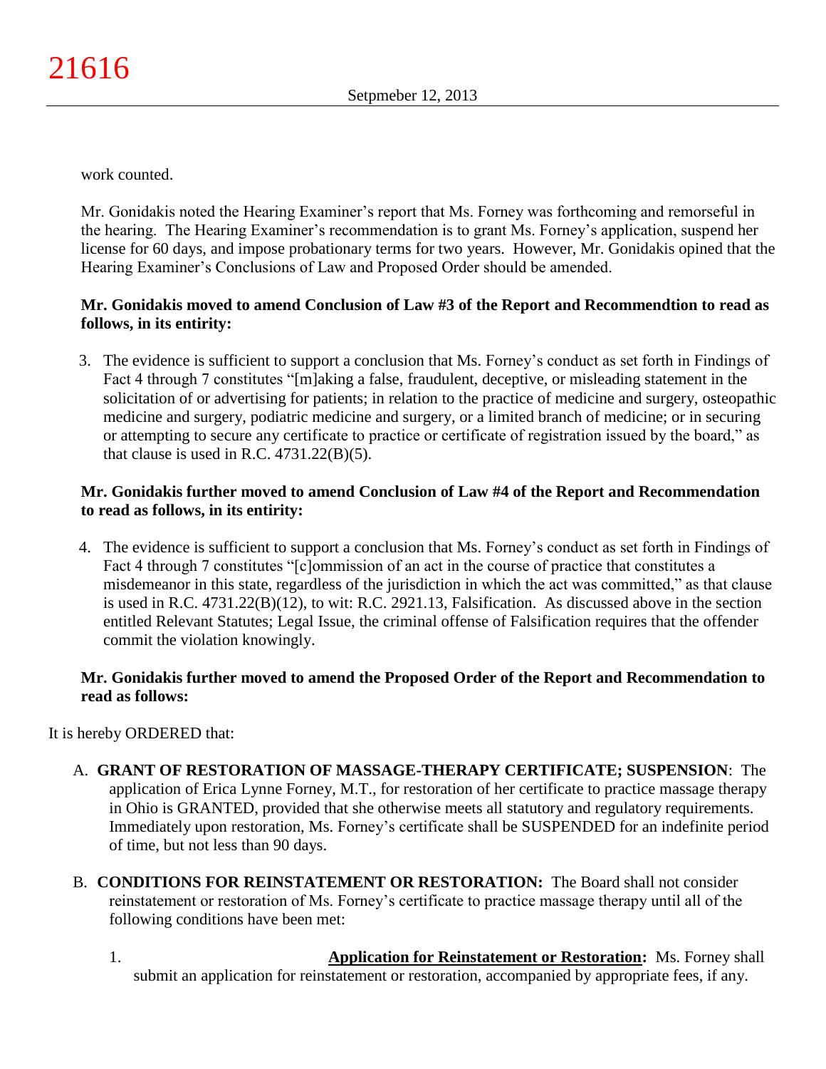work counted.

Mr. Gonidakis noted the Hearing Examiner's report that Ms. Forney was forthcoming and remorseful in the hearing. The Hearing Examiner's recommendation is to grant Ms. Forney's application, suspend her license for 60 days, and impose probationary terms for two years. However, Mr. Gonidakis opined that the Hearing Examiner's Conclusions of Law and Proposed Order should be amended.

**Mr. Gonidakis moved to amend Conclusion of Law #3 of the Report and Recommendtion to read as follows, in its entirity:**

3. The evidence is sufficient to support a conclusion that Ms. Forney's conduct as set forth in Findings of Fact 4 through 7 constitutes "[m]aking a false, fraudulent, deceptive, or misleading statement in the solicitation of or advertising for patients; in relation to the practice of medicine and surgery, osteopathic medicine and surgery, podiatric medicine and surgery, or a limited branch of medicine; or in securing or attempting to secure any certificate to practice or certificate of registration issued by the board," as that clause is used in R.C. 4731.22(B)(5).

**Mr. Gonidakis further moved to amend Conclusion of Law #4 of the Report and Recommendation to read as follows, in its entirity:**

4. The evidence is sufficient to support a conclusion that Ms. Forney's conduct as set forth in Findings of Fact 4 through 7 constitutes "[c]ommission of an act in the course of practice that constitutes a misdemeanor in this state, regardless of the jurisdiction in which the act was committed," as that clause is used in R.C. 4731.22(B)(12), to wit: R.C. 2921.13, Falsification. As discussed above in the section entitled Relevant Statutes; Legal Issue, the criminal offense of Falsification requires that the offender commit the violation knowingly.

**Mr. Gonidakis further moved to amend the Proposed Order of the Report and Recommendation to read as follows:**

It is hereby ORDERED that:

A. **GRANT OF RESTORATION OF MASSAGE-THERAPY CERTIFICATE; SUSPENSION**: The application of Erica Lynne Forney, M.T., for restoration of her certificate to practice massage therapy in Ohio is GRANTED, provided that she otherwise meets all statutory and regulatory requirements. Immediately upon restoration, Ms. Forney's certificate shall be SUSPENDED for an indefinite period of time, but not less than 90 days.

B. **CONDITIONS FOR REINSTATEMENT OR RESTORATION:** The Board shall not consider reinstatement or restoration of Ms. Forney's certificate to practice massage therapy until all of the following conditions have been met:

   1. **Application for Reinstatement or Restoration:** Ms. Forney shall submit an application for reinstatement or restoration, accompanied by appropriate fees, if any.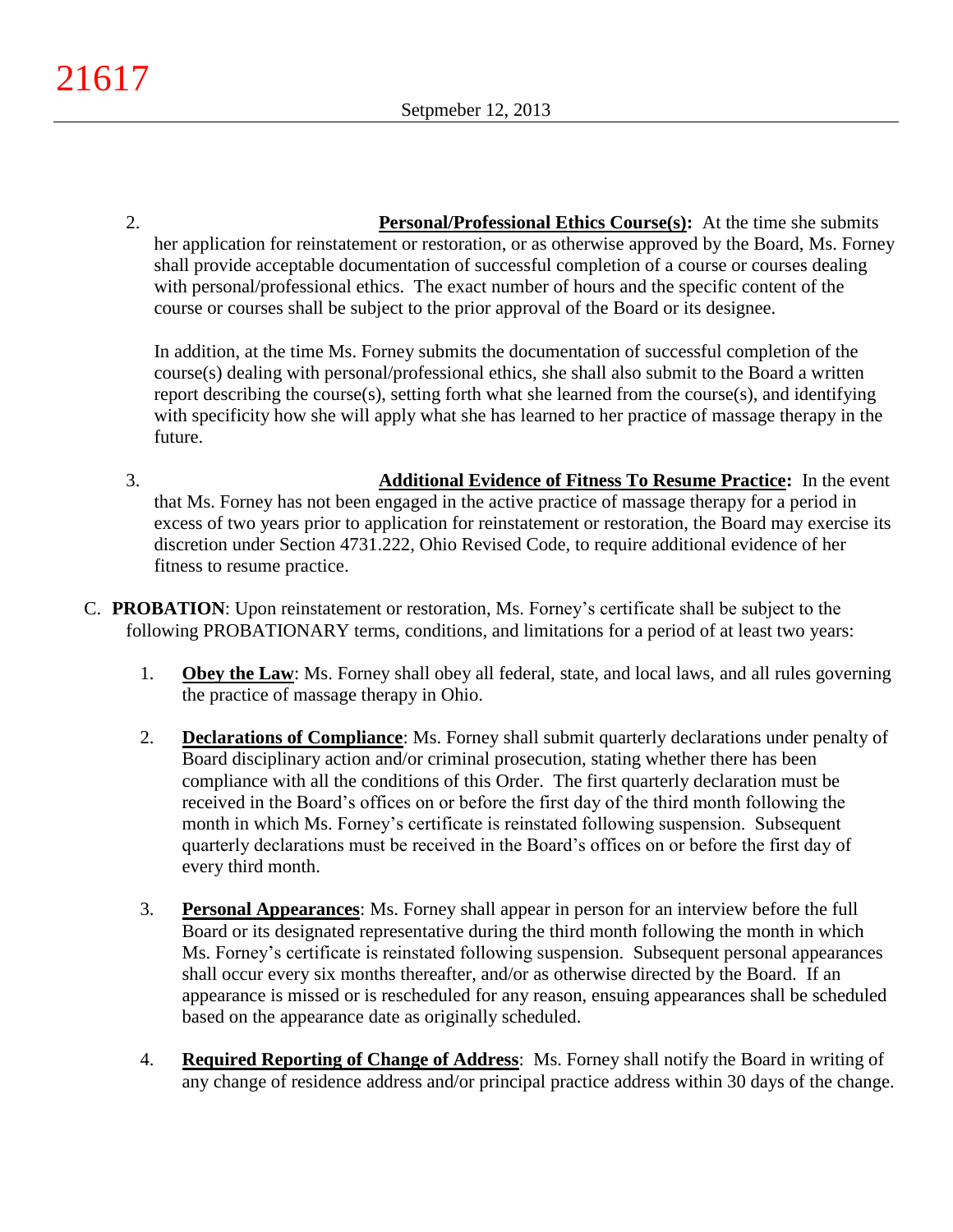2. **Personal/Professional Ethics Course(s):** At the time she submits her application for reinstatement or restoration, or as otherwise approved by the Board, Ms. Forney shall provide acceptable documentation of successful completion of a course or courses dealing with personal/professional ethics. The exact number of hours and the specific content of the course or courses shall be subject to the prior approval of the Board or its designee.

   In addition, at the time Ms. Forney submits the documentation of successful completion of the course(s) dealing with personal/professional ethics, she shall also submit to the Board a written report describing the course(s), setting forth what she learned from the course(s), and identifying with specificity how she will apply what she has learned to her practice of massage therapy in the future.

3. **Additional Evidence of Fitness To Resume Practice:** In the event that Ms. Forney has not been engaged in the active practice of massage therapy for a period in excess of two years prior to application for reinstatement or restoration, the Board may exercise its discretion under Section 4731.222, Ohio Revised Code, to require additional evidence of her fitness to resume practice.

C. **PROBATION**: Upon reinstatement or restoration, Ms. Forney's certificate shall be subject to the following PROBATIONARY terms, conditions, and limitations for a period of at least two years:

1. **Obey the Law**: Ms. Forney shall obey all federal, state, and local laws, and all rules governing the practice of massage therapy in Ohio.

2. **Declarations of Compliance**: Ms. Forney shall submit quarterly declarations under penalty of Board disciplinary action and/or criminal prosecution, stating whether there has been compliance with all the conditions of this Order. The first quarterly declaration must be received in the Board's offices on or before the first day of the third month following the month in which Ms. Forney's certificate is reinstated following suspension. Subsequent quarterly declarations must be received in the Board's offices on or before the first day of every third month.

3. **Personal Appearances**: Ms. Forney shall appear in person for an interview before the full Board or its designated representative during the third month following the month in which Ms. Forney's certificate is reinstated following suspension. Subsequent personal appearances shall occur every six months thereafter, and/or as otherwise directed by the Board. If an appearance is missed or is rescheduled for any reason, ensuing appearances shall be scheduled based on the appearance date as originally scheduled.

4. **Required Reporting of Change of Address**: Ms. Forney shall notify the Board in writing of any change of residence address and/or principal practice address within 30 days of the change.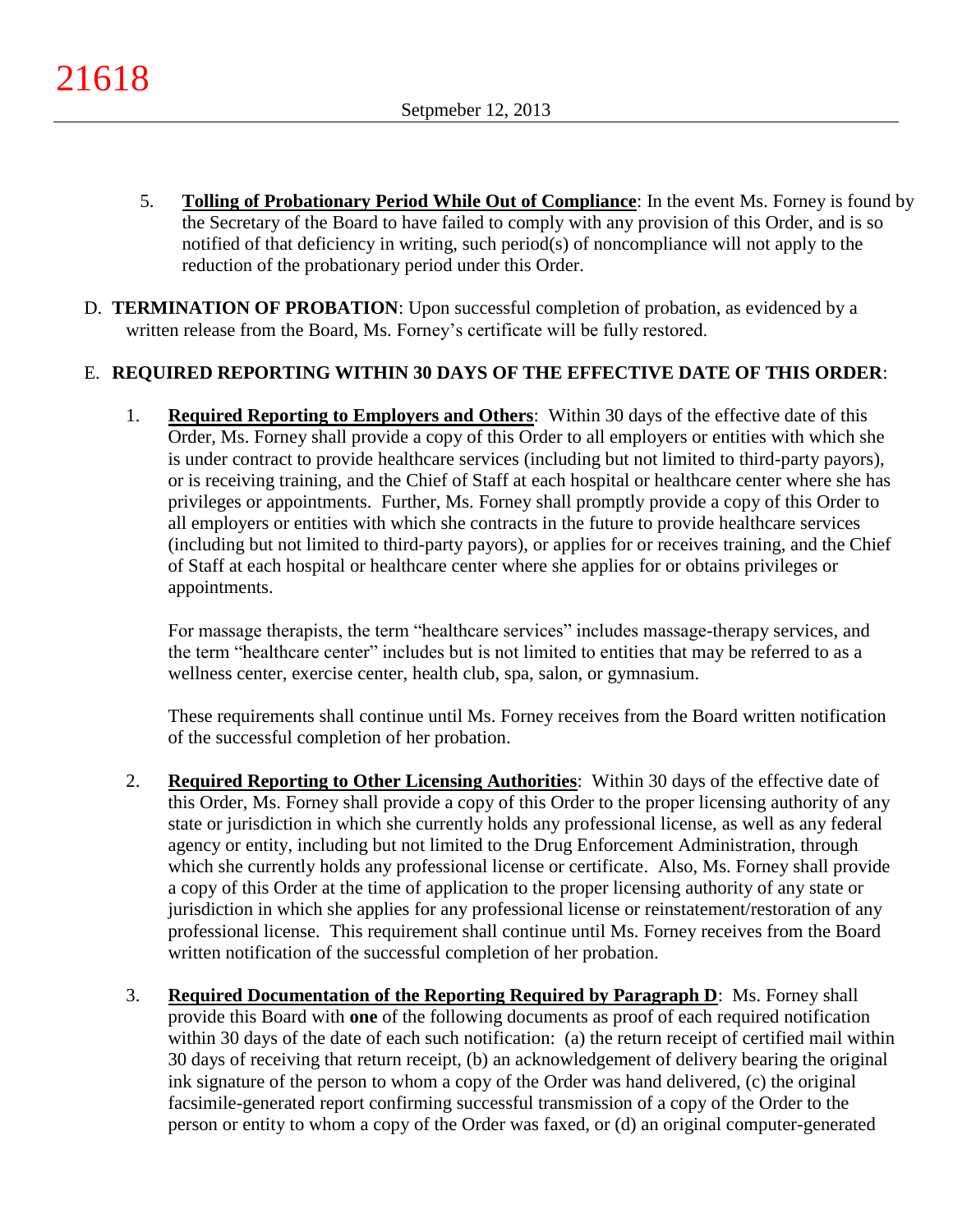5. **Tolling of Probationary Period While Out of Compliance**: In the event Ms. Forney is found by the Secretary of the Board to have failed to comply with any provision of this Order, and is so notified of that deficiency in writing, such period(s) of noncompliance will not apply to the reduction of the probationary period under this Order.

D. **TERMINATION OF PROBATION**: Upon successful completion of probation, as evidenced by a written release from the Board, Ms. Forney's certificate will be fully restored.

E. **REQUIRED REPORTING WITHIN 30 DAYS OF THE EFFECTIVE DATE OF THIS ORDER**:

1. **Required Reporting to Employers and Others**: Within 30 days of the effective date of this Order, Ms. Forney shall provide a copy of this Order to all employers or entities with which she is under contract to provide healthcare services (including but not limited to third-party payors), or is receiving training, and the Chief of Staff at each hospital or healthcare center where she has privileges or appointments. Further, Ms. Forney shall promptly provide a copy of this Order to all employers or entities with which she contracts in the future to provide healthcare services (including but not limited to third-party payors), or applies for or receives training, and the Chief of Staff at each hospital or healthcare center where she applies for or obtains privileges or appointments.

   For massage therapists, the term "healthcare services" includes massage-therapy services, and the term "healthcare center" includes but is not limited to entities that may be referred to as a wellness center, exercise center, health club, spa, salon, or gymnasium.

   These requirements shall continue until Ms. Forney receives from the Board written notification of the successful completion of her probation.

2. **Required Reporting to Other Licensing Authorities**: Within 30 days of the effective date of this Order, Ms. Forney shall provide a copy of this Order to the proper licensing authority of any state or jurisdiction in which she currently holds any professional license, as well as any federal agency or entity, including but not limited to the Drug Enforcement Administration, through which she currently holds any professional license or certificate. Also, Ms. Forney shall provide a copy of this Order at the time of application to the proper licensing authority of any state or jurisdiction in which she applies for any professional license or reinstatement/restoration of any professional license. This requirement shall continue until Ms. Forney receives from the Board written notification of the successful completion of her probation.

3. **Required Documentation of the Reporting Required by Paragraph D**: Ms. Forney shall provide this Board with **one** of the following documents as proof of each required notification within 30 days of the date of each such notification: (a) the return receipt of certified mail within 30 days of receiving that return receipt, (b) an acknowledgement of delivery bearing the original ink signature of the person to whom a copy of the Order was hand delivered, (c) the original facsimile-generated report confirming successful transmission of a copy of the Order to the person or entity to whom a copy of the Order was faxed, or (d) an original computer-generated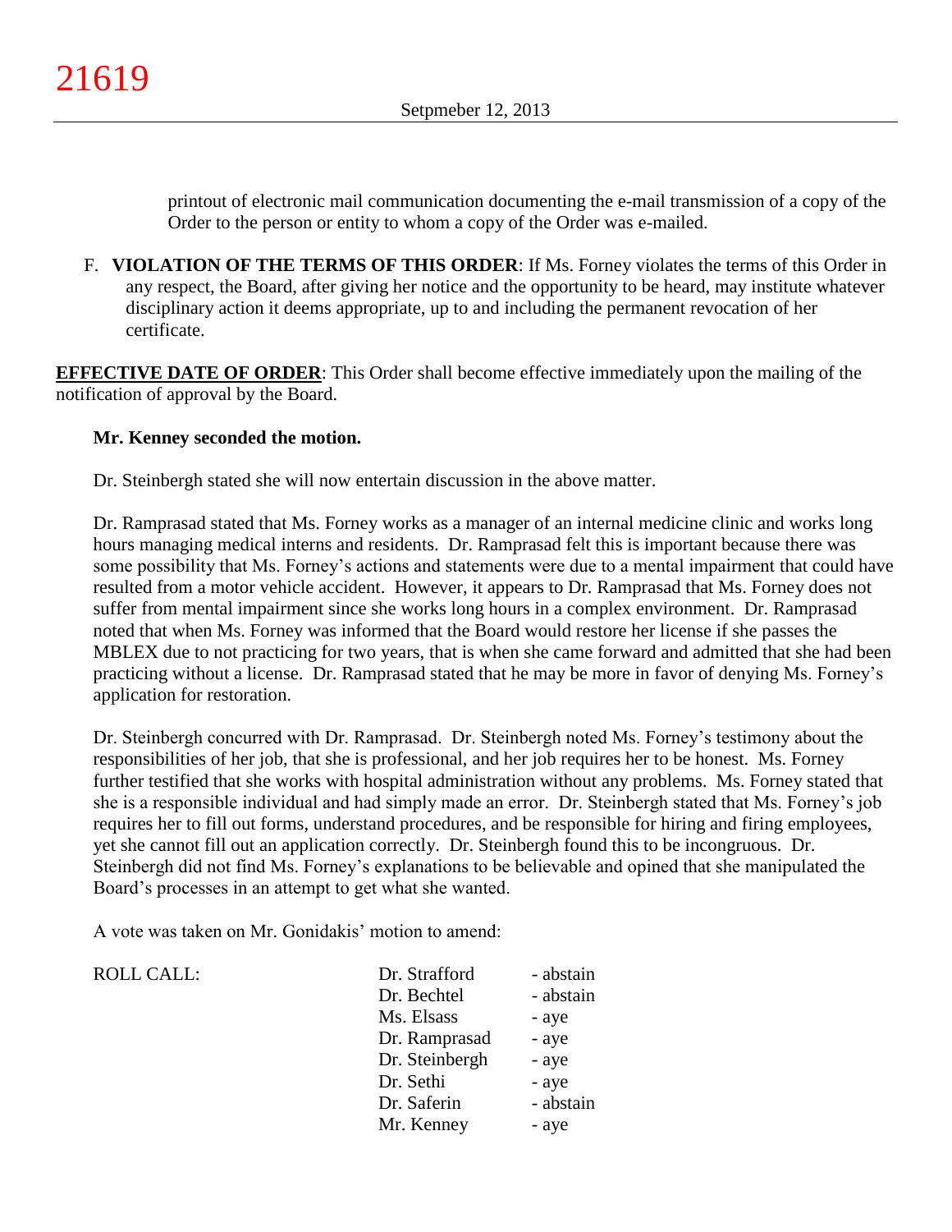printout of electronic mail communication documenting the e-mail transmission of a copy of the Order to the person or entity to whom a copy of the Order was e-mailed.

F. **VIOLATION OF THE TERMS OF THIS ORDER**: If Ms. Forney violates the terms of this Order in any respect, the Board, after giving her notice and the opportunity to be heard, may institute whatever disciplinary action it deems appropriate, up to and including the permanent revocation of her certificate.

**EFFECTIVE DATE OF ORDER**: This Order shall become effective immediately upon the mailing of the notification of approval by the Board.

**Mr. Kenney seconded the motion.**

Dr. Steinbergh stated she will now entertain discussion in the above matter.

Dr. Ramprasad stated that Ms. Forney works as a manager of an internal medicine clinic and works long hours managing medical interns and residents. Dr. Ramprasad felt this is important because there was some possibility that Ms. Forney's actions and statements were due to a mental impairment that could have resulted from a motor vehicle accident. However, it appears to Dr. Ramprasad that Ms. Forney does not suffer from mental impairment since she works long hours in a complex environment. Dr. Ramprasad noted that when Ms. Forney was informed that the Board would restore her license if she passes the MBLEX due to not practicing for two years, that is when she came forward and admitted that she had been practicing without a license. Dr. Ramprasad stated that he may be more in favor of denying Ms. Forney's application for restoration.

Dr. Steinbergh concurred with Dr. Ramprasad. Dr. Steinbergh noted Ms. Forney's testimony about the responsibilities of her job, that she is professional, and her job requires her to be honest. Ms. Forney further testified that she works with hospital administration without any problems. Ms. Forney stated that she is a responsible individual and had simply made an error. Dr. Steinbergh stated that Ms. Forney's job requires her to fill out forms, understand procedures, and be responsible for hiring and firing employees, yet she cannot fill out an application correctly. Dr. Steinbergh found this to be incongruous. Dr. Steinbergh did not find Ms. Forney's explanations to be believable and opined that she manipulated the Board's processes in an attempt to get what she wanted.

A vote was taken on Mr. Gonidakis' motion to amend:

| ROLL CALL: | | |
|---|---|---|
| | Dr. Strafford | - abstain |
| | Dr. Bechtel | - abstain |
| | Ms. Elsass | - aye |
| | Dr. Ramprasad | - aye |
| | Dr. Steinbergh | - aye |
| | Dr. Sethi | - aye |
| | Dr. Saferin | - abstain |
| | Mr. Kenney | - aye |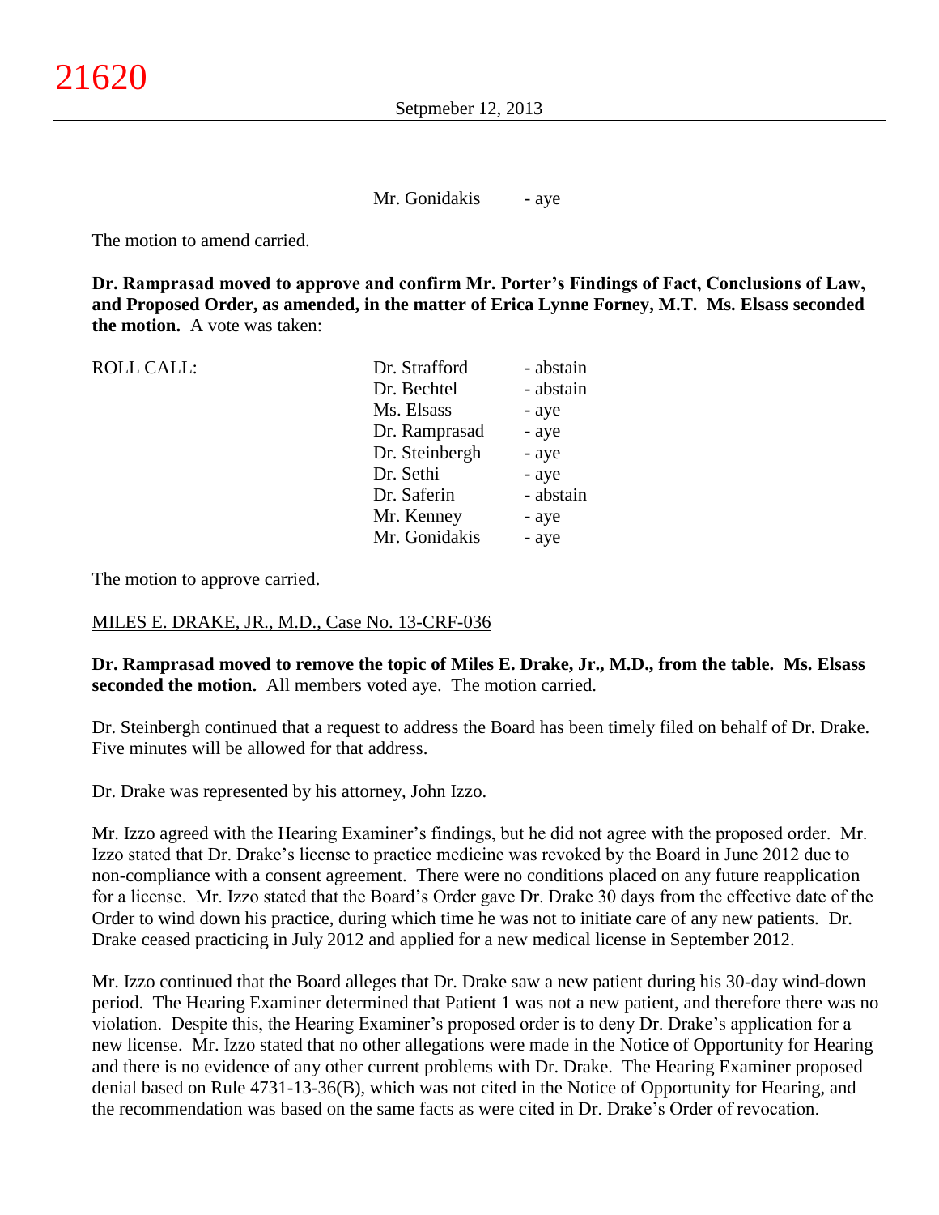Mr. Gonidakis - aye

The motion to amend carried.

**Dr. Ramprasad moved to approve and confirm Mr. Porter's Findings of Fact, Conclusions of Law, and Proposed Order, as amended, in the matter of Erica Lynne Forney, M.T. Ms. Elsass seconded the motion.** A vote was taken:

| ROLL CALL: | Dr. Strafford | - abstain |
|---|---|---|
| | Dr. Bechtel | - abstain |
| | Ms. Elsass | - aye |
| | Dr. Ramprasad | - aye |
| | Dr. Steinbergh | - aye |
| | Dr. Sethi | - aye |
| | Dr. Saferin | - abstain |
| | Mr. Kenney | - aye |
| | Mr. Gonidakis | - aye |

The motion to approve carried.

MILES E. DRAKE, JR., M.D., Case No. 13-CRF-036

**Dr. Ramprasad moved to remove the topic of Miles E. Drake, Jr., M.D., from the table. Ms. Elsass seconded the motion.** All members voted aye. The motion carried.

Dr. Steinbergh continued that a request to address the Board has been timely filed on behalf of Dr. Drake. Five minutes will be allowed for that address.

Dr. Drake was represented by his attorney, John Izzo.

Mr. Izzo agreed with the Hearing Examiner's findings, but he did not agree with the proposed order. Mr. Izzo stated that Dr. Drake's license to practice medicine was revoked by the Board in June 2012 due to non-compliance with a consent agreement. There were no conditions placed on any future reapplication for a license. Mr. Izzo stated that the Board's Order gave Dr. Drake 30 days from the effective date of the Order to wind down his practice, during which time he was not to initiate care of any new patients. Dr. Drake ceased practicing in July 2012 and applied for a new medical license in September 2012.

Mr. Izzo continued that the Board alleges that Dr. Drake saw a new patient during his 30-day wind-down period. The Hearing Examiner determined that Patient 1 was not a new patient, and therefore there was no violation. Despite this, the Hearing Examiner's proposed order is to deny Dr. Drake's application for a new license. Mr. Izzo stated that no other allegations were made in the Notice of Opportunity for Hearing and there is no evidence of any other current problems with Dr. Drake. The Hearing Examiner proposed denial based on Rule 4731-13-36(B), which was not cited in the Notice of Opportunity for Hearing, and the recommendation was based on the same facts as were cited in Dr. Drake's Order of revocation.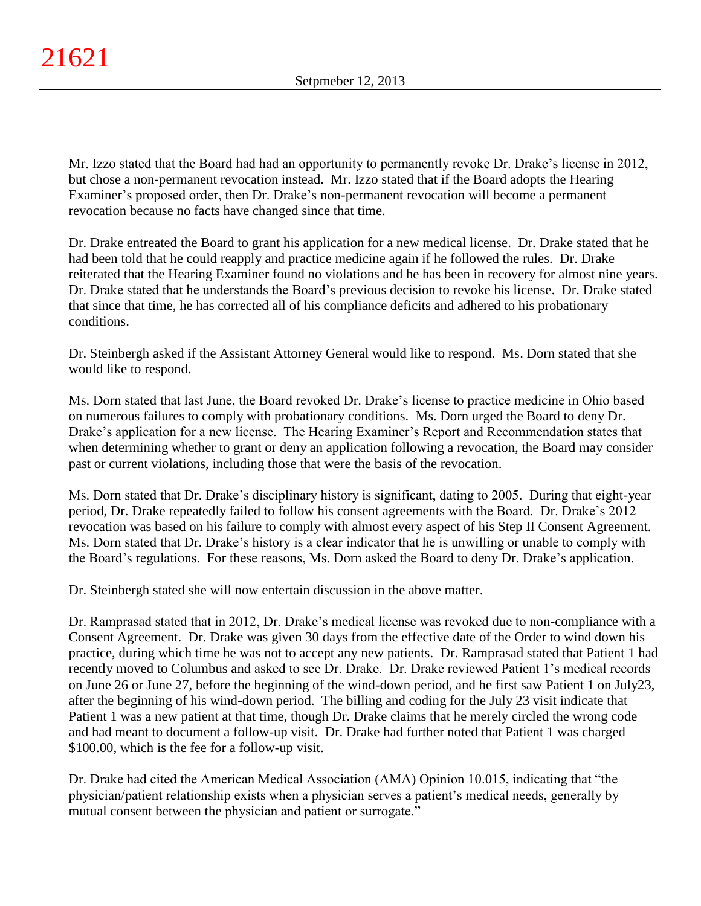Mr. Izzo stated that the Board had had an opportunity to permanently revoke Dr. Drake's license in 2012, but chose a non-permanent revocation instead. Mr. Izzo stated that if the Board adopts the Hearing Examiner's proposed order, then Dr. Drake's non-permanent revocation will become a permanent revocation because no facts have changed since that time.

Dr. Drake entreated the Board to grant his application for a new medical license. Dr. Drake stated that he had been told that he could reapply and practice medicine again if he followed the rules. Dr. Drake reiterated that the Hearing Examiner found no violations and he has been in recovery for almost nine years. Dr. Drake stated that he understands the Board's previous decision to revoke his license. Dr. Drake stated that since that time, he has corrected all of his compliance deficits and adhered to his probationary conditions.

Dr. Steinbergh asked if the Assistant Attorney General would like to respond. Ms. Dorn stated that she would like to respond.

Ms. Dorn stated that last June, the Board revoked Dr. Drake's license to practice medicine in Ohio based on numerous failures to comply with probationary conditions. Ms. Dorn urged the Board to deny Dr. Drake's application for a new license. The Hearing Examiner's Report and Recommendation states that when determining whether to grant or deny an application following a revocation, the Board may consider past or current violations, including those that were the basis of the revocation.

Ms. Dorn stated that Dr. Drake's disciplinary history is significant, dating to 2005. During that eight-year period, Dr. Drake repeatedly failed to follow his consent agreements with the Board. Dr. Drake's 2012 revocation was based on his failure to comply with almost every aspect of his Step II Consent Agreement. Ms. Dorn stated that Dr. Drake's history is a clear indicator that he is unwilling or unable to comply with the Board's regulations. For these reasons, Ms. Dorn asked the Board to deny Dr. Drake's application.

Dr. Steinbergh stated she will now entertain discussion in the above matter.

Dr. Ramprasad stated that in 2012, Dr. Drake's medical license was revoked due to non-compliance with a Consent Agreement. Dr. Drake was given 30 days from the effective date of the Order to wind down his practice, during which time he was not to accept any new patients. Dr. Ramprasad stated that Patient 1 had recently moved to Columbus and asked to see Dr. Drake. Dr. Drake reviewed Patient 1's medical records on June 26 or June 27, before the beginning of the wind-down period, and he first saw Patient 1 on July23, after the beginning of his wind-down period. The billing and coding for the July 23 visit indicate that Patient 1 was a new patient at that time, though Dr. Drake claims that he merely circled the wrong code and had meant to document a follow-up visit. Dr. Drake had further noted that Patient 1 was charged $100.00, which is the fee for a follow-up visit.

Dr. Drake had cited the American Medical Association (AMA) Opinion 10.015, indicating that "the physician/patient relationship exists when a physician serves a patient's medical needs, generally by mutual consent between the physician and patient or surrogate."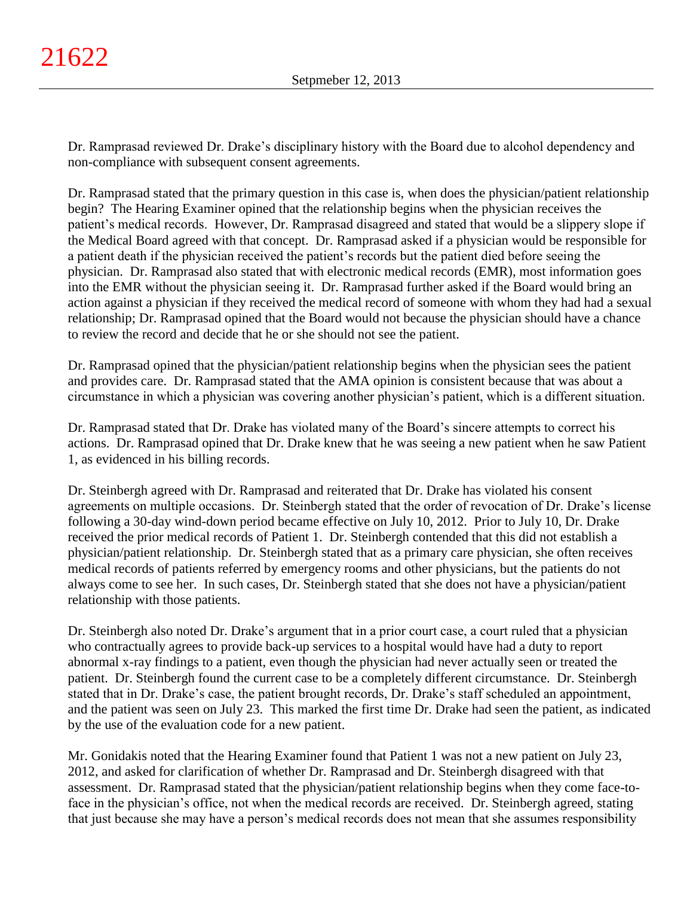Dr. Ramprasad reviewed Dr. Drake's disciplinary history with the Board due to alcohol dependency and non-compliance with subsequent consent agreements.

Dr. Ramprasad stated that the primary question in this case is, when does the physician/patient relationship begin? The Hearing Examiner opined that the relationship begins when the physician receives the patient's medical records. However, Dr. Ramprasad disagreed and stated that would be a slippery slope if the Medical Board agreed with that concept. Dr. Ramprasad asked if a physician would be responsible for a patient death if the physician received the patient's records but the patient died before seeing the physician. Dr. Ramprasad also stated that with electronic medical records (EMR), most information goes into the EMR without the physician seeing it. Dr. Ramprasad further asked if the Board would bring an action against a physician if they received the medical record of someone with whom they had had a sexual relationship; Dr. Ramprasad opined that the Board would not because the physician should have a chance to review the record and decide that he or she should not see the patient.

Dr. Ramprasad opined that the physician/patient relationship begins when the physician sees the patient and provides care. Dr. Ramprasad stated that the AMA opinion is consistent because that was about a circumstance in which a physician was covering another physician's patient, which is a different situation.

Dr. Ramprasad stated that Dr. Drake has violated many of the Board's sincere attempts to correct his actions. Dr. Ramprasad opined that Dr. Drake knew that he was seeing a new patient when he saw Patient 1, as evidenced in his billing records.

Dr. Steinbergh agreed with Dr. Ramprasad and reiterated that Dr. Drake has violated his consent agreements on multiple occasions. Dr. Steinbergh stated that the order of revocation of Dr. Drake's license following a 30-day wind-down period became effective on July 10, 2012. Prior to July 10, Dr. Drake received the prior medical records of Patient 1. Dr. Steinbergh contended that this did not establish a physician/patient relationship. Dr. Steinbergh stated that as a primary care physician, she often receives medical records of patients referred by emergency rooms and other physicians, but the patients do not always come to see her. In such cases, Dr. Steinbergh stated that she does not have a physician/patient relationship with those patients.

Dr. Steinbergh also noted Dr. Drake's argument that in a prior court case, a court ruled that a physician who contractually agrees to provide back-up services to a hospital would have had a duty to report abnormal x-ray findings to a patient, even though the physician had never actually seen or treated the patient. Dr. Steinbergh found the current case to be a completely different circumstance. Dr. Steinbergh stated that in Dr. Drake's case, the patient brought records, Dr. Drake's staff scheduled an appointment, and the patient was seen on July 23. This marked the first time Dr. Drake had seen the patient, as indicated by the use of the evaluation code for a new patient.

Mr. Gonidakis noted that the Hearing Examiner found that Patient 1 was not a new patient on July 23, 2012, and asked for clarification of whether Dr. Ramprasad and Dr. Steinbergh disagreed with that assessment. Dr. Ramprasad stated that the physician/patient relationship begins when they come face-to-face in the physician's office, not when the medical records are received. Dr. Steinbergh agreed, stating that just because she may have a person's medical records does not mean that she assumes responsibility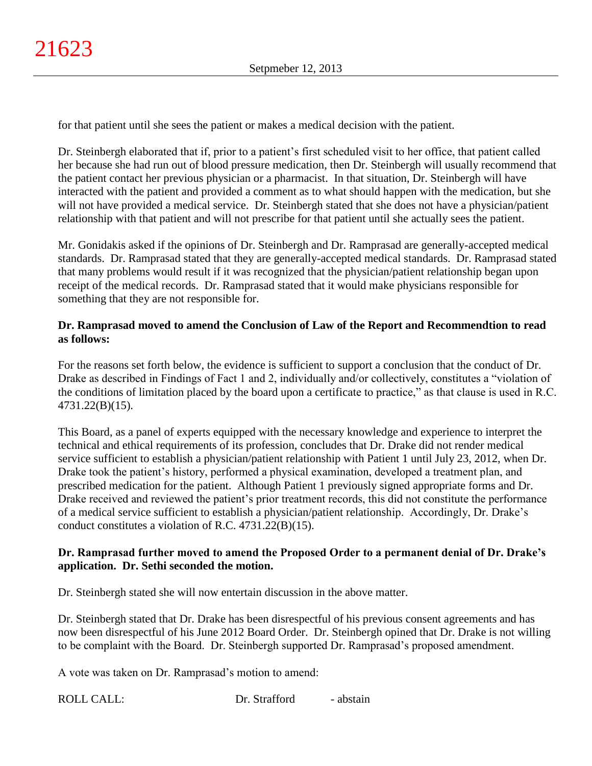for that patient until she sees the patient or makes a medical decision with the patient.

Dr. Steinbergh elaborated that if, prior to a patient's first scheduled visit to her office, that patient called her because she had run out of blood pressure medication, then Dr. Steinbergh will usually recommend that the patient contact her previous physician or a pharmacist. In that situation, Dr. Steinbergh will have interacted with the patient and provided a comment as to what should happen with the medication, but she will not have provided a medical service. Dr. Steinbergh stated that she does not have a physician/patient relationship with that patient and will not prescribe for that patient until she actually sees the patient.

Mr. Gonidakis asked if the opinions of Dr. Steinbergh and Dr. Ramprasad are generally-accepted medical standards. Dr. Ramprasad stated that they are generally-accepted medical standards. Dr. Ramprasad stated that many problems would result if it was recognized that the physician/patient relationship began upon receipt of the medical records. Dr. Ramprasad stated that it would make physicians responsible for something that they are not responsible for.

**Dr. Ramprasad moved to amend the Conclusion of Law of the Report and Recommendtion to read as follows:**

For the reasons set forth below, the evidence is sufficient to support a conclusion that the conduct of Dr. Drake as described in Findings of Fact 1 and 2, individually and/or collectively, constitutes a "violation of the conditions of limitation placed by the board upon a certificate to practice," as that clause is used in R.C. 4731.22(B)(15).

This Board, as a panel of experts equipped with the necessary knowledge and experience to interpret the technical and ethical requirements of its profession, concludes that Dr. Drake did not render medical service sufficient to establish a physician/patient relationship with Patient 1 until July 23, 2012, when Dr. Drake took the patient's history, performed a physical examination, developed a treatment plan, and prescribed medication for the patient. Although Patient 1 previously signed appropriate forms and Dr. Drake received and reviewed the patient's prior treatment records, this did not constitute the performance of a medical service sufficient to establish a physician/patient relationship. Accordingly, Dr. Drake's conduct constitutes a violation of R.C. 4731.22(B)(15).

**Dr. Ramprasad further moved to amend the Proposed Order to a permanent denial of Dr. Drake's application. Dr. Sethi seconded the motion.**

Dr. Steinbergh stated she will now entertain discussion in the above matter.

Dr. Steinbergh stated that Dr. Drake has been disrespectful of his previous consent agreements and has now been disrespectful of his June 2012 Board Order. Dr. Steinbergh opined that Dr. Drake is not willing to be complaint with the Board. Dr. Steinbergh supported Dr. Ramprasad's proposed amendment.

A vote was taken on Dr. Ramprasad's motion to amend:

ROLL CALL: Dr. Strafford - abstain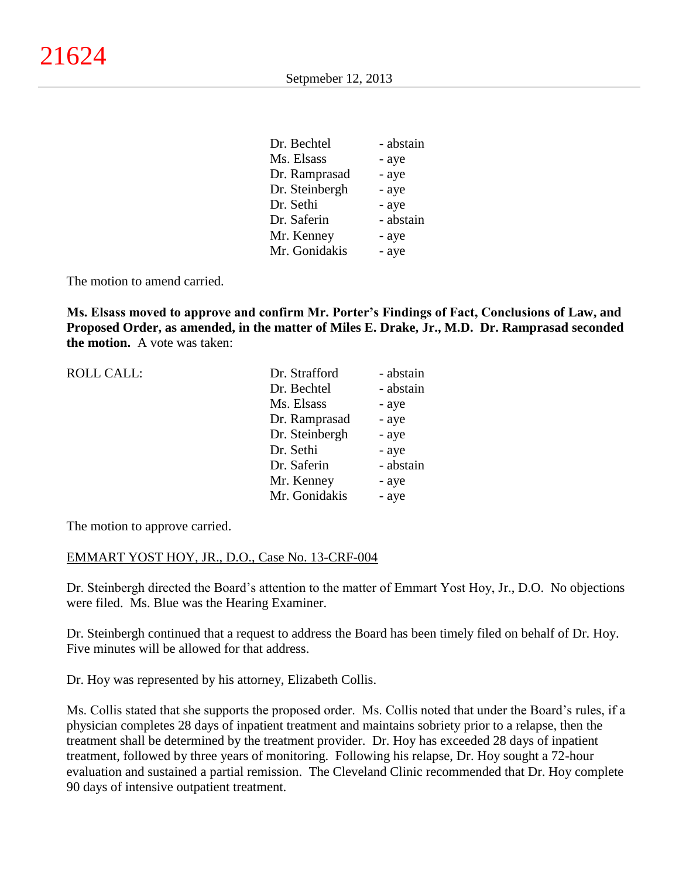| | |
|---|---|
| Dr. Bechtel | - abstain |
| Ms. Elsass | - aye |
| Dr. Ramprasad | - aye |
| Dr. Steinbergh | - aye |
| Dr. Sethi | - aye |
| Dr. Saferin | - abstain |
| Mr. Kenney | - aye |
| Mr. Gonidakis | - aye |

The motion to amend carried.

**Ms. Elsass moved to approve and confirm Mr. Porter's Findings of Fact, Conclusions of Law, and Proposed Order, as amended, in the matter of Miles E. Drake, Jr., M.D. Dr. Ramprasad seconded the motion.** A vote was taken:

| ROLL CALL: | | |
|---|---|---|
| | Dr. Strafford | - abstain |
| | Dr. Bechtel | - abstain |
| | Ms. Elsass | - aye |
| | Dr. Ramprasad | - aye |
| | Dr. Steinbergh | - aye |
| | Dr. Sethi | - aye |
| | Dr. Saferin | - abstain |
| | Mr. Kenney | - aye |
| | Mr. Gonidakis | - aye |

The motion to approve carried.

EMMART YOST HOY, JR., D.O., Case No. 13-CRF-004

Dr. Steinbergh directed the Board's attention to the matter of Emmart Yost Hoy, Jr., D.O. No objections were filed. Ms. Blue was the Hearing Examiner.

Dr. Steinbergh continued that a request to address the Board has been timely filed on behalf of Dr. Hoy. Five minutes will be allowed for that address.

Dr. Hoy was represented by his attorney, Elizabeth Collis.

Ms. Collis stated that she supports the proposed order. Ms. Collis noted that under the Board's rules, if a physician completes 28 days of inpatient treatment and maintains sobriety prior to a relapse, then the treatment shall be determined by the treatment provider. Dr. Hoy has exceeded 28 days of inpatient treatment, followed by three years of monitoring. Following his relapse, Dr. Hoy sought a 72-hour evaluation and sustained a partial remission. The Cleveland Clinic recommended that Dr. Hoy complete 90 days of intensive outpatient treatment.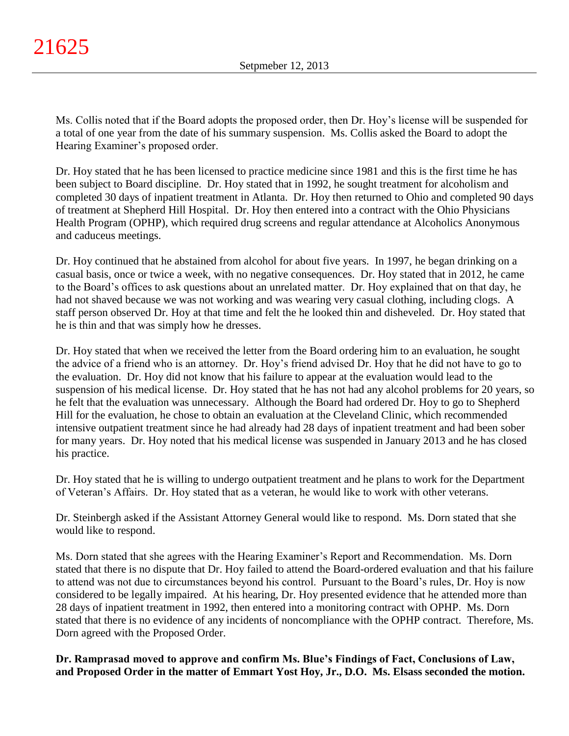Ms. Collis noted that if the Board adopts the proposed order, then Dr. Hoy's license will be suspended for a total of one year from the date of his summary suspension. Ms. Collis asked the Board to adopt the Hearing Examiner's proposed order.

Dr. Hoy stated that he has been licensed to practice medicine since 1981 and this is the first time he has been subject to Board discipline. Dr. Hoy stated that in 1992, he sought treatment for alcoholism and completed 30 days of inpatient treatment in Atlanta. Dr. Hoy then returned to Ohio and completed 90 days of treatment at Shepherd Hill Hospital. Dr. Hoy then entered into a contract with the Ohio Physicians Health Program (OPHP), which required drug screens and regular attendance at Alcoholics Anonymous and caduceus meetings.

Dr. Hoy continued that he abstained from alcohol for about five years. In 1997, he began drinking on a casual basis, once or twice a week, with no negative consequences. Dr. Hoy stated that in 2012, he came to the Board's offices to ask questions about an unrelated matter. Dr. Hoy explained that on that day, he had not shaved because we was not working and was wearing very casual clothing, including clogs. A staff person observed Dr. Hoy at that time and felt the he looked thin and disheveled. Dr. Hoy stated that he is thin and that was simply how he dresses.

Dr. Hoy stated that when we received the letter from the Board ordering him to an evaluation, he sought the advice of a friend who is an attorney. Dr. Hoy's friend advised Dr. Hoy that he did not have to go to the evaluation. Dr. Hoy did not know that his failure to appear at the evaluation would lead to the suspension of his medical license. Dr. Hoy stated that he has not had any alcohol problems for 20 years, so he felt that the evaluation was unnecessary. Although the Board had ordered Dr. Hoy to go to Shepherd Hill for the evaluation, he chose to obtain an evaluation at the Cleveland Clinic, which recommended intensive outpatient treatment since he had already had 28 days of inpatient treatment and had been sober for many years. Dr. Hoy noted that his medical license was suspended in January 2013 and he has closed his practice.

Dr. Hoy stated that he is willing to undergo outpatient treatment and he plans to work for the Department of Veteran's Affairs. Dr. Hoy stated that as a veteran, he would like to work with other veterans.

Dr. Steinbergh asked if the Assistant Attorney General would like to respond. Ms. Dorn stated that she would like to respond.

Ms. Dorn stated that she agrees with the Hearing Examiner's Report and Recommendation. Ms. Dorn stated that there is no dispute that Dr. Hoy failed to attend the Board-ordered evaluation and that his failure to attend was not due to circumstances beyond his control. Pursuant to the Board's rules, Dr. Hoy is now considered to be legally impaired. At his hearing, Dr. Hoy presented evidence that he attended more than 28 days of inpatient treatment in 1992, then entered into a monitoring contract with OPHP. Ms. Dorn stated that there is no evidence of any incidents of noncompliance with the OPHP contract. Therefore, Ms. Dorn agreed with the Proposed Order.

**Dr. Ramprasad moved to approve and confirm Ms. Blue's Findings of Fact, Conclusions of Law, and Proposed Order in the matter of Emmart Yost Hoy, Jr., D.O. Ms. Elsass seconded the motion.**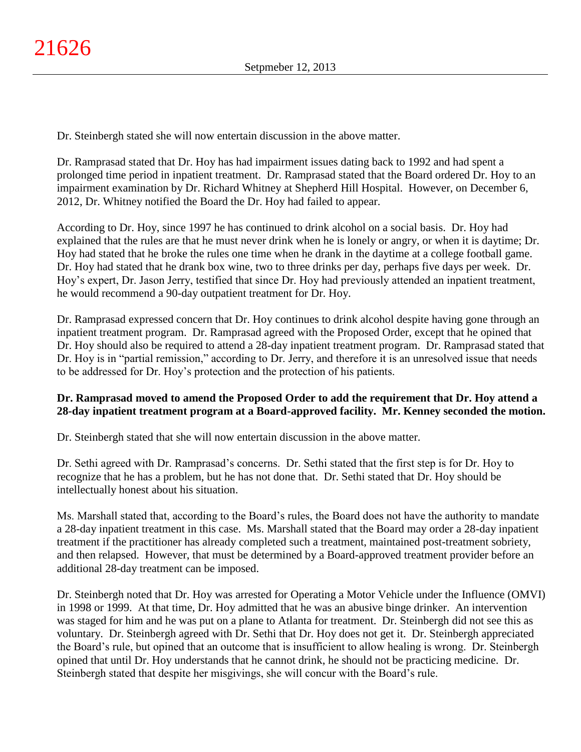Dr. Steinbergh stated she will now entertain discussion in the above matter.

Dr. Ramprasad stated that Dr. Hoy has had impairment issues dating back to 1992 and had spent a prolonged time period in inpatient treatment. Dr. Ramprasad stated that the Board ordered Dr. Hoy to an impairment examination by Dr. Richard Whitney at Shepherd Hill Hospital. However, on December 6, 2012, Dr. Whitney notified the Board the Dr. Hoy had failed to appear.

According to Dr. Hoy, since 1997 he has continued to drink alcohol on a social basis. Dr. Hoy had explained that the rules are that he must never drink when he is lonely or angry, or when it is daytime; Dr. Hoy had stated that he broke the rules one time when he drank in the daytime at a college football game. Dr. Hoy had stated that he drank box wine, two to three drinks per day, perhaps five days per week. Dr. Hoy's expert, Dr. Jason Jerry, testified that since Dr. Hoy had previously attended an inpatient treatment, he would recommend a 90-day outpatient treatment for Dr. Hoy.

Dr. Ramprasad expressed concern that Dr. Hoy continues to drink alcohol despite having gone through an inpatient treatment program. Dr. Ramprasad agreed with the Proposed Order, except that he opined that Dr. Hoy should also be required to attend a 28-day inpatient treatment program. Dr. Ramprasad stated that Dr. Hoy is in "partial remission," according to Dr. Jerry, and therefore it is an unresolved issue that needs to be addressed for Dr. Hoy's protection and the protection of his patients.

**Dr. Ramprasad moved to amend the Proposed Order to add the requirement that Dr. Hoy attend a 28-day inpatient treatment program at a Board-approved facility. Mr. Kenney seconded the motion.**

Dr. Steinbergh stated that she will now entertain discussion in the above matter.

Dr. Sethi agreed with Dr. Ramprasad's concerns. Dr. Sethi stated that the first step is for Dr. Hoy to recognize that he has a problem, but he has not done that. Dr. Sethi stated that Dr. Hoy should be intellectually honest about his situation.

Ms. Marshall stated that, according to the Board's rules, the Board does not have the authority to mandate a 28-day inpatient treatment in this case. Ms. Marshall stated that the Board may order a 28-day inpatient treatment if the practitioner has already completed such a treatment, maintained post-treatment sobriety, and then relapsed. However, that must be determined by a Board-approved treatment provider before an additional 28-day treatment can be imposed.

Dr. Steinbergh noted that Dr. Hoy was arrested for Operating a Motor Vehicle under the Influence (OMVI) in 1998 or 1999. At that time, Dr. Hoy admitted that he was an abusive binge drinker. An intervention was staged for him and he was put on a plane to Atlanta for treatment. Dr. Steinbergh did not see this as voluntary. Dr. Steinbergh agreed with Dr. Sethi that Dr. Hoy does not get it. Dr. Steinbergh appreciated the Board's rule, but opined that an outcome that is insufficient to allow healing is wrong. Dr. Steinbergh opined that until Dr. Hoy understands that he cannot drink, he should not be practicing medicine. Dr. Steinbergh stated that despite her misgivings, she will concur with the Board's rule.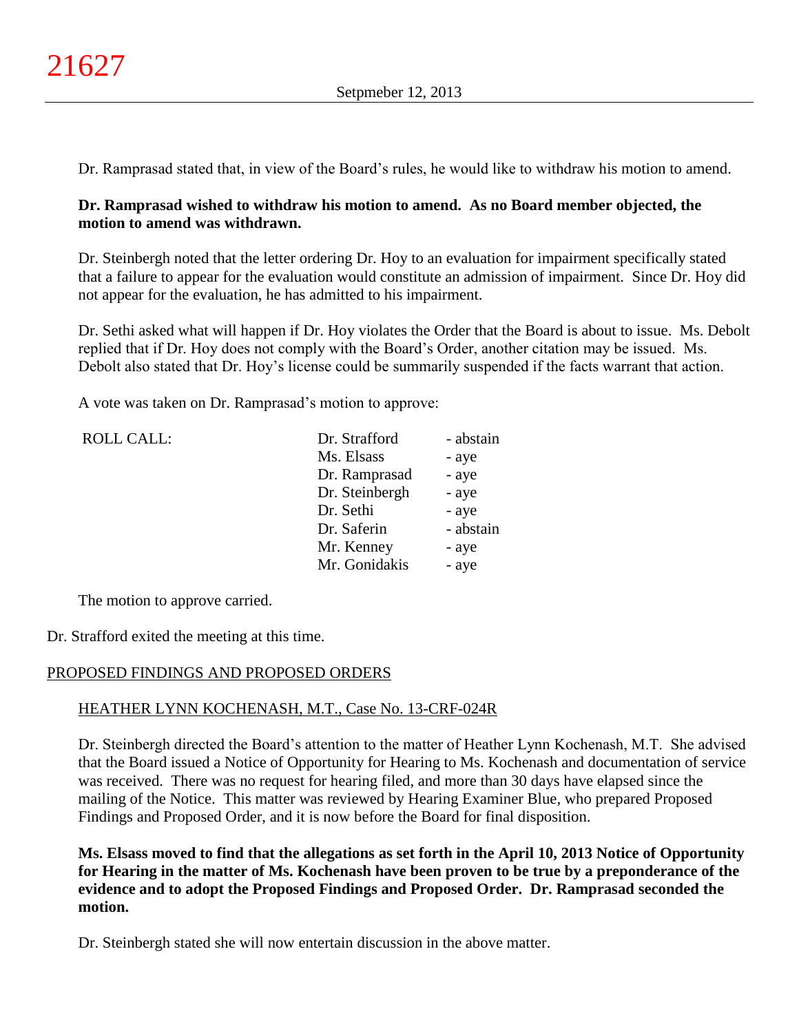Dr. Ramprasad stated that, in view of the Board's rules, he would like to withdraw his motion to amend.

**Dr. Ramprasad wished to withdraw his motion to amend. As no Board member objected, the motion to amend was withdrawn.**

Dr. Steinbergh noted that the letter ordering Dr. Hoy to an evaluation for impairment specifically stated that a failure to appear for the evaluation would constitute an admission of impairment. Since Dr. Hoy did not appear for the evaluation, he has admitted to his impairment.

Dr. Sethi asked what will happen if Dr. Hoy violates the Order that the Board is about to issue. Ms. Debolt replied that if Dr. Hoy does not comply with the Board's Order, another citation may be issued. Ms. Debolt also stated that Dr. Hoy's license could be summarily suspended if the facts warrant that action.

A vote was taken on Dr. Ramprasad's motion to approve:

| ROLL CALL: | Dr. Strafford | - abstain |
|---|---|---|
| | Ms. Elsass | - aye |
| | Dr. Ramprasad | - aye |
| | Dr. Steinbergh | - aye |
| | Dr. Sethi | - aye |
| | Dr. Saferin | - abstain |
| | Mr. Kenney | - aye |
| | Mr. Gonidakis | - aye |

The motion to approve carried.

Dr. Strafford exited the meeting at this time.

PROPOSED FINDINGS AND PROPOSED ORDERS

HEATHER LYNN KOCHENASH, M.T., Case No. 13-CRF-024R

Dr. Steinbergh directed the Board's attention to the matter of Heather Lynn Kochenash, M.T. She advised that the Board issued a Notice of Opportunity for Hearing to Ms. Kochenash and documentation of service was received. There was no request for hearing filed, and more than 30 days have elapsed since the mailing of the Notice. This matter was reviewed by Hearing Examiner Blue, who prepared Proposed Findings and Proposed Order, and it is now before the Board for final disposition.

**Ms. Elsass moved to find that the allegations as set forth in the April 10, 2013 Notice of Opportunity for Hearing in the matter of Ms. Kochenash have been proven to be true by a preponderance of the evidence and to adopt the Proposed Findings and Proposed Order. Dr. Ramprasad seconded the motion.**

Dr. Steinbergh stated she will now entertain discussion in the above matter.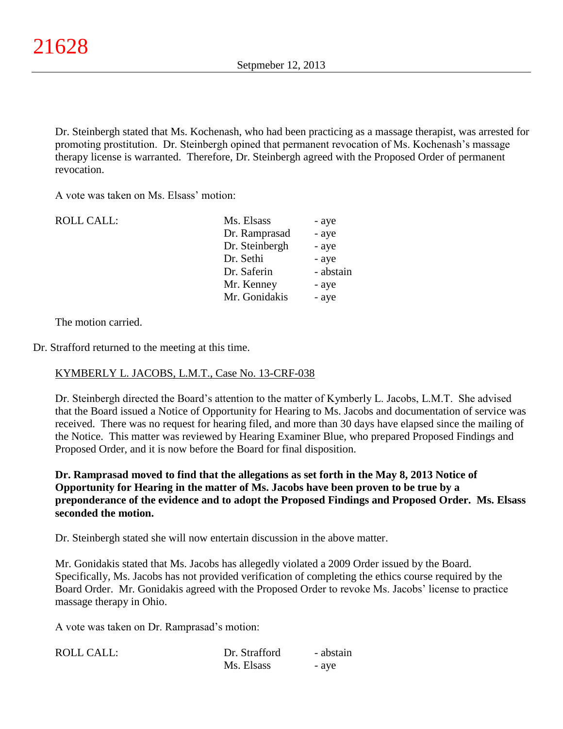Dr. Steinbergh stated that Ms. Kochenash, who had been practicing as a massage therapist, was arrested for promoting prostitution. Dr. Steinbergh opined that permanent revocation of Ms. Kochenash's massage therapy license is warranted. Therefore, Dr. Steinbergh agreed with the Proposed Order of permanent revocation.

A vote was taken on Ms. Elsass' motion:

| ROLL CALL: | | |
|---|---|---|
| | Ms. Elsass | - aye |
| | Dr. Ramprasad | - aye |
| | Dr. Steinbergh | - aye |
| | Dr. Sethi | - aye |
| | Dr. Saferin | - abstain |
| | Mr. Kenney | - aye |
| | Mr. Gonidakis | - aye |

The motion carried.

Dr. Strafford returned to the meeting at this time.

KYMBERLY L. JACOBS, L.M.T., Case No. 13-CRF-038

Dr. Steinbergh directed the Board's attention to the matter of Kymberly L. Jacobs, L.M.T. She advised that the Board issued a Notice of Opportunity for Hearing to Ms. Jacobs and documentation of service was received. There was no request for hearing filed, and more than 30 days have elapsed since the mailing of the Notice. This matter was reviewed by Hearing Examiner Blue, who prepared Proposed Findings and Proposed Order, and it is now before the Board for final disposition.

**Dr. Ramprasad moved to find that the allegations as set forth in the May 8, 2013 Notice of Opportunity for Hearing in the matter of Ms. Jacobs have been proven to be true by a preponderance of the evidence and to adopt the Proposed Findings and Proposed Order. Ms. Elsass seconded the motion.**

Dr. Steinbergh stated she will now entertain discussion in the above matter.

Mr. Gonidakis stated that Ms. Jacobs has allegedly violated a 2009 Order issued by the Board. Specifically, Ms. Jacobs has not provided verification of completing the ethics course required by the Board Order. Mr. Gonidakis agreed with the Proposed Order to revoke Ms. Jacobs' license to practice massage therapy in Ohio.

A vote was taken on Dr. Ramprasad's motion:

| ROLL CALL: | | |
|---|---|---|
| | Dr. Strafford | - abstain |
| | Ms. Elsass | - aye |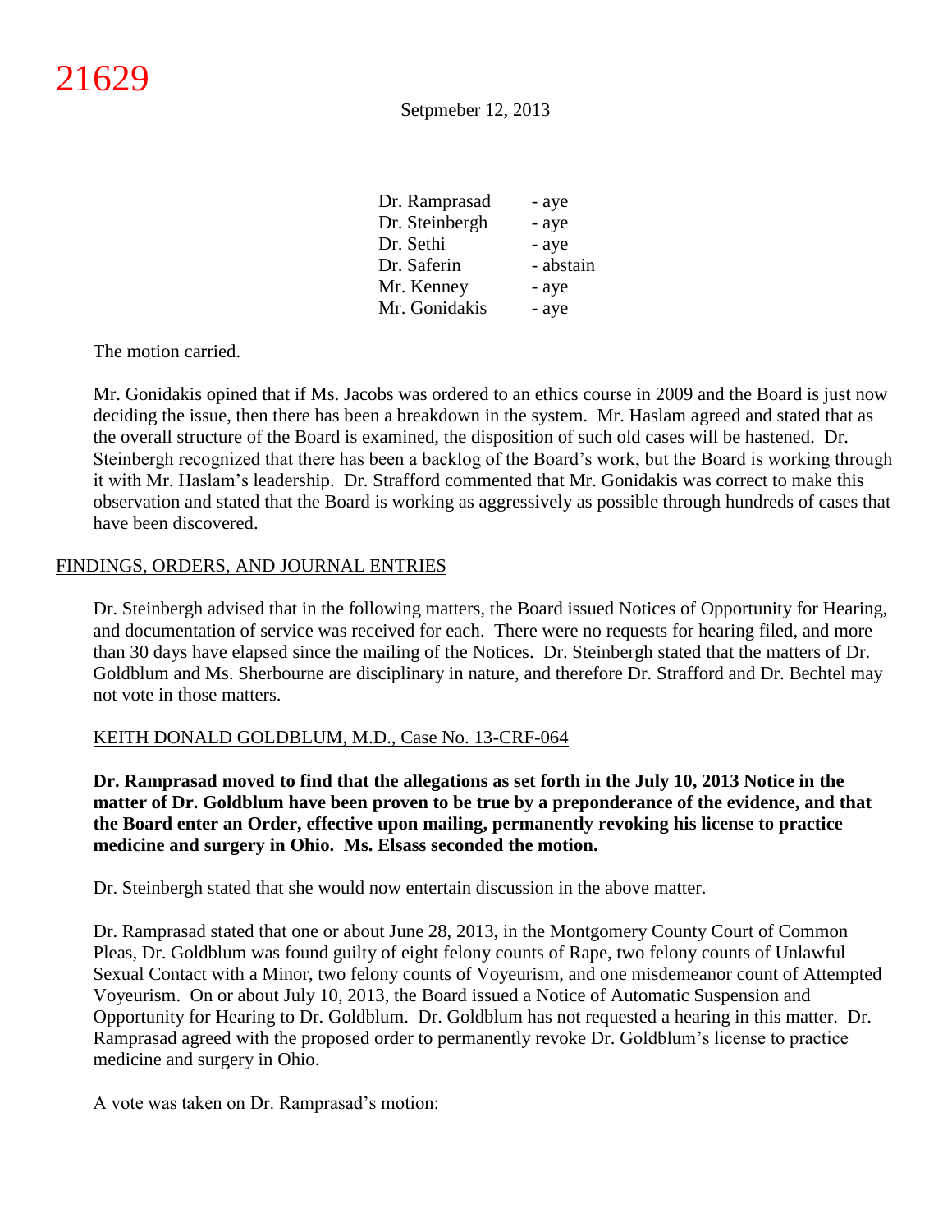| | |
|---|---|
| Dr. Ramprasad | - aye |
| Dr. Steinbergh | - aye |
| Dr. Sethi | - aye |
| Dr. Saferin | - abstain |
| Mr. Kenney | - aye |
| Mr. Gonidakis | - aye |

The motion carried.

Mr. Gonidakis opined that if Ms. Jacobs was ordered to an ethics course in 2009 and the Board is just now deciding the issue, then there has been a breakdown in the system. Mr. Haslam agreed and stated that as the overall structure of the Board is examined, the disposition of such old cases will be hastened. Dr. Steinbergh recognized that there has been a backlog of the Board's work, but the Board is working through it with Mr. Haslam's leadership. Dr. Strafford commented that Mr. Gonidakis was correct to make this observation and stated that the Board is working as aggressively as possible through hundreds of cases that have been discovered.

## FINDINGS, ORDERS, AND JOURNAL ENTRIES

Dr. Steinbergh advised that in the following matters, the Board issued Notices of Opportunity for Hearing, and documentation of service was received for each. There were no requests for hearing filed, and more than 30 days have elapsed since the mailing of the Notices. Dr. Steinbergh stated that the matters of Dr. Goldblum and Ms. Sherbourne are disciplinary in nature, and therefore Dr. Strafford and Dr. Bechtel may not vote in those matters.

### KEITH DONALD GOLDBLUM, M.D., Case No. 13-CRF-064

**Dr. Ramprasad moved to find that the allegations as set forth in the July 10, 2013 Notice in the matter of Dr. Goldblum have been proven to be true by a preponderance of the evidence, and that the Board enter an Order, effective upon mailing, permanently revoking his license to practice medicine and surgery in Ohio. Ms. Elsass seconded the motion.**

Dr. Steinbergh stated that she would now entertain discussion in the above matter.

Dr. Ramprasad stated that one or about June 28, 2013, in the Montgomery County Court of Common Pleas, Dr. Goldblum was found guilty of eight felony counts of Rape, two felony counts of Unlawful Sexual Contact with a Minor, two felony counts of Voyeurism, and one misdemeanor count of Attempted Voyeurism. On or about July 10, 2013, the Board issued a Notice of Automatic Suspension and Opportunity for Hearing to Dr. Goldblum. Dr. Goldblum has not requested a hearing in this matter. Dr. Ramprasad agreed with the proposed order to permanently revoke Dr. Goldblum's license to practice medicine and surgery in Ohio.

A vote was taken on Dr. Ramprasad's motion: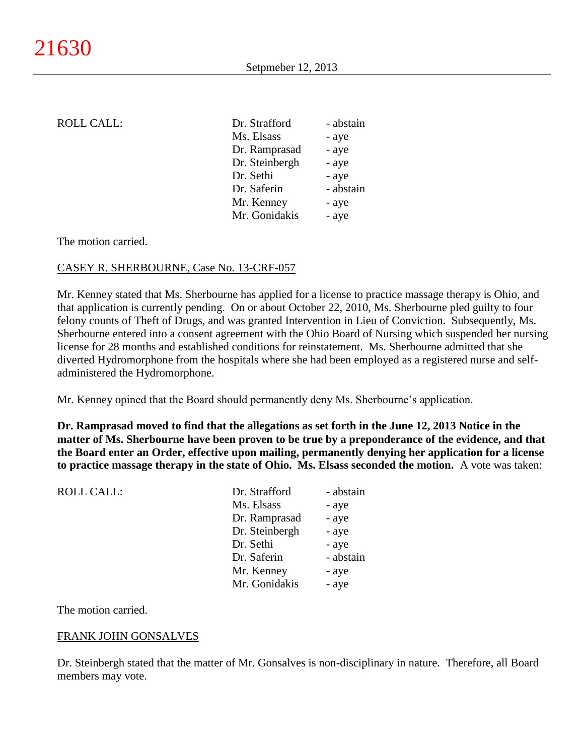ROLL CALL:

| | |
|---|---|
| Dr. Strafford | - abstain |
| Ms. Elsass | - aye |
| Dr. Ramprasad | - aye |
| Dr. Steinbergh | - aye |
| Dr. Sethi | - aye |
| Dr. Saferin | - abstain |
| Mr. Kenney | - aye |
| Mr. Gonidakis | - aye |

The motion carried.

CASEY R. SHERBOURNE, Case No. 13-CRF-057

Mr. Kenney stated that Ms. Sherbourne has applied for a license to practice massage therapy is Ohio, and that application is currently pending. On or about October 22, 2010, Ms. Sherbourne pled guilty to four felony counts of Theft of Drugs, and was granted Intervention in Lieu of Conviction. Subsequently, Ms. Sherbourne entered into a consent agreement with the Ohio Board of Nursing which suspended her nursing license for 28 months and established conditions for reinstatement. Ms. Sherbourne admitted that she diverted Hydromorphone from the hospitals where she had been employed as a registered nurse and self-administered the Hydromorphone.

Mr. Kenney opined that the Board should permanently deny Ms. Sherbourne's application.

**Dr. Ramprasad moved to find that the allegations as set forth in the June 12, 2013 Notice in the matter of Ms. Sherbourne have been proven to be true by a preponderance of the evidence, and that the Board enter an Order, effective upon mailing, permanently denying her application for a license to practice massage therapy in the state of Ohio. Ms. Elsass seconded the motion.** A vote was taken:

ROLL CALL:

| | |
|---|---|
| Dr. Strafford | - abstain |
| Ms. Elsass | - aye |
| Dr. Ramprasad | - aye |
| Dr. Steinbergh | - aye |
| Dr. Sethi | - aye |
| Dr. Saferin | - abstain |
| Mr. Kenney | - aye |
| Mr. Gonidakis | - aye |

The motion carried.

FRANK JOHN GONSALVES

Dr. Steinbergh stated that the matter of Mr. Gonsalves is non-disciplinary in nature. Therefore, all Board members may vote.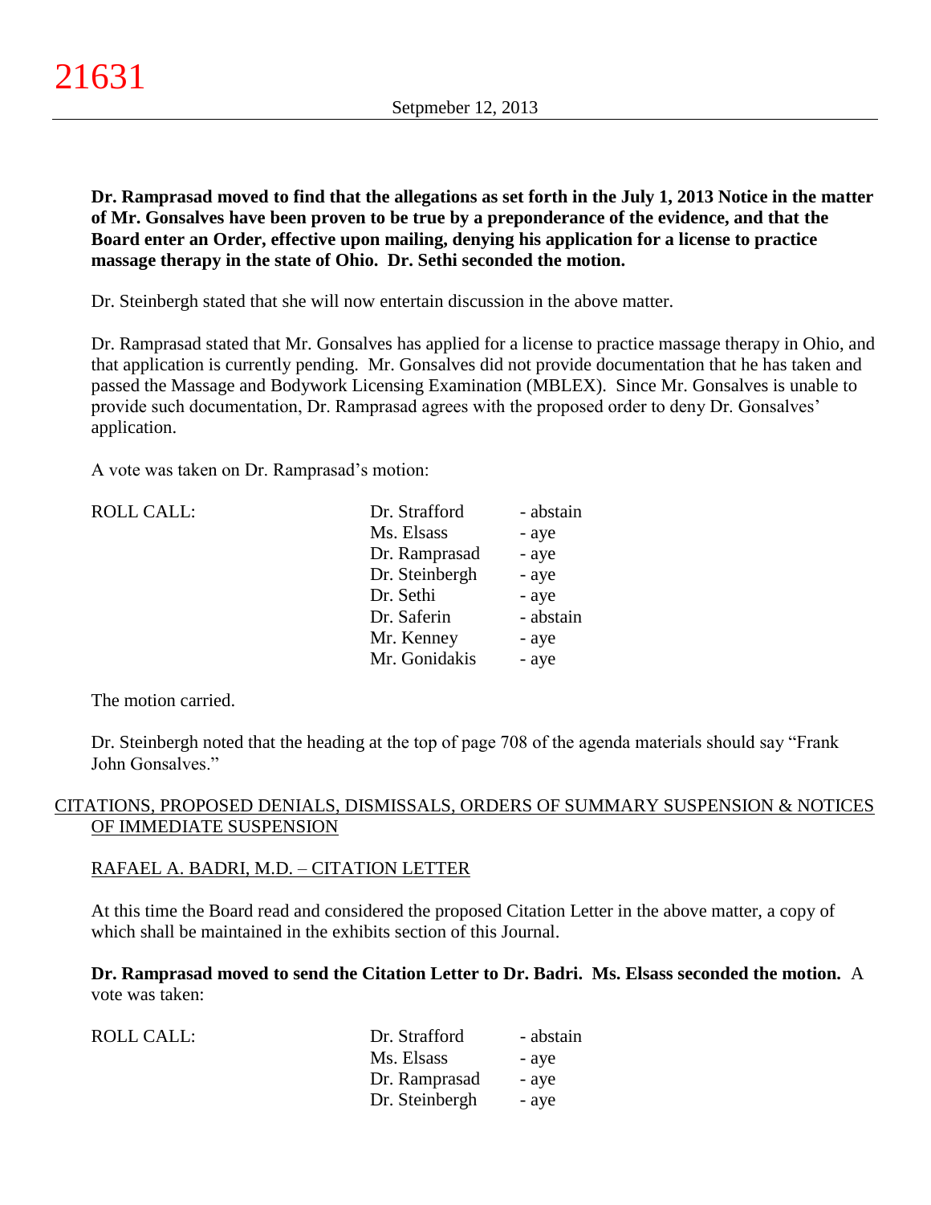**Dr. Ramprasad moved to find that the allegations as set forth in the July 1, 2013 Notice in the matter of Mr. Gonsalves have been proven to be true by a preponderance of the evidence, and that the Board enter an Order, effective upon mailing, denying his application for a license to practice massage therapy in the state of Ohio. Dr. Sethi seconded the motion.**

Dr. Steinbergh stated that she will now entertain discussion in the above matter.

Dr. Ramprasad stated that Mr. Gonsalves has applied for a license to practice massage therapy in Ohio, and that application is currently pending. Mr. Gonsalves did not provide documentation that he has taken and passed the Massage and Bodywork Licensing Examination (MBLEX). Since Mr. Gonsalves is unable to provide such documentation, Dr. Ramprasad agrees with the proposed order to deny Dr. Gonsalves' application.

A vote was taken on Dr. Ramprasad's motion:

| ROLL CALL: | Dr. Strafford | - abstain |
|---|---|---|
| | Ms. Elsass | - aye |
| | Dr. Ramprasad | - aye |
| | Dr. Steinbergh | - aye |
| | Dr. Sethi | - aye |
| | Dr. Saferin | - abstain |
| | Mr. Kenney | - aye |
| | Mr. Gonidakis | - aye |

The motion carried.

Dr. Steinbergh noted that the heading at the top of page 708 of the agenda materials should say "Frank John Gonsalves."

## CITATIONS, PROPOSED DENIALS, DISMISSALS, ORDERS OF SUMMARY SUSPENSION & NOTICES OF IMMEDIATE SUSPENSION

### RAFAEL A. BADRI, M.D. – CITATION LETTER

At this time the Board read and considered the proposed Citation Letter in the above matter, a copy of which shall be maintained in the exhibits section of this Journal.

**Dr. Ramprasad moved to send the Citation Letter to Dr. Badri. Ms. Elsass seconded the motion.** A vote was taken:

| ROLL CALL: | Dr. Strafford | - abstain |
|---|---|---|
| | Ms. Elsass | - aye |
| | Dr. Ramprasad | - aye |
| | Dr. Steinbergh | - aye |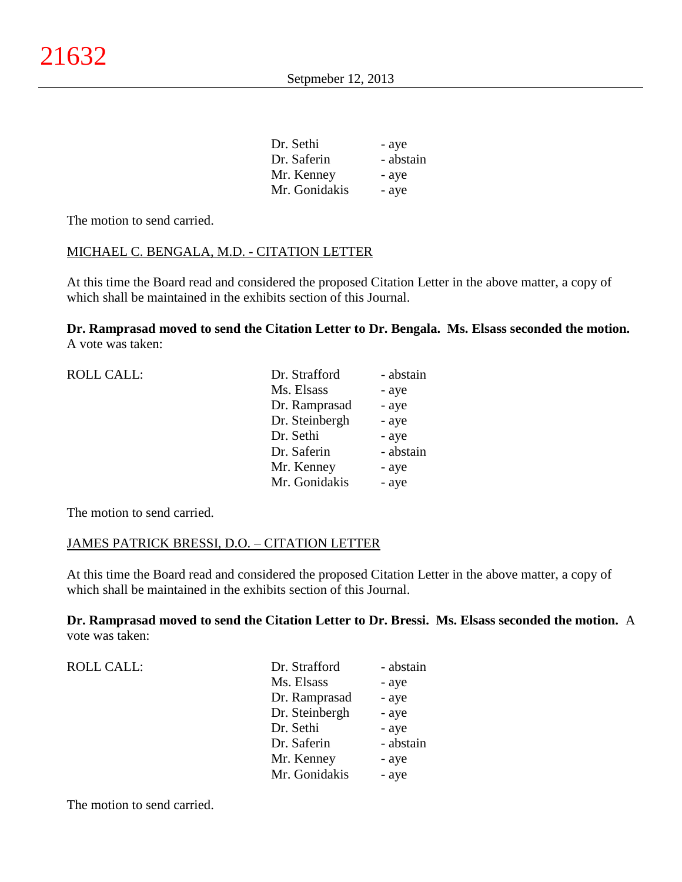| | |
|---|---|
| Dr. Sethi | - aye |
| Dr. Saferin | - abstain |
| Mr. Kenney | - aye |
| Mr. Gonidakis | - aye |

The motion to send carried.

MICHAEL C. BENGALA, M.D. - CITATION LETTER

At this time the Board read and considered the proposed Citation Letter in the above matter, a copy of which shall be maintained in the exhibits section of this Journal.

**Dr. Ramprasad moved to send the Citation Letter to Dr. Bengala. Ms. Elsass seconded the motion.** A vote was taken:

| ROLL CALL: | | |
|---|---|---|
| | Dr. Strafford | - abstain |
| | Ms. Elsass | - aye |
| | Dr. Ramprasad | - aye |
| | Dr. Steinbergh | - aye |
| | Dr. Sethi | - aye |
| | Dr. Saferin | - abstain |
| | Mr. Kenney | - aye |
| | Mr. Gonidakis | - aye |

The motion to send carried.

JAMES PATRICK BRESSI, D.O. – CITATION LETTER

At this time the Board read and considered the proposed Citation Letter in the above matter, a copy of which shall be maintained in the exhibits section of this Journal.

**Dr. Ramprasad moved to send the Citation Letter to Dr. Bressi. Ms. Elsass seconded the motion.** A vote was taken:

| ROLL CALL: | | |
|---|---|---|
| | Dr. Strafford | - abstain |
| | Ms. Elsass | - aye |
| | Dr. Ramprasad | - aye |
| | Dr. Steinbergh | - aye |
| | Dr. Sethi | - aye |
| | Dr. Saferin | - abstain |
| | Mr. Kenney | - aye |
| | Mr. Gonidakis | - aye |

The motion to send carried.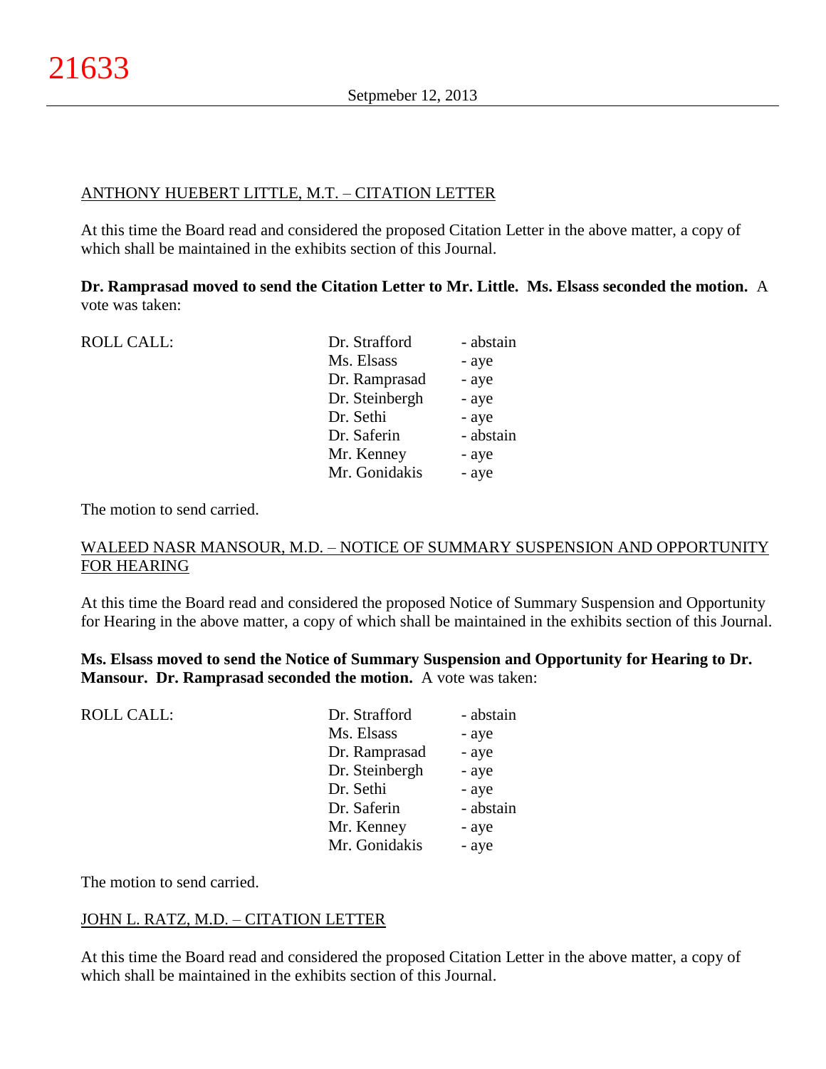ANTHONY HUEBERT LITTLE, M.T. – CITATION LETTER

At this time the Board read and considered the proposed Citation Letter in the above matter, a copy of which shall be maintained in the exhibits section of this Journal.

**Dr. Ramprasad moved to send the Citation Letter to Mr. Little. Ms. Elsass seconded the motion.** A vote was taken:

| ROLL CALL: | | |
|---|---|---|
| | Dr. Strafford | - abstain |
| | Ms. Elsass | - aye |
| | Dr. Ramprasad | - aye |
| | Dr. Steinbergh | - aye |
| | Dr. Sethi | - aye |
| | Dr. Saferin | - abstain |
| | Mr. Kenney | - aye |
| | Mr. Gonidakis | - aye |

The motion to send carried.

WALEED NASR MANSOUR, M.D. – NOTICE OF SUMMARY SUSPENSION AND OPPORTUNITY FOR HEARING

At this time the Board read and considered the proposed Notice of Summary Suspension and Opportunity for Hearing in the above matter, a copy of which shall be maintained in the exhibits section of this Journal.

**Ms. Elsass moved to send the Notice of Summary Suspension and Opportunity for Hearing to Dr. Mansour. Dr. Ramprasad seconded the motion.** A vote was taken:

| ROLL CALL: | | |
|---|---|---|
| | Dr. Strafford | - abstain |
| | Ms. Elsass | - aye |
| | Dr. Ramprasad | - aye |
| | Dr. Steinbergh | - aye |
| | Dr. Sethi | - aye |
| | Dr. Saferin | - abstain |
| | Mr. Kenney | - aye |
| | Mr. Gonidakis | - aye |

The motion to send carried.

JOHN L. RATZ, M.D. – CITATION LETTER

At this time the Board read and considered the proposed Citation Letter in the above matter, a copy of which shall be maintained in the exhibits section of this Journal.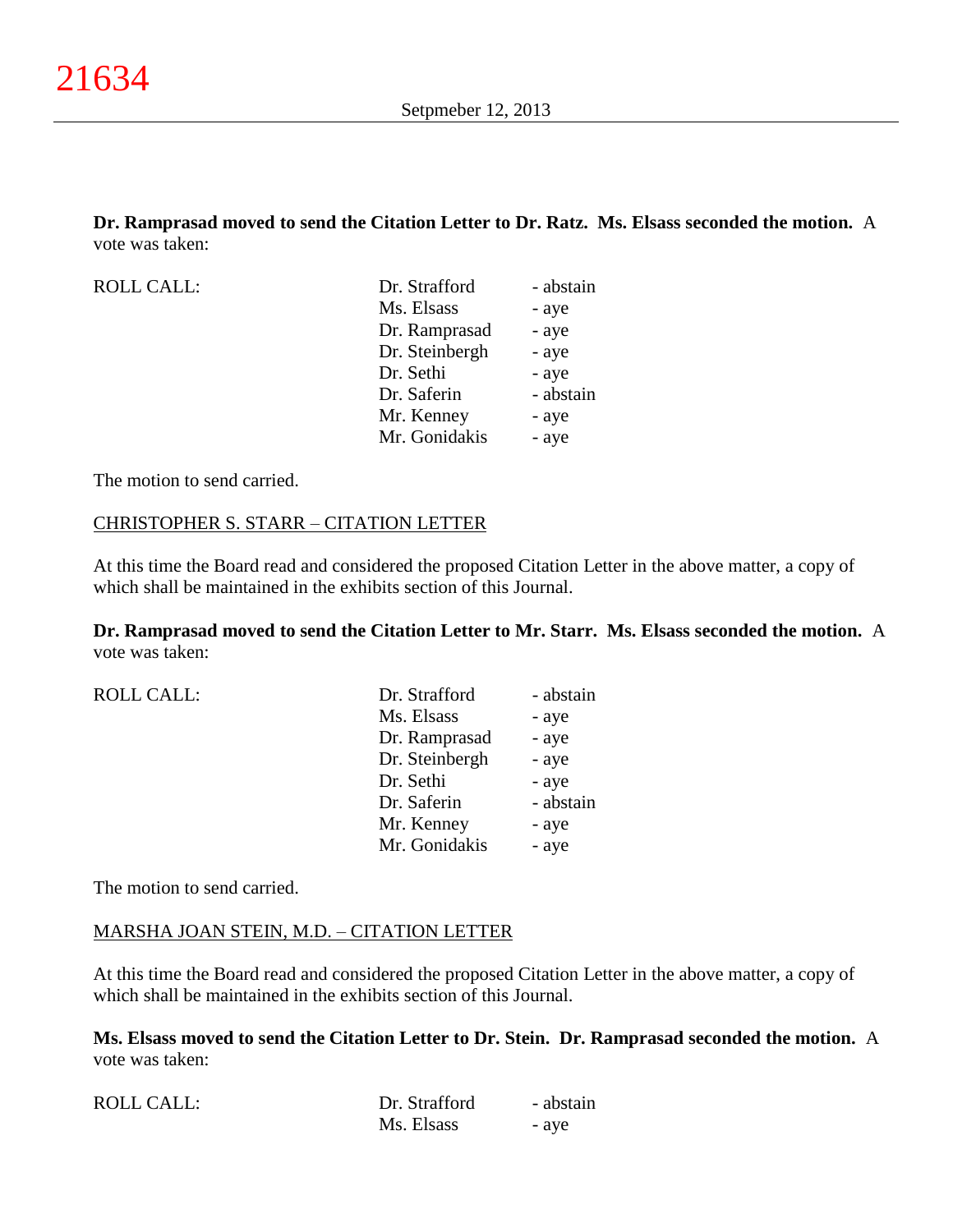**Dr. Ramprasad moved to send the Citation Letter to Dr. Ratz. Ms. Elsass seconded the motion.** A vote was taken:

| ROLL CALL: | | |
|---|---|---|
| | Dr. Strafford | - abstain |
| | Ms. Elsass | - aye |
| | Dr. Ramprasad | - aye |
| | Dr. Steinbergh | - aye |
| | Dr. Sethi | - aye |
| | Dr. Saferin | - abstain |
| | Mr. Kenney | - aye |
| | Mr. Gonidakis | - aye |

The motion to send carried.

CHRISTOPHER S. STARR – CITATION LETTER

At this time the Board read and considered the proposed Citation Letter in the above matter, a copy of which shall be maintained in the exhibits section of this Journal.

**Dr. Ramprasad moved to send the Citation Letter to Mr. Starr. Ms. Elsass seconded the motion.** A vote was taken:

| ROLL CALL: | | |
|---|---|---|
| | Dr. Strafford | - abstain |
| | Ms. Elsass | - aye |
| | Dr. Ramprasad | - aye |
| | Dr. Steinbergh | - aye |
| | Dr. Sethi | - aye |
| | Dr. Saferin | - abstain |
| | Mr. Kenney | - aye |
| | Mr. Gonidakis | - aye |

The motion to send carried.

MARSHA JOAN STEIN, M.D. – CITATION LETTER

At this time the Board read and considered the proposed Citation Letter in the above matter, a copy of which shall be maintained in the exhibits section of this Journal.

**Ms. Elsass moved to send the Citation Letter to Dr. Stein. Dr. Ramprasad seconded the motion.** A vote was taken:

| ROLL CALL: | | |
|---|---|---|
| | Dr. Strafford | - abstain |
| | Ms. Elsass | - aye |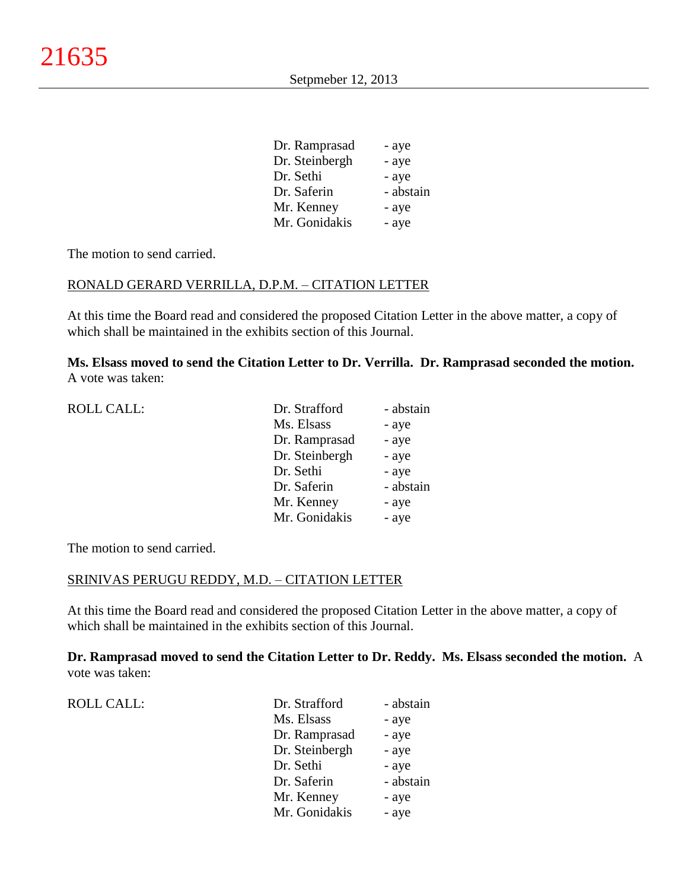| | |
|---|---|
| Dr. Ramprasad | - aye |
| Dr. Steinbergh | - aye |
| Dr. Sethi | - aye |
| Dr. Saferin | - abstain |
| Mr. Kenney | - aye |
| Mr. Gonidakis | - aye |

The motion to send carried.

RONALD GERARD VERRILLA, D.P.M. – CITATION LETTER

At this time the Board read and considered the proposed Citation Letter in the above matter, a copy of which shall be maintained in the exhibits section of this Journal.

**Ms. Elsass moved to send the Citation Letter to Dr. Verrilla. Dr. Ramprasad seconded the motion.** A vote was taken:

| ROLL CALL: | | |
|---|---|---|
| | Dr. Strafford | - abstain |
| | Ms. Elsass | - aye |
| | Dr. Ramprasad | - aye |
| | Dr. Steinbergh | - aye |
| | Dr. Sethi | - aye |
| | Dr. Saferin | - abstain |
| | Mr. Kenney | - aye |
| | Mr. Gonidakis | - aye |

The motion to send carried.

SRINIVAS PERUGU REDDY, M.D. – CITATION LETTER

At this time the Board read and considered the proposed Citation Letter in the above matter, a copy of which shall be maintained in the exhibits section of this Journal.

**Dr. Ramprasad moved to send the Citation Letter to Dr. Reddy. Ms. Elsass seconded the motion.** A vote was taken:

| ROLL CALL: | | |
|---|---|---|
| | Dr. Strafford | - abstain |
| | Ms. Elsass | - aye |
| | Dr. Ramprasad | - aye |
| | Dr. Steinbergh | - aye |
| | Dr. Sethi | - aye |
| | Dr. Saferin | - abstain |
| | Mr. Kenney | - aye |
| | Mr. Gonidakis | - aye |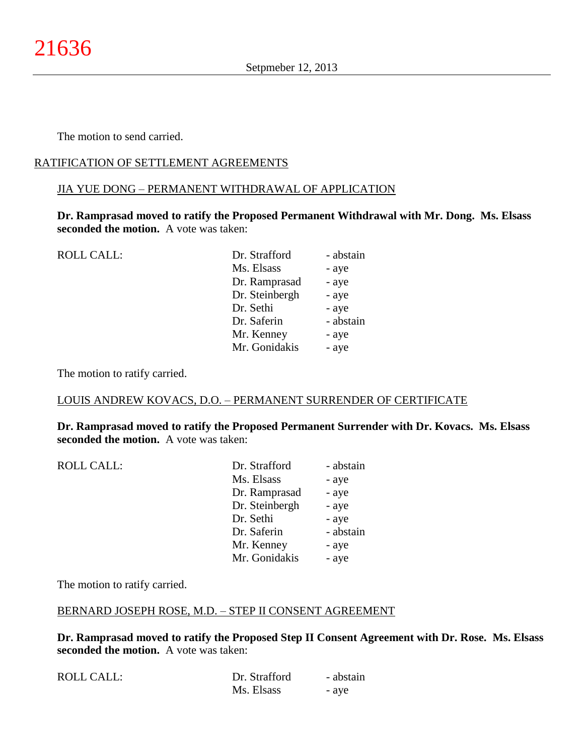The motion to send carried.

RATIFICATION OF SETTLEMENT AGREEMENTS

JIA YUE DONG – PERMANENT WITHDRAWAL OF APPLICATION

**Dr. Ramprasad moved to ratify the Proposed Permanent Withdrawal with Mr. Dong. Ms. Elsass seconded the motion.** A vote was taken:

| ROLL CALL: | Dr. Strafford | - abstain |
|---|---|---|
| | Ms. Elsass | - aye |
| | Dr. Ramprasad | - aye |
| | Dr. Steinbergh | - aye |
| | Dr. Sethi | - aye |
| | Dr. Saferin | - abstain |
| | Mr. Kenney | - aye |
| | Mr. Gonidakis | - aye |

The motion to ratify carried.

LOUIS ANDREW KOVACS, D.O. – PERMANENT SURRENDER OF CERTIFICATE

**Dr. Ramprasad moved to ratify the Proposed Permanent Surrender with Dr. Kovacs. Ms. Elsass seconded the motion.** A vote was taken:

| ROLL CALL: | Dr. Strafford | - abstain |
|---|---|---|
| | Ms. Elsass | - aye |
| | Dr. Ramprasad | - aye |
| | Dr. Steinbergh | - aye |
| | Dr. Sethi | - aye |
| | Dr. Saferin | - abstain |
| | Mr. Kenney | - aye |
| | Mr. Gonidakis | - aye |

The motion to ratify carried.

BERNARD JOSEPH ROSE, M.D. – STEP II CONSENT AGREEMENT

**Dr. Ramprasad moved to ratify the Proposed Step II Consent Agreement with Dr. Rose. Ms. Elsass seconded the motion.** A vote was taken:

| ROLL CALL: | Dr. Strafford | - abstain |
|---|---|---|
| | Ms. Elsass | - aye |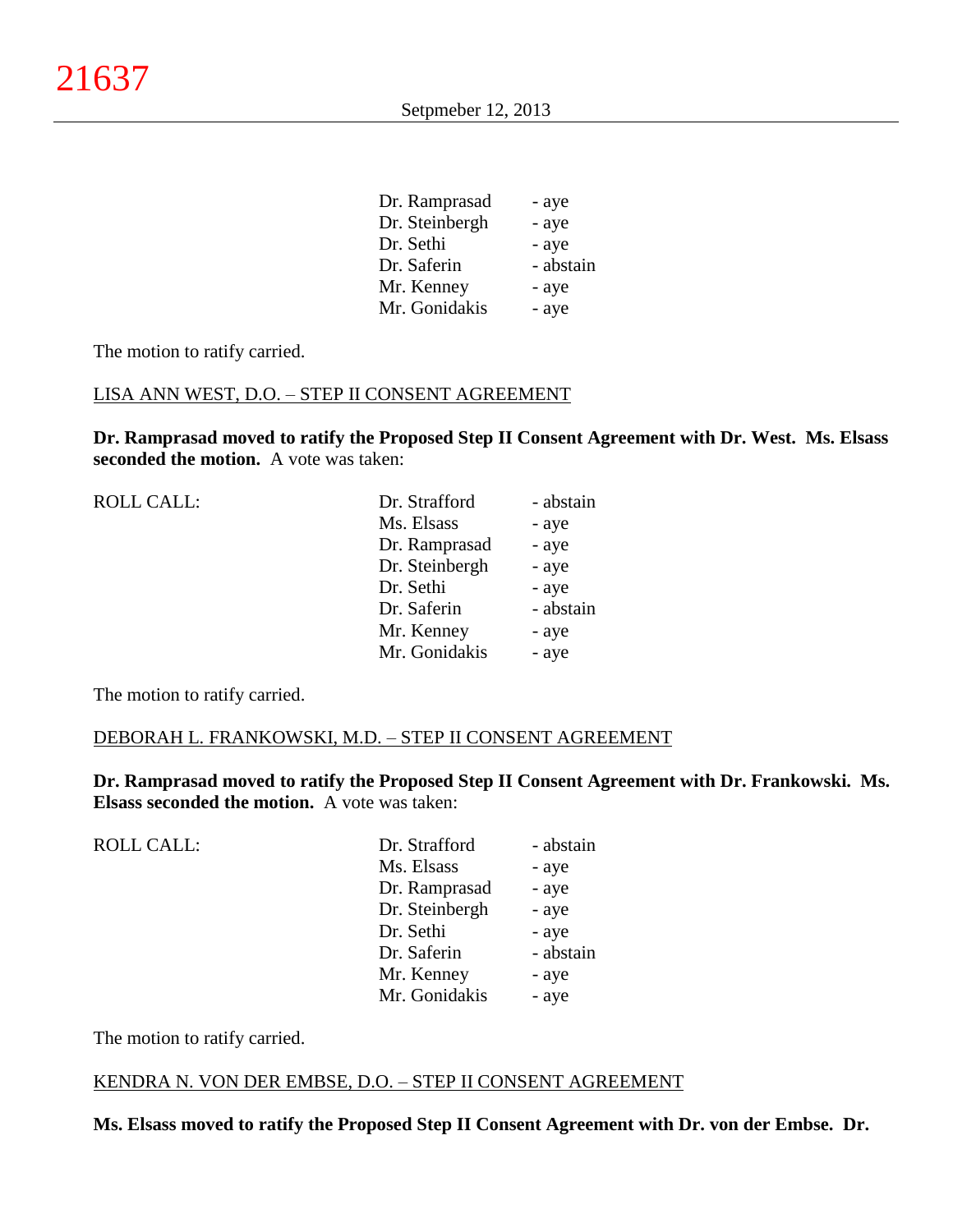| | | |
|---|---|---|
| | Dr. Ramprasad | - aye |
| | Dr. Steinbergh | - aye |
| | Dr. Sethi | - aye |
| | Dr. Saferin | - abstain |
| | Mr. Kenney | - aye |
| | Mr. Gonidakis | - aye |

The motion to ratify carried.

LISA ANN WEST, D.O. – STEP II CONSENT AGREEMENT

**Dr. Ramprasad moved to ratify the Proposed Step II Consent Agreement with Dr. West. Ms. Elsass seconded the motion.** A vote was taken:

| | | |
|---|---|---|
| ROLL CALL: | Dr. Strafford | - abstain |
| | Ms. Elsass | - aye |
| | Dr. Ramprasad | - aye |
| | Dr. Steinbergh | - aye |
| | Dr. Sethi | - aye |
| | Dr. Saferin | - abstain |
| | Mr. Kenney | - aye |
| | Mr. Gonidakis | - aye |

The motion to ratify carried.

DEBORAH L. FRANKOWSKI, M.D. – STEP II CONSENT AGREEMENT

**Dr. Ramprasad moved to ratify the Proposed Step II Consent Agreement with Dr. Frankowski. Ms. Elsass seconded the motion.** A vote was taken:

| | | |
|---|---|---|
| ROLL CALL: | Dr. Strafford | - abstain |
| | Ms. Elsass | - aye |
| | Dr. Ramprasad | - aye |
| | Dr. Steinbergh | - aye |
| | Dr. Sethi | - aye |
| | Dr. Saferin | - abstain |
| | Mr. Kenney | - aye |
| | Mr. Gonidakis | - aye |

The motion to ratify carried.

KENDRA N. VON DER EMBSE, D.O. – STEP II CONSENT AGREEMENT

**Ms. Elsass moved to ratify the Proposed Step II Consent Agreement with Dr. von der Embse. Dr.**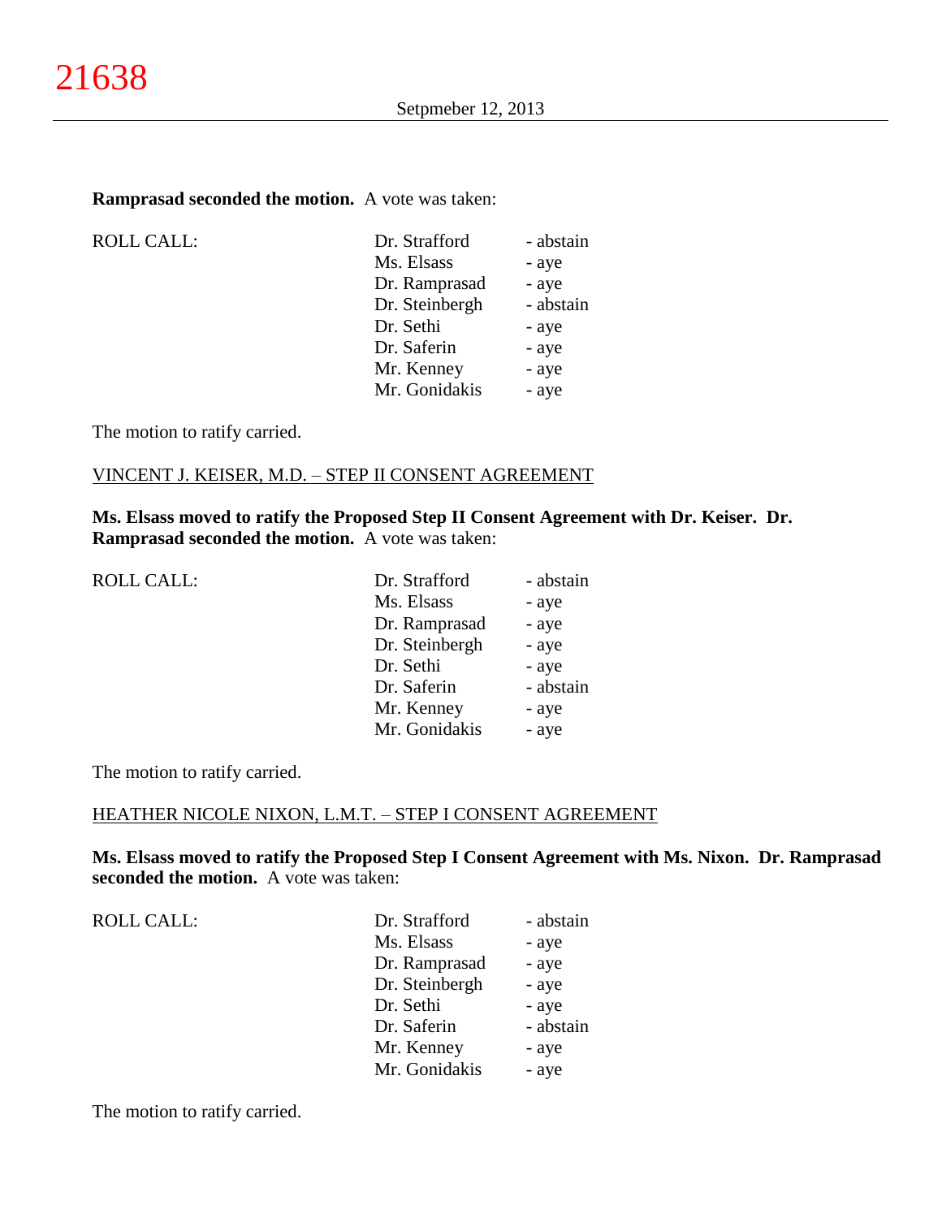**Ramprasad seconded the motion.** A vote was taken:

| ROLL CALL: | | |
|---|---|---|
| | Dr. Strafford | - abstain |
| | Ms. Elsass | - aye |
| | Dr. Ramprasad | - aye |
| | Dr. Steinbergh | - abstain |
| | Dr. Sethi | - aye |
| | Dr. Saferin | - aye |
| | Mr. Kenney | - aye |
| | Mr. Gonidakis | - aye |

The motion to ratify carried.

VINCENT J. KEISER, M.D. – STEP II CONSENT AGREEMENT

**Ms. Elsass moved to ratify the Proposed Step II Consent Agreement with Dr. Keiser. Dr. Ramprasad seconded the motion.** A vote was taken:

| ROLL CALL: | | |
|---|---|---|
| | Dr. Strafford | - abstain |
| | Ms. Elsass | - aye |
| | Dr. Ramprasad | - aye |
| | Dr. Steinbergh | - aye |
| | Dr. Sethi | - aye |
| | Dr. Saferin | - abstain |
| | Mr. Kenney | - aye |
| | Mr. Gonidakis | - aye |

The motion to ratify carried.

HEATHER NICOLE NIXON, L.M.T. – STEP I CONSENT AGREEMENT

**Ms. Elsass moved to ratify the Proposed Step I Consent Agreement with Ms. Nixon. Dr. Ramprasad seconded the motion.** A vote was taken:

| ROLL CALL: | | |
|---|---|---|
| | Dr. Strafford | - abstain |
| | Ms. Elsass | - aye |
| | Dr. Ramprasad | - aye |
| | Dr. Steinbergh | - aye |
| | Dr. Sethi | - aye |
| | Dr. Saferin | - abstain |
| | Mr. Kenney | - aye |
| | Mr. Gonidakis | - aye |

The motion to ratify carried.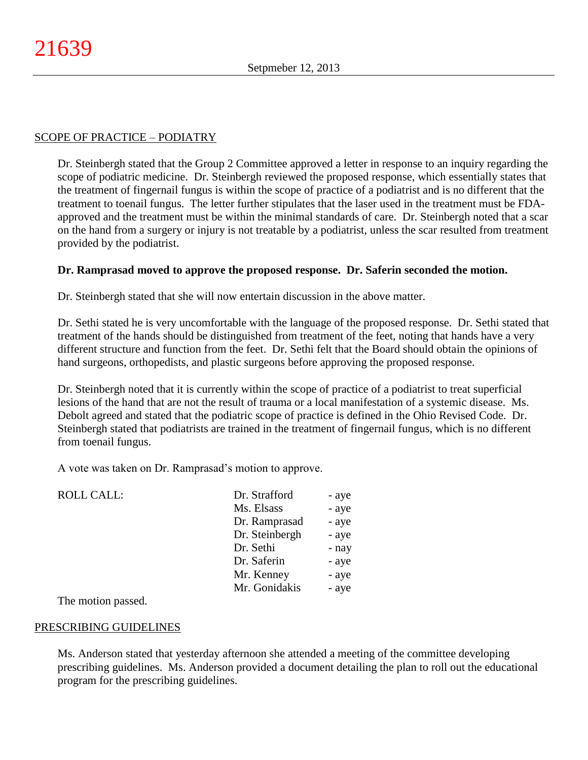## SCOPE OF PRACTICE – PODIATRY

Dr. Steinbergh stated that the Group 2 Committee approved a letter in response to an inquiry regarding the scope of podiatric medicine. Dr. Steinbergh reviewed the proposed response, which essentially states that the treatment of fingernail fungus is within the scope of practice of a podiatrist and is no different that the treatment to toenail fungus. The letter further stipulates that the laser used in the treatment must be FDA-approved and the treatment must be within the minimal standards of care. Dr. Steinbergh noted that a scar on the hand from a surgery or injury is not treatable by a podiatrist, unless the scar resulted from treatment provided by the podiatrist.

**Dr. Ramprasad moved to approve the proposed response. Dr. Saferin seconded the motion.**

Dr. Steinbergh stated that she will now entertain discussion in the above matter.

Dr. Sethi stated he is very uncomfortable with the language of the proposed response. Dr. Sethi stated that treatment of the hands should be distinguished from treatment of the feet, noting that hands have a very different structure and function from the feet. Dr. Sethi felt that the Board should obtain the opinions of hand surgeons, orthopedists, and plastic surgeons before approving the proposed response.

Dr. Steinbergh noted that it is currently within the scope of practice of a podiatrist to treat superficial lesions of the hand that are not the result of trauma or a local manifestation of a systemic disease. Ms. Debolt agreed and stated that the podiatric scope of practice is defined in the Ohio Revised Code. Dr. Steinbergh stated that podiatrists are trained in the treatment of fingernail fungus, which is no different from toenail fungus.

A vote was taken on Dr. Ramprasad's motion to approve.

| ROLL CALL: | | |
|---|---|---|
| | Dr. Strafford | - aye |
| | Ms. Elsass | - aye |
| | Dr. Ramprasad | - aye |
| | Dr. Steinbergh | - aye |
| | Dr. Sethi | - nay |
| | Dr. Saferin | - aye |
| | Mr. Kenney | - aye |
| | Mr. Gonidakis | - aye |

The motion passed.

## PRESCRIBING GUIDELINES

Ms. Anderson stated that yesterday afternoon she attended a meeting of the committee developing prescribing guidelines. Ms. Anderson provided a document detailing the plan to roll out the educational program for the prescribing guidelines.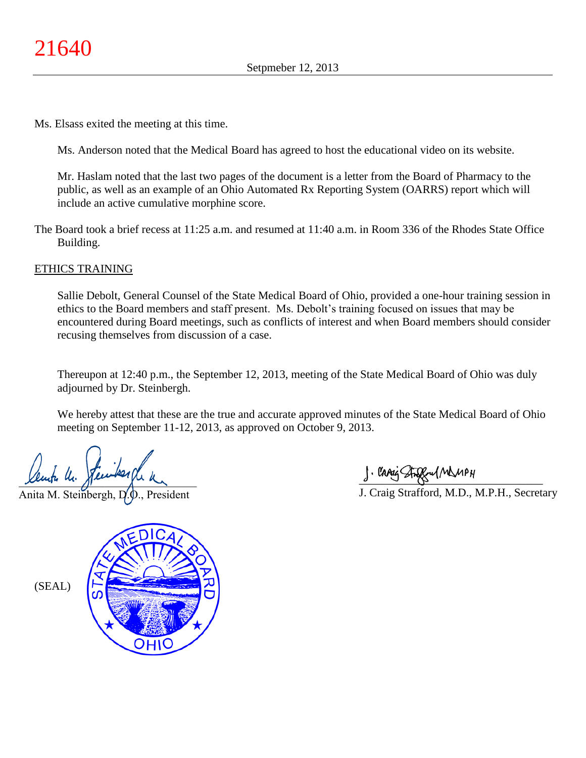Ms. Elsass exited the meeting at this time.

Ms. Anderson noted that the Medical Board has agreed to host the educational video on its website.

Mr. Haslam noted that the last two pages of the document is a letter from the Board of Pharmacy to the public, as well as an example of an Ohio Automated Rx Reporting System (OARRS) report which will include an active cumulative morphine score.

The Board took a brief recess at 11:25 a.m. and resumed at 11:40 a.m. in Room 336 of the Rhodes State Office Building.

ETHICS TRAINING

Sallie Debolt, General Counsel of the State Medical Board of Ohio, provided a one-hour training session in ethics to the Board members and staff present. Ms. Debolt's training focused on issues that may be encountered during Board meetings, such as conflicts of interest and when Board members should consider recusing themselves from discussion of a case.

Thereupon at 12:40 p.m., the September 12, 2013, meeting of the State Medical Board of Ohio was duly adjourned by Dr. Steinbergh.

We hereby attest that these are the true and accurate approved minutes of the State Medical Board of Ohio meeting on September 11-12, 2013, as approved on October 9, 2013.

Anita M. Steinbergh, D.O., President

J. Craig Strafford, M.D., M.P.H., Secretary

(SEAL)